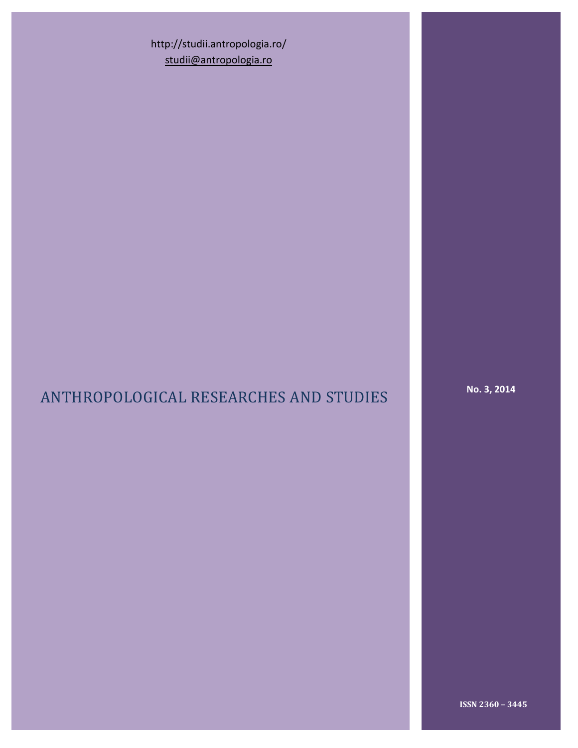http://studii.antropologia.ro/

studii@antropologia.ro

# ANTHROPOLOGICAL RESEARCHES AND STUDIES

**No. 3, 2014**

**ISSN 2360 – 3445**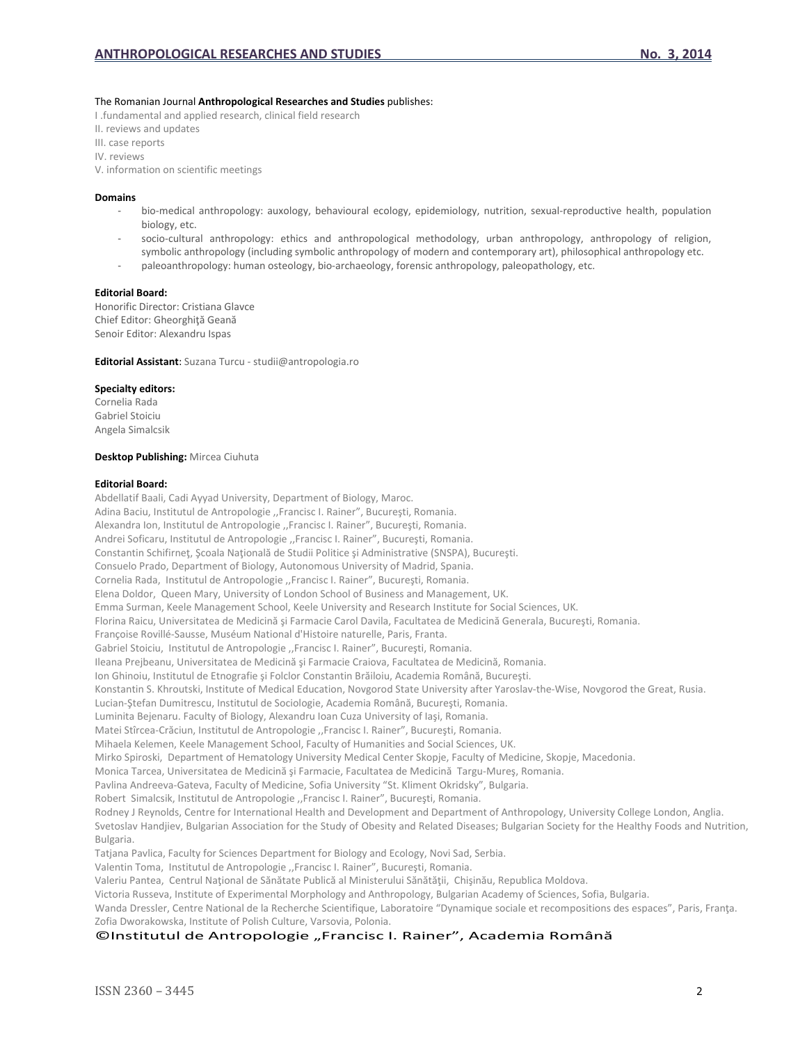The Romanian Journal **Anthropological Researches and Studies** publishes:

I .fundamental and applied research, clinical field research
II. reviews and updates
III. case reports
IV. reviews
V. information on scientific meetings

**Domains**

- bio-medical anthropology: auxology, behavioural ecology, epidemiology, nutrition, sexual-reproductive health, population biology, etc.
- socio-cultural anthropology: ethics and anthropological methodology, urban anthropology, anthropology of religion, symbolic anthropology (including symbolic anthropology of modern and contemporary art), philosophical anthropology etc.
- paleoanthropology: human osteology, bio-archaeology, forensic anthropology, paleopathology, etc.

**Editorial Board:**
Honorific Director: Cristiana Glavce
Chief Editor: Gheorghiţă Geană
Senoir Editor: Alexandru Ispas

**Editorial Assistant**: Suzana Turcu - studii@antropologia.ro

**Specialty editors:**
Cornelia Rada
Gabriel Stoiciu
Angela Simalcsik

**Desktop Publishing:** Mircea Ciuhuta

**Editorial Board:**
Abdellatif Baali, Cadi Ayyad University, Department of Biology, Maroc.
Adina Baciu, Institutul de Antropologie ,,Francisc I. Rainer”, Bucureşti, Romania.
Alexandra Ion, Institutul de Antropologie ,,Francisc I. Rainer”, Bucureşti, Romania.
Andrei Soficaru, Institutul de Antropologie ,,Francisc I. Rainer”, Bucureşti, Romania.
Constantin Schifirneţ, Şcoala Naţională de Studii Politice şi Administrative (SNSPA), Bucureşti.
Consuelo Prado, Department of Biology, Autonomous University of Madrid, Spania.
Cornelia Rada, Institutul de Antropologie ,,Francisc I. Rainer”, Bucureşti, Romania.
Elena Doldor, Queen Mary, University of London School of Business and Management, UK.
Emma Surman, Keele Management School, Keele University and Research Institute for Social Sciences, UK.
Florina Raicu, Universitatea de Medicină şi Farmacie Carol Davila, Facultatea de Medicină Generala, Bucureşti, Romania.
Françoise Rovillé-Sausse, Muséum National d'Histoire naturelle, Paris, Franta.
Gabriel Stoiciu, Institutul de Antropologie ,,Francisc I. Rainer”, Bucureşti, Romania.
Ileana Prejbeanu, Universitatea de Medicină şi Farmacie Craiova, Facultatea de Medicină, Romania.
Ion Ghinoiu, Institutul de Etnografie şi Folclor Constantin Brăiloiu, Academia Română, Bucureşti.
Konstantin S. Khroutski, Institute of Medical Education, Novgorod State University after Yaroslav-the-Wise, Novgorod the Great, Rusia.
Lucian-Ştefan Dumitrescu, Institutul de Sociologie, Academia Română, Bucureşti, Romania.
Luminita Bejenaru. Faculty of Biology, Alexandru Ioan Cuza University of Iaşi, Romania.
Matei Stîrcea-Crăciun, Institutul de Antropologie ,,Francisc I. Rainer”, Bucureşti, Romania.
Mihaela Kelemen, Keele Management School, Faculty of Humanities and Social Sciences, UK.
Mirko Spiroski, Department of Hematology University Medical Center Skopje, Faculty of Medicine, Skopje, Macedonia.
Monica Tarcea, Universitatea de Medicină şi Farmacie, Facultatea de Medicină Targu-Mureş, Romania.
Pavlina Andreeva-Gateva, Faculty of Medicine, Sofia University “St. Kliment Okridsky”, Bulgaria.
Robert Simalcsik, Institutul de Antropologie ,,Francisc I. Rainer”, Bucureşti, Romania.
Rodney J Reynolds, Centre for International Health and Development and Department of Anthropology, University College London, Anglia.
Svetoslav Handjiev, Bulgarian Association for the Study of Obesity and Related Diseases; Bulgarian Society for the Healthy Foods and Nutrition, Bulgaria.
Tatjana Pavlica, Faculty for Sciences Department for Biology and Ecology, Novi Sad, Serbia.
Valentin Toma, Institutul de Antropologie ,,Francisc I. Rainer”, Bucureşti, Romania.
Valeriu Pantea, Centrul Naţional de Sănătate Publică al Ministerului Sănătăţii, Chişinău, Republica Moldova.
Victoria Russeva, Institute of Experimental Morphology and Anthropology, Bulgarian Academy of Sciences, Sofia, Bulgaria.
Wanda Dressler, Centre National de la Recherche Scientifique, Laboratoire “Dynamique sociale et recompositions des espaces”, Paris, Franţa.
Zofia Dworakowska, Institute of Polish Culture, Varsovia, Polonia.

©Institutul de Antropologie „Francisc I. Rainer”, Academia Română

ISSN 2360 – 3445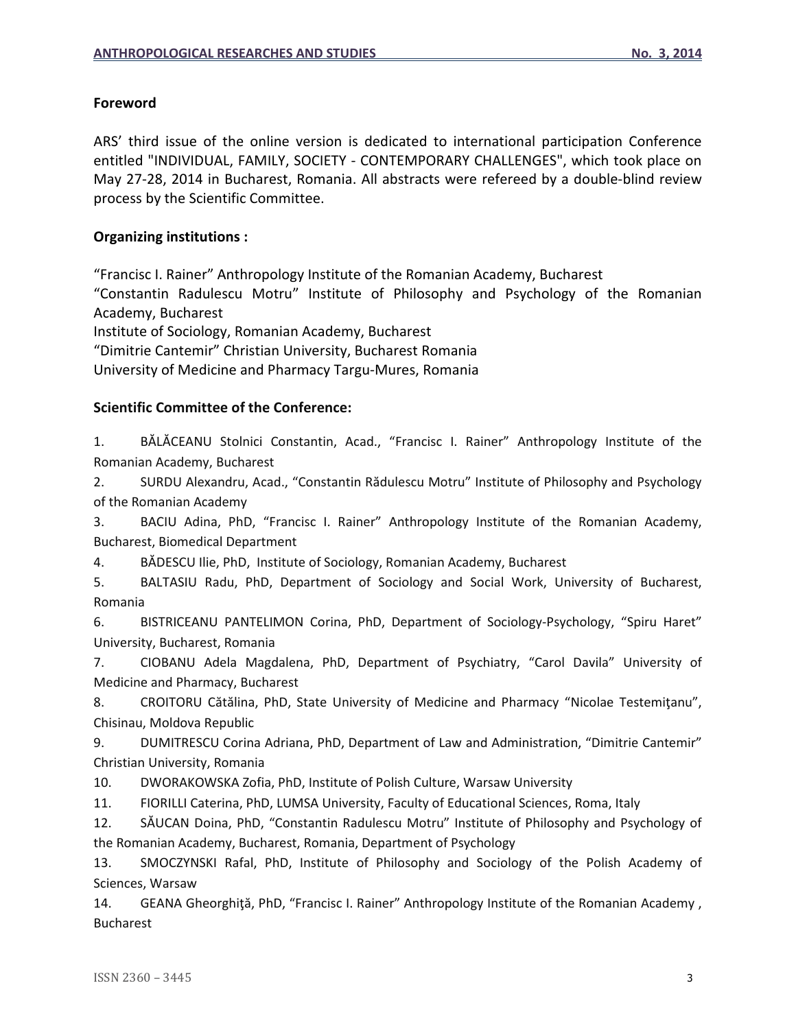**Foreword**

ARS' third issue of the online version is dedicated to international participation Conference entitled "INDIVIDUAL, FAMILY, SOCIETY - CONTEMPORARY CHALLENGES", which took place on May 27-28, 2014 in Bucharest, Romania. All abstracts were refereed by a double-blind review process by the Scientific Committee.

**Organizing institutions :**

"Francisc I. Rainer" Anthropology Institute of the Romanian Academy, Bucharest
"Constantin Radulescu Motru" Institute of Philosophy and Psychology of the Romanian Academy, Bucharest
Institute of Sociology, Romanian Academy, Bucharest
"Dimitrie Cantemir" Christian University, Bucharest Romania
University of Medicine and Pharmacy Targu-Mures, Romania

**Scientific Committee of the Conference:**

1. BĂLĂCEANU Stolnici Constantin, Acad., "Francisc I. Rainer" Anthropology Institute of the Romanian Academy, Bucharest
2. SURDU Alexandru, Acad., "Constantin Rădulescu Motru" Institute of Philosophy and Psychology of the Romanian Academy
3. BACIU Adina, PhD, "Francisc I. Rainer" Anthropology Institute of the Romanian Academy, Bucharest, Biomedical Department
4. BĂDESCU Ilie, PhD, Institute of Sociology, Romanian Academy, Bucharest
5. BALTASIU Radu, PhD, Department of Sociology and Social Work, University of Bucharest, Romania
6. BISTRICEANU PANTELIMON Corina, PhD, Department of Sociology-Psychology, "Spiru Haret" University, Bucharest, Romania
7. CIOBANU Adela Magdalena, PhD, Department of Psychiatry, "Carol Davila" University of Medicine and Pharmacy, Bucharest
8. CROITORU Cătălina, PhD, State University of Medicine and Pharmacy "Nicolae Testemiţanu", Chisinau, Moldova Republic
9. DUMITRESCU Corina Adriana, PhD, Department of Law and Administration, "Dimitrie Cantemir" Christian University, Romania
10. DWORAKOWSKA Zofia, PhD, Institute of Polish Culture, Warsaw University
11. FIORILLI Caterina, PhD, LUMSA University, Faculty of Educational Sciences, Roma, Italy
12. SĂUCAN Doina, PhD, "Constantin Radulescu Motru" Institute of Philosophy and Psychology of the Romanian Academy, Bucharest, Romania, Department of Psychology
13. SMOCZYNSKI Rafal, PhD, Institute of Philosophy and Sociology of the Polish Academy of Sciences, Warsaw
14. GEANA Gheorghiţă, PhD, "Francisc I. Rainer" Anthropology Institute of the Romanian Academy , Bucharest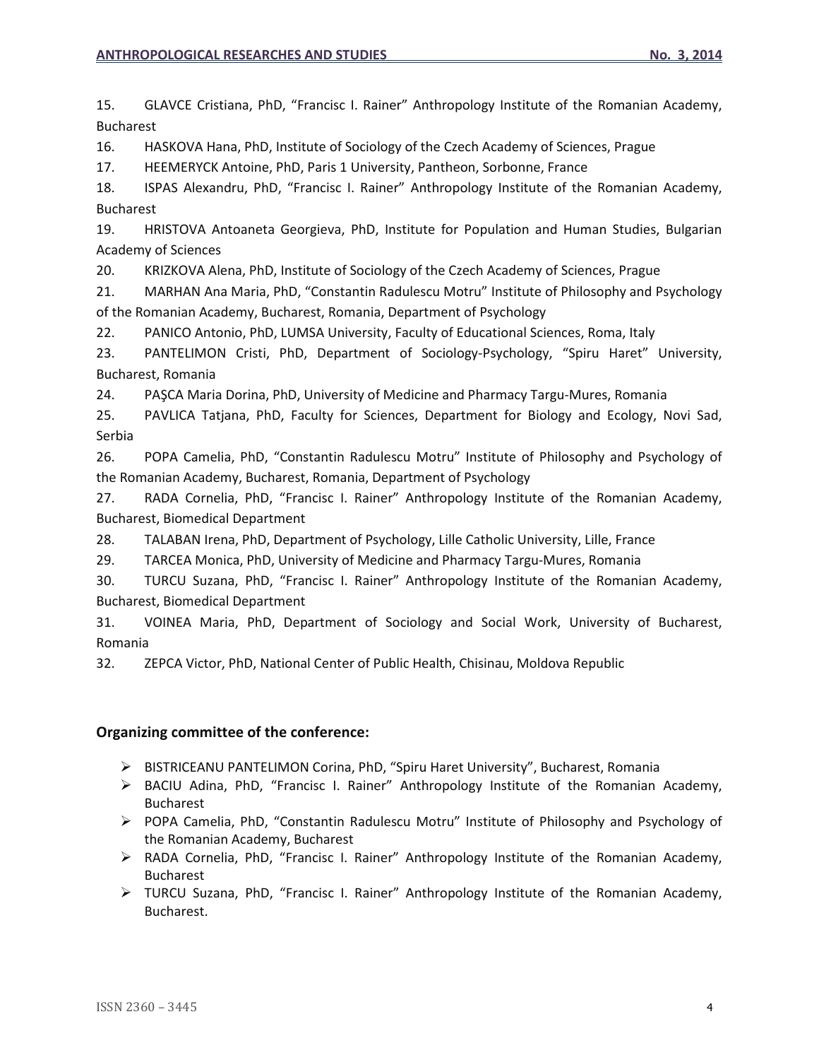15. GLAVCE Cristiana, PhD, “Francisc I. Rainer” Anthropology Institute of the Romanian Academy, Bucharest
16. HASKOVA Hana, PhD, Institute of Sociology of the Czech Academy of Sciences, Prague
17. HEEMERYCK Antoine, PhD, Paris 1 University, Pantheon, Sorbonne, France
18. ISPAS Alexandru, PhD, “Francisc I. Rainer” Anthropology Institute of the Romanian Academy, Bucharest
19. HRISTOVA Antoaneta Georgieva, PhD, Institute for Population and Human Studies, Bulgarian Academy of Sciences
20. KRIZKOVA Alena, PhD, Institute of Sociology of the Czech Academy of Sciences, Prague
21. MARHAN Ana Maria, PhD, “Constantin Radulescu Motru” Institute of Philosophy and Psychology of the Romanian Academy, Bucharest, Romania, Department of Psychology
22. PANICO Antonio, PhD, LUMSA University, Faculty of Educational Sciences, Roma, Italy
23. PANTELIMON Cristi, PhD, Department of Sociology-Psychology, “Spiru Haret” University, Bucharest, Romania
24. PAŞCA Maria Dorina, PhD, University of Medicine and Pharmacy Targu-Mures, Romania
25. PAVLICA Tatjana, PhD, Faculty for Sciences, Department for Biology and Ecology, Novi Sad, Serbia
26. POPA Camelia, PhD, “Constantin Radulescu Motru” Institute of Philosophy and Psychology of the Romanian Academy, Bucharest, Romania, Department of Psychology
27. RADA Cornelia, PhD, “Francisc I. Rainer” Anthropology Institute of the Romanian Academy, Bucharest, Biomedical Department
28. TALABAN Irena, PhD, Department of Psychology, Lille Catholic University, Lille, France
29. TARCEA Monica, PhD, University of Medicine and Pharmacy Targu-Mures, Romania
30. TURCU Suzana, PhD, “Francisc I. Rainer” Anthropology Institute of the Romanian Academy, Bucharest, Biomedical Department
31. VOINEA Maria, PhD, Department of Sociology and Social Work, University of Bucharest, Romania
32. ZEPCA Victor, PhD, National Center of Public Health, Chisinau, Moldova Republic

### Organizing committee of the conference:

- BISTRICEANU PANTELIMON Corina, PhD, “Spiru Haret University”, Bucharest, Romania
- BACIU Adina, PhD, “Francisc I. Rainer” Anthropology Institute of the Romanian Academy, Bucharest
- POPA Camelia, PhD, “Constantin Radulescu Motru” Institute of Philosophy and Psychology of the Romanian Academy, Bucharest
- RADA Cornelia, PhD, “Francisc I. Rainer” Anthropology Institute of the Romanian Academy, Bucharest
- TURCU Suzana, PhD, “Francisc I. Rainer” Anthropology Institute of the Romanian Academy, Bucharest.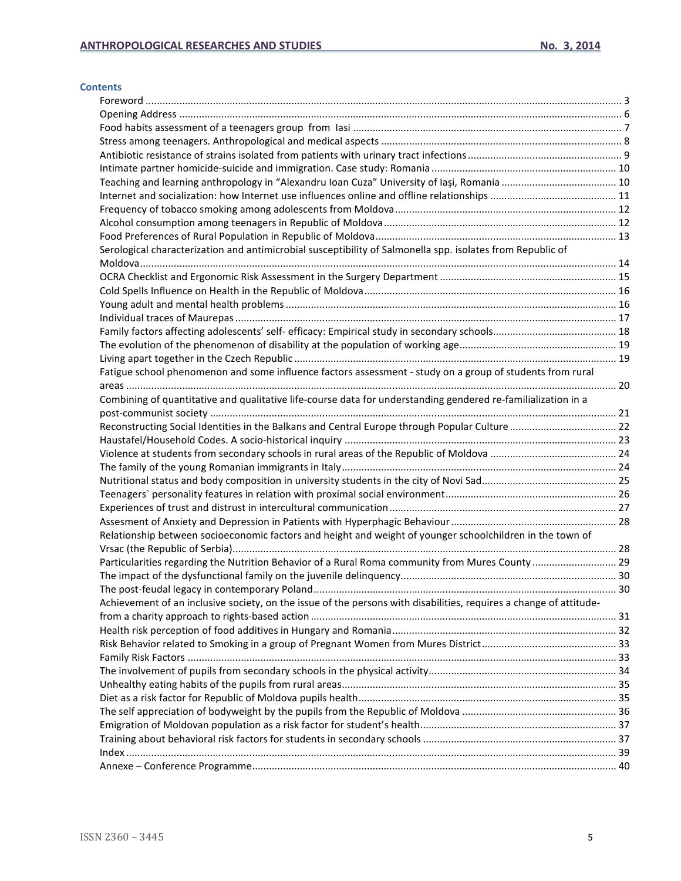## Contents

- Foreword ... 3
- Opening Address ... 6
- Food habits assessment of a teenagers group from Iasi ... 7
- Stress among teenagers. Anthropological and medical aspects ... 8
- Antibiotic resistance of strains isolated from patients with urinary tract infections ... 9
- Intimate partner homicide-suicide and immigration. Case study: Romania ... 10
- Teaching and learning anthropology in "Alexandru Ioan Cuza" University of Iaşi, Romania ... 10
- Internet and socialization: how Internet use influences online and offline relationships ... 11
- Frequency of tobacco smoking among adolescents from Moldova ... 12
- Alcohol consumption among teenagers in Republic of Moldova ... 12
- Food Preferences of Rural Population in Republic of Moldova ... 13
- Serological characterization and antimicrobial susceptibility of Salmonella spp. isolates from Republic of Moldova ... 14
- OCRA Checklist and Ergonomic Risk Assessment in the Surgery Department ... 15
- Cold Spells Influence on Health in the Republic of Moldova ... 16
- Young adult and mental health problems ... 16
- Individual traces of Maurepas ... 17
- Family factors affecting adolescents' self- efficacy: Empirical study in secondary schools ... 18
- The evolution of the phenomenon of disability at the population of working age ... 19
- Living apart together in the Czech Republic ... 19
- Fatigue school phenomenon and some influence factors assessment - study on a group of students from rural areas ... 20
- Combining of quantitative and qualitative life-course data for understanding gendered re-familialization in a post-communist society ... 21
- Reconstructing Social Identities in the Balkans and Central Europe through Popular Culture ... 22
- Haustafel/Household Codes. A socio-historical inquiry ... 23
- Violence at students from secondary schools in rural areas of the Republic of Moldova ... 24
- The family of the young Romanian immigrants in Italy ... 24
- Nutritional status and body composition in university students in the city of Novi Sad ... 25
- Teenagers` personality features in relation with proximal social environment ... 26
- Experiences of trust and distrust in intercultural communication ... 27
- Assesment of Anxiety and Depression in Patients with Hyperphagic Behaviour ... 28
- Relationship between socioeconomic factors and height and weight of younger schoolchildren in the town of Vrsac (the Republic of Serbia) ... 28
- Particularities regarding the Nutrition Behavior of a Rural Roma community from Mures County ... 29
- The impact of the dysfunctional family on the juvenile delinquency ... 30
- The post-feudal legacy in contemporary Poland ... 30
- Achievement of an inclusive society, on the issue of the persons with disabilities, requires a change of attitude- from a charity approach to rights-based action ... 31
- Health risk perception of food additives in Hungary and Romania ... 32
- Risk Behavior related to Smoking in a group of Pregnant Women from Mures District ... 33
- Family Risk Factors ... 33
- The involvement of pupils from secondary schools in the physical activity ... 34
- Unhealthy eating habits of the pupils from rural areas ... 35
- Diet as a risk factor for Republic of Moldova pupils health ... 35
- The self appreciation of bodyweight by the pupils from the Republic of Moldova ... 36
- Emigration of Moldovan population as a risk factor for student's health ... 37
- Training about behavioral risk factors for students in secondary schools ... 37
- Index ... 39
- Annexe – Conference Programme ... 40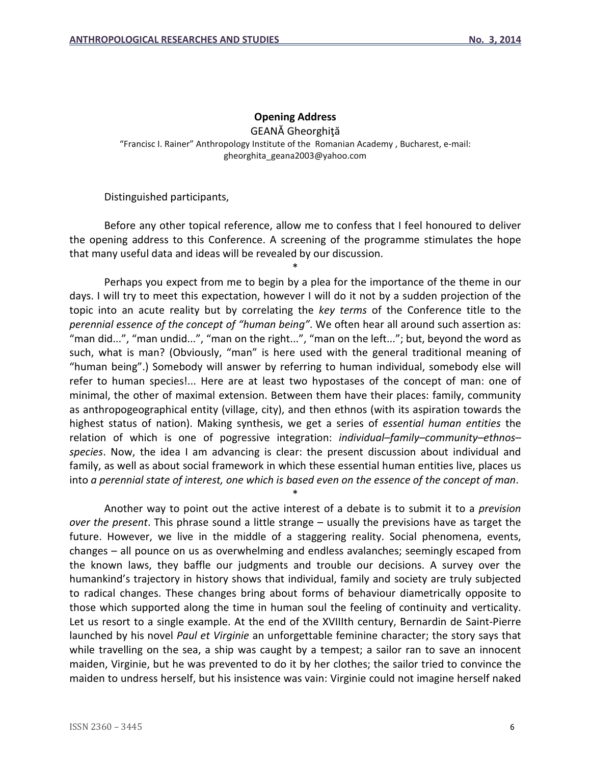## Opening Address

GEANĂ Gheorghiţă

"Francisc I. Rainer" Anthropology Institute of the Romanian Academy , Bucharest, e-mail: gheorghita_geana2003@yahoo.com

Distinguished participants,

Before any other topical reference, allow me to confess that I feel honoured to deliver the opening address to this Conference. A screening of the programme stimulates the hope that many useful data and ideas will be revealed by our discussion.

*

Perhaps you expect from me to begin by a plea for the importance of the theme in our days. I will try to meet this expectation, however I will do it not by a sudden projection of the topic into an acute reality but by correlating the *key terms* of the Conference title to the *perennial essence of the concept of "human being"*. We often hear all around such assertion as: "man did...", "man undid...", "man on the right...", "man on the left..."; but, beyond the word as such, what is man? (Obviously, "man" is here used with the general traditional meaning of "human being".) Somebody will answer by referring to human individual, somebody else will refer to human species!... Here are at least two hypostases of the concept of man: one of minimal, the other of maximal extension. Between them have their places: family, community as anthropogeographical entity (village, city), and then ethnos (with its aspiration towards the highest status of nation). Making synthesis, we get a series of *essential human entities* the relation of which is one of pogressive integration: *individual–family–community–ethnos–species*. Now, the idea I am advancing is clear: the present discussion about individual and family, as well as about social framework in which these essential human entities live, places us into *a perennial state of interest, one which is based even on the essence of the concept of man*.

*

Another way to point out the active interest of a debate is to submit it to a *prevision over the present*. This phrase sound a little strange – usually the previsions have as target the future. However, we live in the middle of a staggering reality. Social phenomena, events, changes – all pounce on us as overwhelming and endless avalanches; seemingly escaped from the known laws, they baffle our judgments and trouble our decisions. A survey over the humankind's trajectory in history shows that individual, family and society are truly subjected to radical changes. These changes bring about forms of behaviour diametrically opposite to those which supported along the time in human soul the feeling of continuity and verticality. Let us resort to a single example. At the end of the XVIIIth century, Bernardin de Saint-Pierre launched by his novel *Paul et Virginie* an unforgettable feminine character; the story says that while travelling on the sea, a ship was caught by a tempest; a sailor ran to save an innocent maiden, Virginie, but he was prevented to do it by her clothes; the sailor tried to convince the maiden to undress herself, but his insistence was vain: Virginie could not imagine herself naked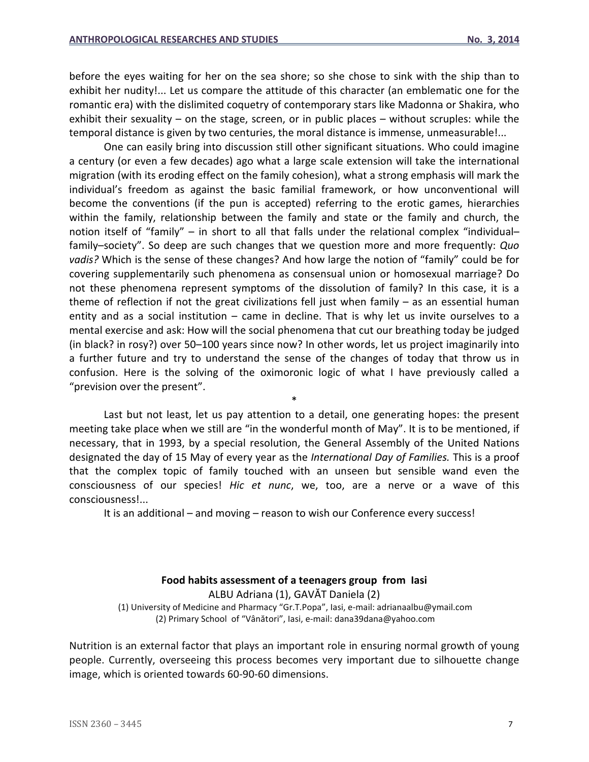before the eyes waiting for her on the sea shore; so she chose to sink with the ship than to exhibit her nudity!... Let us compare the attitude of this character (an emblematic one for the romantic era) with the dislimited coquetry of contemporary stars like Madonna or Shakira, who exhibit their sexuality – on the stage, screen, or in public places – without scruples: while the temporal distance is given by two centuries, the moral distance is immense, unmeasurable!...

One can easily bring into discussion still other significant situations. Who could imagine a century (or even a few decades) ago what a large scale extension will take the international migration (with its eroding effect on the family cohesion), what a strong emphasis will mark the individual's freedom as against the basic familial framework, or how unconventional will become the conventions (if the pun is accepted) referring to the erotic games, hierarchies within the family, relationship between the family and state or the family and church, the notion itself of "family" – in short to all that falls under the relational complex "individual–family–society". So deep are such changes that we question more and more frequently: *Quo vadis?* Which is the sense of these changes? And how large the notion of "family" could be for covering supplementarily such phenomena as consensual union or homosexual marriage? Do not these phenomena represent symptoms of the dissolution of family? In this case, it is a theme of reflection if not the great civilizations fell just when family – as an essential human entity and as a social institution – came in decline. That is why let us invite ourselves to a mental exercise and ask: How will the social phenomena that cut our breathing today be judged (in black? in rosy?) over 50–100 years since now? In other words, let us project imaginarily into a further future and try to understand the sense of the changes of today that throw us in confusion. Here is the solving of the oximoronic logic of what I have previously called a "prevision over the present".

*

Last but not least, let us pay attention to a detail, one generating hopes: the present meeting take place when we still are "in the wonderful month of May". It is to be mentioned, if necessary, that in 1993, by a special resolution, the General Assembly of the United Nations designated the day of 15 May of every year as the *International Day of Families.* This is a proof that the complex topic of family touched with an unseen but sensible wand even the consciousness of our species! *Hic et nunc*, we, too, are a nerve or a wave of this consciousness!...

It is an additional – and moving – reason to wish our Conference every success!

## Food habits assessment of a teenagers group from Iasi

ALBU Adriana (1), GAVĂT Daniela (2)

(1) University of Medicine and Pharmacy "Gr.T.Popa", Iasi, e-mail: adrianaalbu@ymail.com
(2) Primary School of "Vânători", Iasi, e-mail: dana39dana@yahoo.com

Nutrition is an external factor that plays an important role in ensuring normal growth of young people. Currently, overseeing this process becomes very important due to silhouette change image, which is oriented towards 60-90-60 dimensions.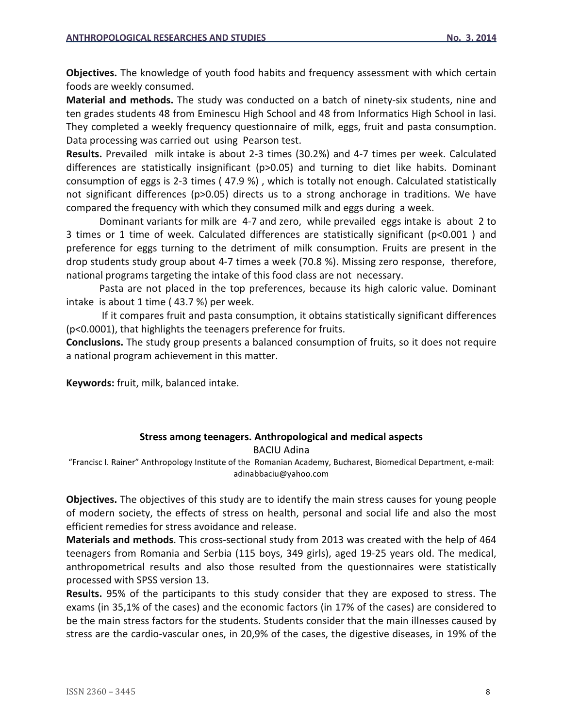**Objectives.** The knowledge of youth food habits and frequency assessment with which certain foods are weekly consumed.

**Material and methods.** The study was conducted on a batch of ninety-six students, nine and ten grades students 48 from Eminescu High School and 48 from Informatics High School in Iasi. They completed a weekly frequency questionnaire of milk, eggs, fruit and pasta consumption. Data processing was carried out using Pearson test.

**Results.** Prevailed milk intake is about 2-3 times (30.2%) and 4-7 times per week. Calculated differences are statistically insignificant ($p>0.05$) and turning to diet like habits. Dominant consumption of eggs is 2-3 times ( 47.9 %) , which is totally not enough. Calculated statistically not significant differences ($p>0.05$) directs us to a strong anchorage in traditions. We have compared the frequency with which they consumed milk and eggs during a week.

Dominant variants for milk are 4-7 and zero, while prevailed eggs intake is about 2 to 3 times or 1 time of week. Calculated differences are statistically significant ($p<0.001$ ) and preference for eggs turning to the detriment of milk consumption. Fruits are present in the drop students study group about 4-7 times a week (70.8 %). Missing zero response, therefore, national programs targeting the intake of this food class are not necessary.

Pasta are not placed in the top preferences, because its high caloric value. Dominant intake is about 1 time ( 43.7 %) per week.

If it compares fruit and pasta consumption, it obtains statistically significant differences ($p<0.0001$), that highlights the teenagers preference for fruits.

**Conclusions.** The study group presents a balanced consumption of fruits, so it does not require a national program achievement in this matter.

**Keywords:** fruit, milk, balanced intake.

## Stress among teenagers. Anthropological and medical aspects

BACIU Adina

"Francisc I. Rainer" Anthropology Institute of the Romanian Academy, Bucharest, Biomedical Department, e-mail: adinabbaciu@yahoo.com

**Objectives.** The objectives of this study are to identify the main stress causes for young people of modern society, the effects of stress on health, personal and social life and also the most efficient remedies for stress avoidance and release.

**Materials and methods**. This cross-sectional study from 2013 was created with the help of 464 teenagers from Romania and Serbia (115 boys, 349 girls), aged 19-25 years old. The medical, anthropometrical results and also those resulted from the questionnaires were statistically processed with SPSS version 13.

**Results.** 95% of the participants to this study consider that they are exposed to stress. The exams (in 35,1% of the cases) and the economic factors (in 17% of the cases) are considered to be the main stress factors for the students. Students consider that the main illnesses caused by stress are the cardio-vascular ones, in 20,9% of the cases, the digestive diseases, in 19% of the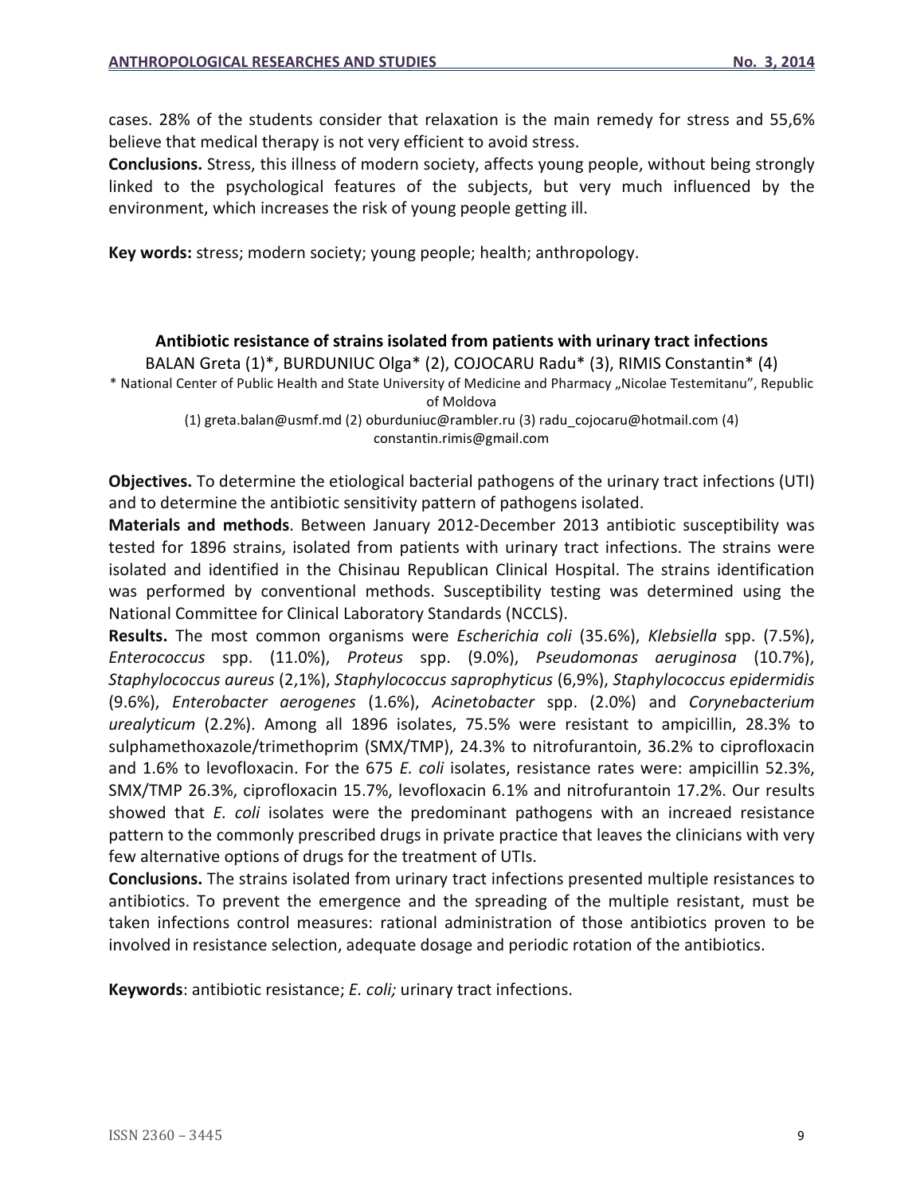cases. 28% of the students consider that relaxation is the main remedy for stress and 55,6% believe that medical therapy is not very efficient to avoid stress.

**Conclusions.** Stress, this illness of modern society, affects young people, without being strongly linked to the psychological features of the subjects, but very much influenced by the environment, which increases the risk of young people getting ill.

**Key words:** stress; modern society; young people; health; anthropology.

### Antibiotic resistance of strains isolated from patients with urinary tract infections

BALAN Greta (1)*, BURDUNIUC Olga* (2), COJOCARU Radu* (3), RIMIS Constantin* (4)

* National Center of Public Health and State University of Medicine and Pharmacy „Nicolae Testemitanu", Republic of Moldova

(1) greta.balan@usmf.md (2) oburduniuc@rambler.ru (3) radu_cojocaru@hotmail.com (4) constantin.rimis@gmail.com

**Objectives.** To determine the etiological bacterial pathogens of the urinary tract infections (UTI) and to determine the antibiotic sensitivity pattern of pathogens isolated.

**Materials and methods**. Between January 2012-December 2013 antibiotic susceptibility was tested for 1896 strains, isolated from patients with urinary tract infections. The strains were isolated and identified in the Chisinau Republican Clinical Hospital. The strains identification was performed by conventional methods. Susceptibility testing was determined using the National Committee for Clinical Laboratory Standards (NCCLS).

**Results.** The most common organisms were *Escherichia coli* (35.6%), *Klebsiella* spp. (7.5%), *Enterococcus* spp. (11.0%), *Proteus* spp. (9.0%), *Pseudomonas aeruginosa* (10.7%), *Staphylococcus aureus* (2,1%), *Staphylococcus saprophyticus* (6,9%), *Staphylococcus epidermidis* (9.6%), *Enterobacter aerogenes* (1.6%), *Acinetobacter* spp. (2.0%) and *Corynebacterium urealyticum* (2.2%). Among all 1896 isolates, 75.5% were resistant to ampicillin, 28.3% to sulphamethoxazole/trimethoprim (SMX/TMP), 24.3% to nitrofurantoin, 36.2% to ciprofloxacin and 1.6% to levofloxacin. For the 675 *E. coli* isolates, resistance rates were: ampicillin 52.3%, SMX/TMP 26.3%, ciprofloxacin 15.7%, levofloxacin 6.1% and nitrofurantoin 17.2%. Our results showed that *E. coli* isolates were the predominant pathogens with an increaed resistance pattern to the commonly prescribed drugs in private practice that leaves the clinicians with very few alternative options of drugs for the treatment of UTIs.

**Conclusions.** The strains isolated from urinary tract infections presented multiple resistances to antibiotics. To prevent the emergence and the spreading of the multiple resistant, must be taken infections control measures: rational administration of those antibiotics proven to be involved in resistance selection, adequate dosage and periodic rotation of the antibiotics.

**Keywords**: antibiotic resistance; *E. coli;* urinary tract infections.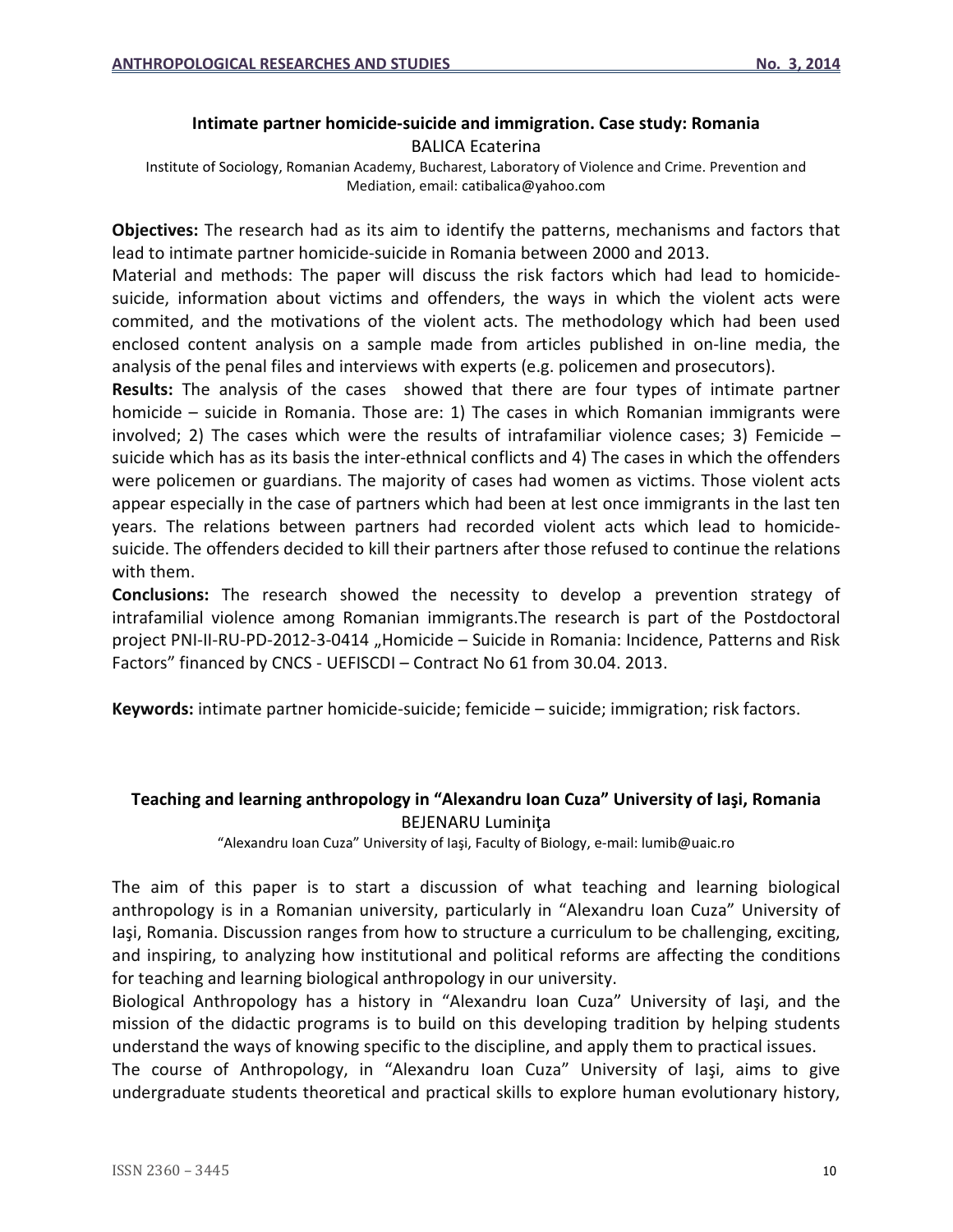## Intimate partner homicide-suicide and immigration. Case study: Romania

BALICA Ecaterina

Institute of Sociology, Romanian Academy, Bucharest, Laboratory of Violence and Crime. Prevention and Mediation, email: catibalica@yahoo.com

**Objectives:** The research had as its aim to identify the patterns, mechanisms and factors that lead to intimate partner homicide-suicide in Romania between 2000 and 2013.

Material and methods: The paper will discuss the risk factors which had lead to homicide-suicide, information about victims and offenders, the ways in which the violent acts were commited, and the motivations of the violent acts. The methodology which had been used enclosed content analysis on a sample made from articles published in on-line media, the analysis of the penal files and interviews with experts (e.g. policemen and prosecutors).

**Results:** The analysis of the cases showed that there are four types of intimate partner homicide – suicide in Romania. Those are: 1) The cases in which Romanian immigrants were involved; 2) The cases which were the results of intrafamiliar violence cases; 3) Femicide – suicide which has as its basis the inter-ethnical conflicts and 4) The cases in which the offenders were policemen or guardians. The majority of cases had women as victims. Those violent acts appear especially in the case of partners which had been at lest once immigrants in the last ten years. The relations between partners had recorded violent acts which lead to homicide-suicide. The offenders decided to kill their partners after those refused to continue the relations with them.

**Conclusions:** The research showed the necessity to develop a prevention strategy of intrafamilial violence among Romanian immigrants.The research is part of the Postdoctoral project PNI-II-RU-PD-2012-3-0414 „Homicide – Suicide in Romania: Incidence, Patterns and Risk Factors" financed by CNCS - UEFISCDI – Contract No 61 from 30.04. 2013.

**Keywords:** intimate partner homicide-suicide; femicide – suicide; immigration; risk factors.

## Teaching and learning anthropology in "Alexandru Ioan Cuza" University of Iaşi, Romania

BEJENARU Luminiţa

"Alexandru Ioan Cuza" University of Iaşi, Faculty of Biology, e-mail: lumib@uaic.ro

The aim of this paper is to start a discussion of what teaching and learning biological anthropology is in a Romanian university, particularly in "Alexandru Ioan Cuza" University of Iaşi, Romania. Discussion ranges from how to structure a curriculum to be challenging, exciting, and inspiring, to analyzing how institutional and political reforms are affecting the conditions for teaching and learning biological anthropology in our university.

Biological Anthropology has a history in "Alexandru Ioan Cuza" University of Iaşi, and the mission of the didactic programs is to build on this developing tradition by helping students understand the ways of knowing specific to the discipline, and apply them to practical issues.

The course of Anthropology, in "Alexandru Ioan Cuza" University of Iaşi, aims to give undergraduate students theoretical and practical skills to explore human evolutionary history,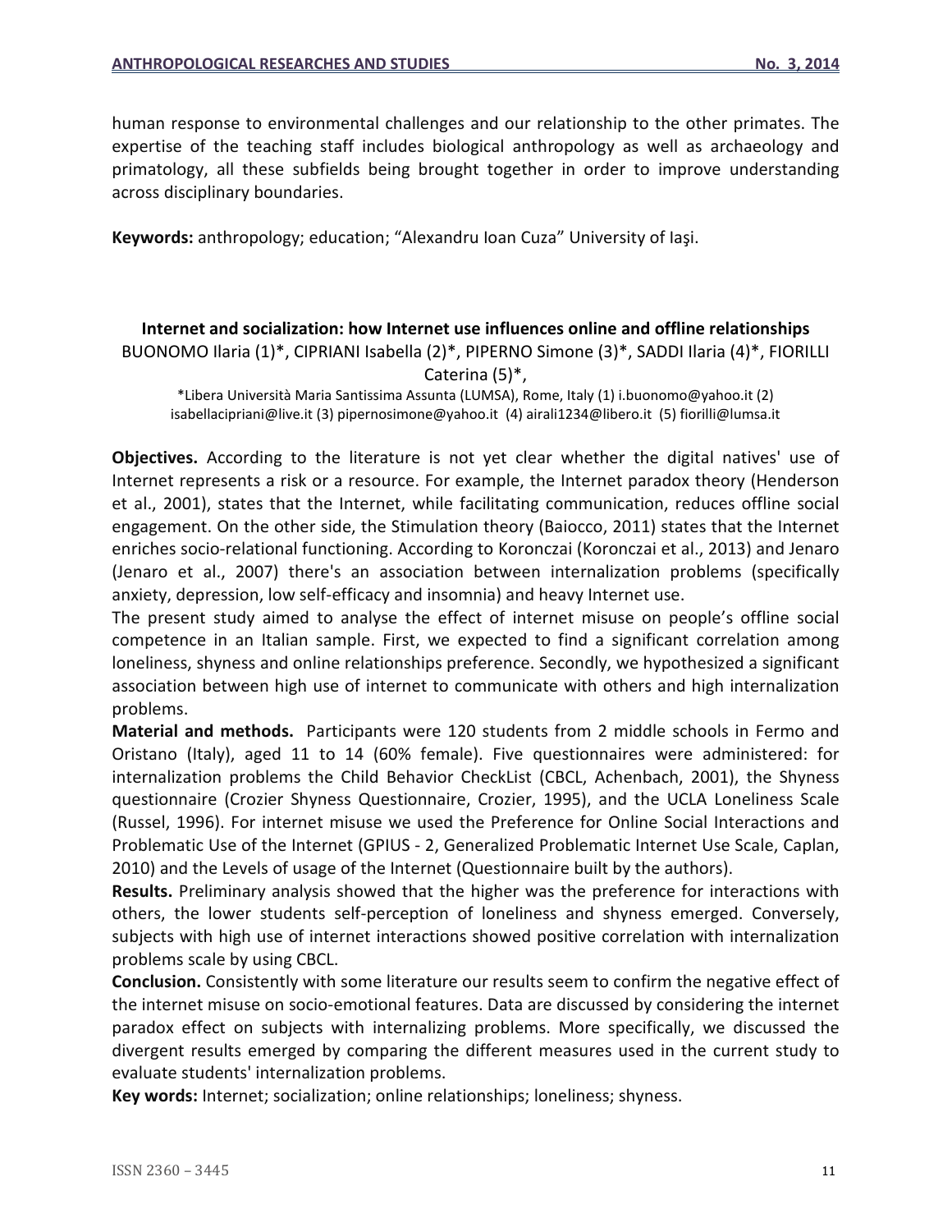human response to environmental challenges and our relationship to the other primates. The expertise of the teaching staff includes biological anthropology as well as archaeology and primatology, all these subfields being brought together in order to improve understanding across disciplinary boundaries.

**Keywords:** anthropology; education; "Alexandru Ioan Cuza" University of Iaşi.

### Internet and socialization: how Internet use influences online and offline relationships

BUONOMO Ilaria (1)*, CIPRIANI Isabella (2)*, PIPERNO Simone (3)*, SADDI Ilaria (4)*, FIORILLI Caterina (5)*,

*Libera Università Maria Santissima Assunta (LUMSA), Rome, Italy (1) i.buonomo@yahoo.it (2) isabellacipriani@live.it (3) pipernosimone@yahoo.it (4) airali1234@libero.it (5) fiorilli@lumsa.it

**Objectives.** According to the literature is not yet clear whether the digital natives' use of Internet represents a risk or a resource. For example, the Internet paradox theory (Henderson et al., 2001), states that the Internet, while facilitating communication, reduces offline social engagement. On the other side, the Stimulation theory (Baiocco, 2011) states that the Internet enriches socio-relational functioning. According to Koronczai (Koronczai et al., 2013) and Jenaro (Jenaro et al., 2007) there's an association between internalization problems (specifically anxiety, depression, low self-efficacy and insomnia) and heavy Internet use.

The present study aimed to analyse the effect of internet misuse on people's offline social competence in an Italian sample. First, we expected to find a significant correlation among loneliness, shyness and online relationships preference. Secondly, we hypothesized a significant association between high use of internet to communicate with others and high internalization problems.

**Material and methods.** Participants were 120 students from 2 middle schools in Fermo and Oristano (Italy), aged 11 to 14 (60% female). Five questionnaires were administered: for internalization problems the Child Behavior CheckList (CBCL, Achenbach, 2001), the Shyness questionnaire (Crozier Shyness Questionnaire, Crozier, 1995), and the UCLA Loneliness Scale (Russel, 1996). For internet misuse we used the Preference for Online Social Interactions and Problematic Use of the Internet (GPIUS - 2, Generalized Problematic Internet Use Scale, Caplan, 2010) and the Levels of usage of the Internet (Questionnaire built by the authors).

**Results.** Preliminary analysis showed that the higher was the preference for interactions with others, the lower students self-perception of loneliness and shyness emerged. Conversely, subjects with high use of internet interactions showed positive correlation with internalization problems scale by using CBCL.

**Conclusion.** Consistently with some literature our results seem to confirm the negative effect of the internet misuse on socio-emotional features. Data are discussed by considering the internet paradox effect on subjects with internalizing problems. More specifically, we discussed the divergent results emerged by comparing the different measures used in the current study to evaluate students' internalization problems.

**Key words:** Internet; socialization; online relationships; loneliness; shyness.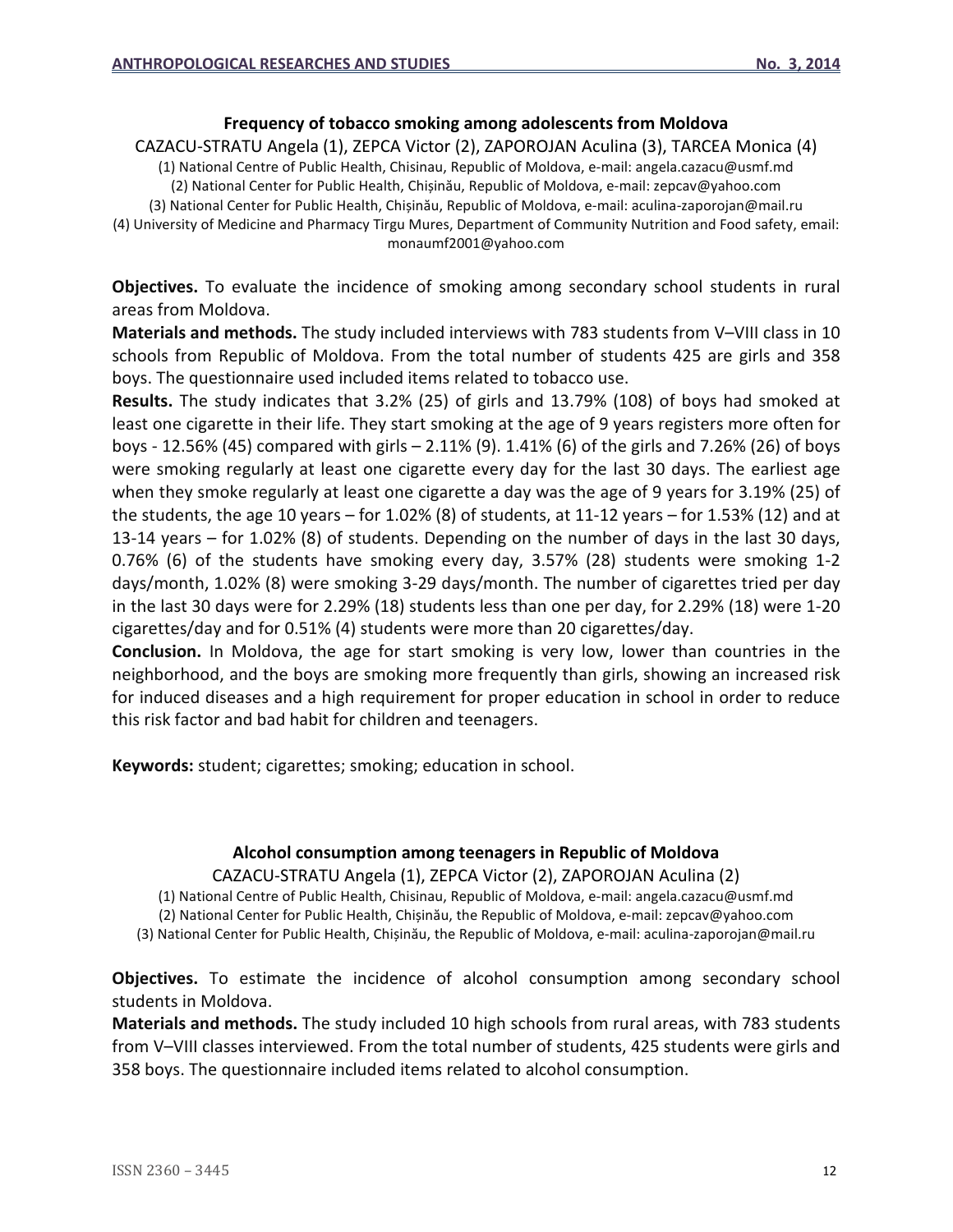## Frequency of tobacco smoking among adolescents from Moldova

CAZACU-STRATU Angela (1), ZEPCA Victor (2), ZAPOROJAN Aculina (3), TARCEA Monica (4)

(1) National Centre of Public Health, Chisinau, Republic of Moldova, e-mail: angela.cazacu@usmf.md
(2) National Center for Public Health, Chișinău, Republic of Moldova, e-mail: zepcav@yahoo.com
(3) National Center for Public Health, Chișinău, Republic of Moldova, e-mail: aculina-zaporojan@mail.ru
(4) University of Medicine and Pharmacy Tirgu Mures, Department of Community Nutrition and Food safety, email: monaumf2001@yahoo.com

**Objectives.** To evaluate the incidence of smoking among secondary school students in rural areas from Moldova.

**Materials and methods.** The study included interviews with 783 students from V–VIII class in 10 schools from Republic of Moldova. From the total number of students 425 are girls and 358 boys. The questionnaire used included items related to tobacco use.

**Results.** The study indicates that 3.2% (25) of girls and 13.79% (108) of boys had smoked at least one cigarette in their life. They start smoking at the age of 9 years registers more often for boys - 12.56% (45) compared with girls – 2.11% (9). 1.41% (6) of the girls and 7.26% (26) of boys were smoking regularly at least one cigarette every day for the last 30 days. The earliest age when they smoke regularly at least one cigarette a day was the age of 9 years for 3.19% (25) of the students, the age 10 years – for 1.02% (8) of students, at 11-12 years – for 1.53% (12) and at 13-14 years – for 1.02% (8) of students. Depending on the number of days in the last 30 days, 0.76% (6) of the students have smoking every day, 3.57% (28) students were smoking 1-2 days/month, 1.02% (8) were smoking 3-29 days/month. The number of cigarettes tried per day in the last 30 days were for 2.29% (18) students less than one per day, for 2.29% (18) were 1-20 cigarettes/day and for 0.51% (4) students were more than 20 cigarettes/day.

**Conclusion.** In Moldova, the age for start smoking is very low, lower than countries in the neighborhood, and the boys are smoking more frequently than girls, showing an increased risk for induced diseases and a high requirement for proper education in school in order to reduce this risk factor and bad habit for children and teenagers.

**Keywords:** student; cigarettes; smoking; education in school.

## Alcohol consumption among teenagers in Republic of Moldova

CAZACU-STRATU Angela (1), ZEPCA Victor (2), ZAPOROJAN Aculina (2)

(1) National Centre of Public Health, Chisinau, Republic of Moldova, e-mail: angela.cazacu@usmf.md
(2) National Center for Public Health, Chișinău, the Republic of Moldova, e-mail: zepcav@yahoo.com
(3) National Center for Public Health, Chișinău, the Republic of Moldova, e-mail: aculina-zaporojan@mail.ru

**Objectives.** To estimate the incidence of alcohol consumption among secondary school students in Moldova.

**Materials and methods.** The study included 10 high schools from rural areas, with 783 students from V–VIII classes interviewed. From the total number of students, 425 students were girls and 358 boys. The questionnaire included items related to alcohol consumption.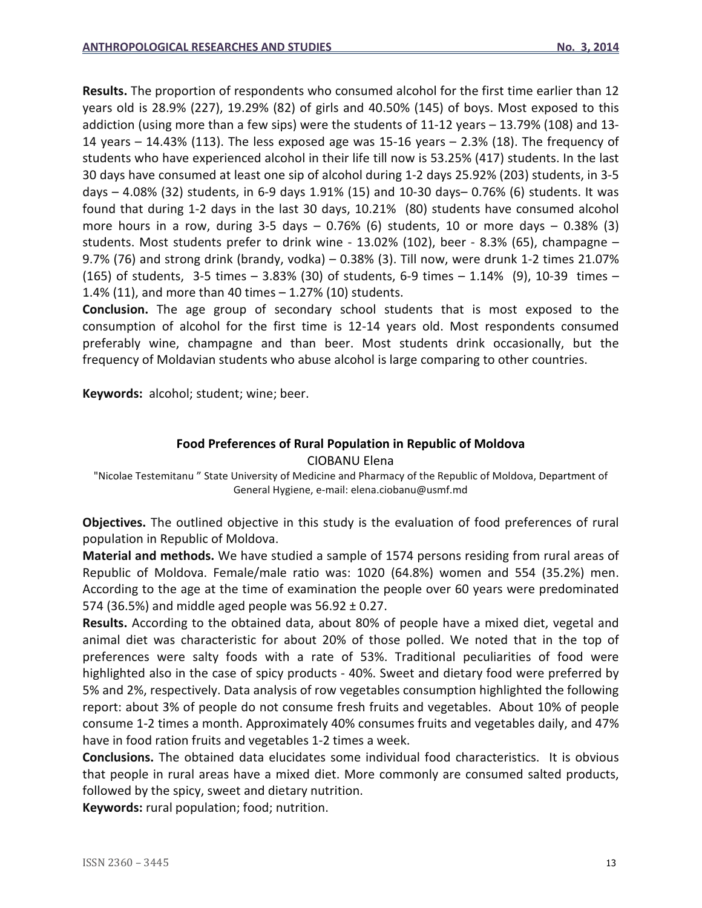**Results.** The proportion of respondents who consumed alcohol for the first time earlier than 12 years old is 28.9% (227), 19.29% (82) of girls and 40.50% (145) of boys. Most exposed to this addiction (using more than a few sips) were the students of 11-12 years – 13.79% (108) and 13-14 years – 14.43% (113). The less exposed age was 15-16 years – 2.3% (18). The frequency of students who have experienced alcohol in their life till now is 53.25% (417) students. In the last 30 days have consumed at least one sip of alcohol during 1-2 days 25.92% (203) students, in 3-5 days – 4.08% (32) students, in 6-9 days 1.91% (15) and 10-30 days– 0.76% (6) students. It was found that during 1-2 days in the last 30 days, 10.21% (80) students have consumed alcohol more hours in a row, during 3-5 days – 0.76% (6) students, 10 or more days – 0.38% (3) students. Most students prefer to drink wine - 13.02% (102), beer - 8.3% (65), champagne – 9.7% (76) and strong drink (brandy, vodka) – 0.38% (3). Till now, were drunk 1-2 times 21.07% (165) of students, 3-5 times – 3.83% (30) of students, 6-9 times – 1.14% (9), 10-39 times – 1.4% (11), and more than 40 times – 1.27% (10) students.

**Conclusion.** The age group of secondary school students that is most exposed to the consumption of alcohol for the first time is 12-14 years old. Most respondents consumed preferably wine, champagne and than beer. Most students drink occasionally, but the frequency of Moldavian students who abuse alcohol is large comparing to other countries.

**Keywords:** alcohol; student; wine; beer.

## Food Preferences of Rural Population in Republic of Moldova

CIOBANU Elena

"Nicolae Testemitanu " State University of Medicine and Pharmacy of the Republic of Moldova, Department of General Hygiene, e-mail: elena.ciobanu@usmf.md

**Objectives.** The outlined objective in this study is the evaluation of food preferences of rural population in Republic of Moldova.

**Material and methods.** We have studied a sample of 1574 persons residing from rural areas of Republic of Moldova. Female/male ratio was: 1020 (64.8%) women and 554 (35.2%) men. According to the age at the time of examination the people over 60 years were predominated 574 (36.5%) and middle aged people was 56.92 ± 0.27.

**Results.** According to the obtained data, about 80% of people have a mixed diet, vegetal and animal diet was characteristic for about 20% of those polled. We noted that in the top of preferences were salty foods with a rate of 53%. Traditional peculiarities of food were highlighted also in the case of spicy products - 40%. Sweet and dietary food were preferred by 5% and 2%, respectively. Data analysis of row vegetables consumption highlighted the following report: about 3% of people do not consume fresh fruits and vegetables. About 10% of people consume 1-2 times a month. Approximately 40% consumes fruits and vegetables daily, and 47% have in food ration fruits and vegetables 1-2 times a week.

**Conclusions.** The obtained data elucidates some individual food characteristics. It is obvious that people in rural areas have a mixed diet. More commonly are consumed salted products, followed by the spicy, sweet and dietary nutrition.

**Keywords:** rural population; food; nutrition.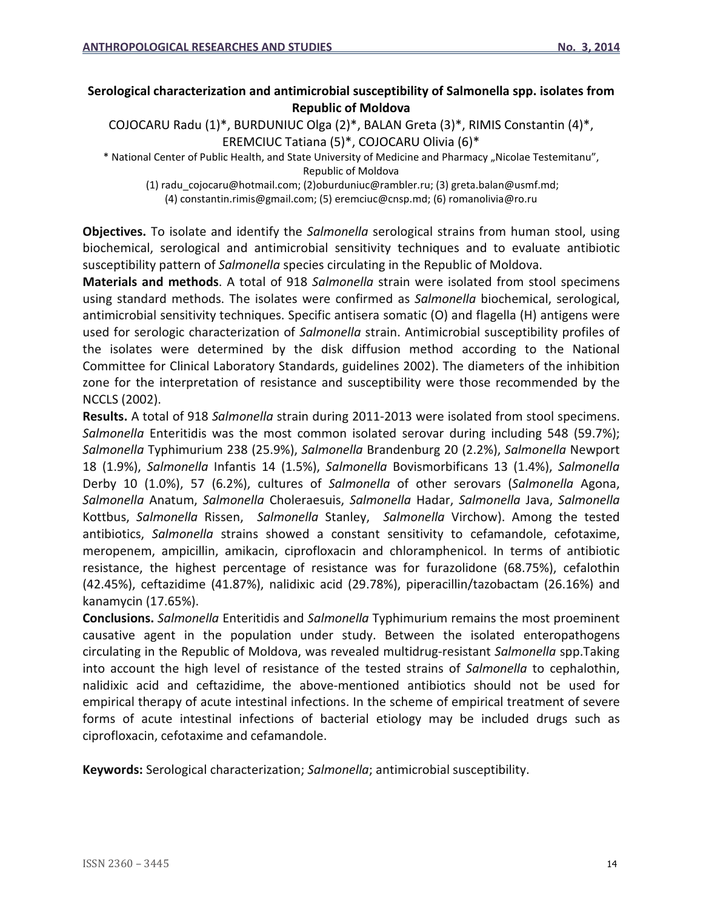## Serological characterization and antimicrobial susceptibility of Salmonella spp. isolates from Republic of Moldova

COJOCARU Radu (1)*, BURDUNIUC Olga (2)*, BALAN Greta (3)*, RIMIS Constantin (4)*, EREMCIUC Tatiana (5)*, COJOCARU Olivia (6)*

\* National Center of Public Health, and State University of Medicine and Pharmacy „Nicolae Testemitanu", Republic of Moldova

(1) radu_cojocaru@hotmail.com; (2)oburduniuc@rambler.ru; (3) greta.balan@usmf.md; (4) constantin.rimis@gmail.com; (5) eremciuc@cnsp.md; (6) romanolivia@ro.ru

**Objectives.** To isolate and identify the *Salmonella* serological strains from human stool, using biochemical, serological and antimicrobial sensitivity techniques and to evaluate antibiotic susceptibility pattern of *Salmonella* species circulating in the Republic of Moldova.

**Materials and methods**. A total of 918 *Salmonella* strain were isolated from stool specimens using standard methods. The isolates were confirmed as *Salmonella* biochemical, serological, antimicrobial sensitivity techniques. Specific antisera somatic (O) and flagella (H) antigens were used for serologic characterization of *Salmonella* strain. Antimicrobial susceptibility profiles of the isolates were determined by the disk diffusion method according to the National Committee for Clinical Laboratory Standards, guidelines 2002). The diameters of the inhibition zone for the interpretation of resistance and susceptibility were those recommended by the NCCLS (2002).

**Results.** A total of 918 *Salmonella* strain during 2011-2013 were isolated from stool specimens. *Salmonella* Enteritidis was the most common isolated serovar during including 548 (59.7%); *Salmonella* Typhimurium 238 (25.9%), *Salmonella* Brandenburg 20 (2.2%), *Salmonella* Newport 18 (1.9%), *Salmonella* Infantis 14 (1.5%), *Salmonella* Bovismorbificans 13 (1.4%), *Salmonella* Derby 10 (1.0%), 57 (6.2%), cultures of *Salmonella* of other serovars (*Salmonella* Agona, *Salmonella* Anatum, *Salmonella* Choleraesuis, *Salmonella* Hadar, *Salmonella* Java, *Salmonella* Kottbus, *Salmonella* Rissen, *Salmonella* Stanley, *Salmonella* Virchow). Among the tested antibiotics, *Salmonella* strains showed a constant sensitivity to cefamandole, cefotaxime, meropenem, ampicillin, amikacin, ciprofloxacin and chloramphenicol. In terms of antibiotic resistance, the highest percentage of resistance was for furazolidone (68.75%), cefalothin (42.45%), ceftazidime (41.87%), nalidixic acid (29.78%), piperacillin/tazobactam (26.16%) and kanamycin (17.65%).

**Conclusions.** *Salmonella* Enteritidis and *Salmonella* Typhimurium remains the most proeminent causative agent in the population under study. Between the isolated enteropathogens circulating in the Republic of Moldova, was revealed multidrug-resistant *Salmonella* spp.Taking into account the high level of resistance of the tested strains of *Salmonella* to cephalothin, nalidixic acid and ceftazidime, the above-mentioned antibiotics should not be used for empirical therapy of acute intestinal infections. In the scheme of empirical treatment of severe forms of acute intestinal infections of bacterial etiology may be included drugs such as ciprofloxacin, cefotaxime and cefamandole.

**Keywords:** Serological characterization; *Salmonella*; antimicrobial susceptibility.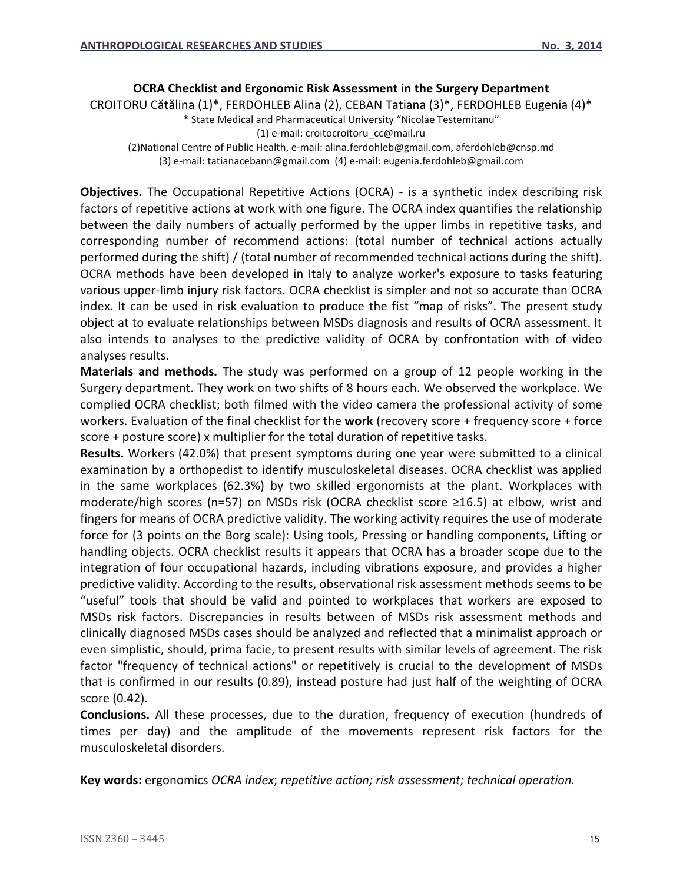# OCRA Checklist and Ergonomic Risk Assessment in the Surgery Department

CROITORU Cătălina (1)*, FERDOHLEB Alina (2), CEBAN Tatiana (3)*, FERDOHLEB Eugenia (4)*

\* State Medical and Pharmaceutical University "Nicolae Testemitanu"

(1) e-mail: croitocroitoru_cc@mail.ru

(2)National Centre of Public Health, e-mail: alina.ferdohleb@gmail.com, aferdohleb@cnsp.md

(3) e-mail: tatianacebann@gmail.com (4) e-mail: eugenia.ferdohleb@gmail.com

**Objectives.** The Occupational Repetitive Actions (OCRA) - is a synthetic index describing risk factors of repetitive actions at work with one figure. The OCRA index quantifies the relationship between the daily numbers of actually performed by the upper limbs in repetitive tasks, and corresponding number of recommend actions: (total number of technical actions actually performed during the shift) / (total number of recommended technical actions during the shift). OCRA methods have been developed in Italy to analyze worker's exposure to tasks featuring various upper-limb injury risk factors. OCRA checklist is simpler and not so accurate than OCRA index. It can be used in risk evaluation to produce the fist "map of risks". The present study object at to evaluate relationships between MSDs diagnosis and results of OCRA assessment. It also intends to analyses to the predictive validity of OCRA by confrontation with of video analyses results.

**Materials and methods.** The study was performed on a group of 12 people working in the Surgery department. They work on two shifts of 8 hours each. We observed the workplace. We complied OCRA checklist; both filmed with the video camera the professional activity of some workers. Evaluation of the final checklist for the **work** (recovery score + frequency score + force score + posture score) x multiplier for the total duration of repetitive tasks.

**Results.** Workers (42.0%) that present symptoms during one year were submitted to a clinical examination by a orthopedist to identify musculoskeletal diseases. OCRA checklist was applied in the same workplaces (62.3%) by two skilled ergonomists at the plant. Workplaces with moderate/high scores (n=57) on MSDs risk (OCRA checklist score ≥16.5) at elbow, wrist and fingers for means of OCRA predictive validity. The working activity requires the use of moderate force for (3 points on the Borg scale): Using tools, Pressing or handling components, Lifting or handling objects. OCRA checklist results it appears that OCRA has a broader scope due to the integration of four occupational hazards, including vibrations exposure, and provides a higher predictive validity. According to the results, observational risk assessment methods seems to be "useful" tools that should be valid and pointed to workplaces that workers are exposed to MSDs risk factors. Discrepancies in results between of MSDs risk assessment methods and clinically diagnosed MSDs cases should be analyzed and reflected that a minimalist approach or even simplistic, should, prima facie, to present results with similar levels of agreement. The risk factor "frequency of technical actions" or repetitively is crucial to the development of MSDs that is confirmed in our results (0.89), instead posture had just half of the weighting of OCRA score (0.42).

**Conclusions.** All these processes, due to the duration, frequency of execution (hundreds of times per day) and the amplitude of the movements represent risk factors for the musculoskeletal disorders.

**Key words:** ergonomics *OCRA index*; *repetitive action; risk assessment; technical operation.*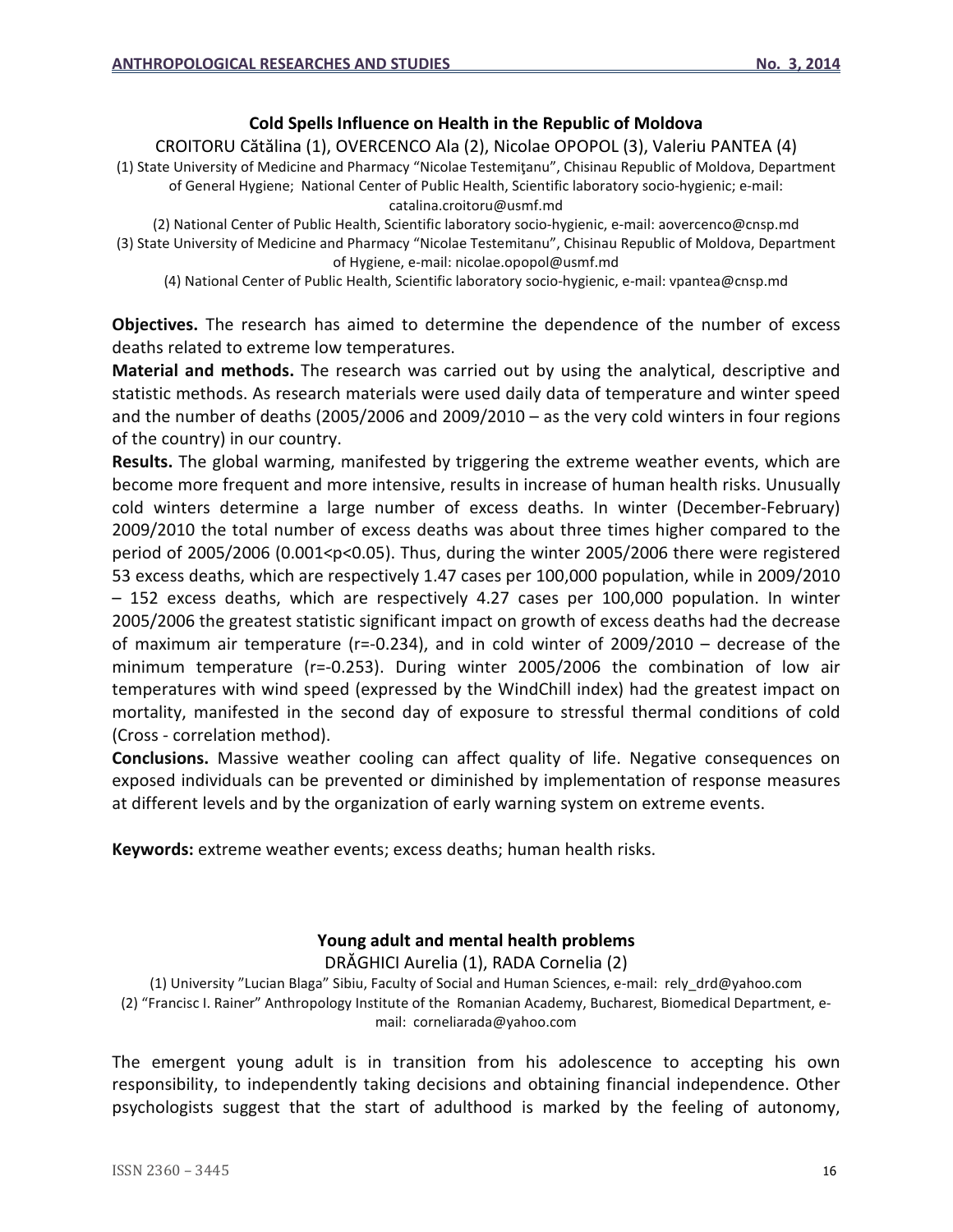## Cold Spells Influence on Health in the Republic of Moldova

CROITORU Cătălina (1), OVERCENCO Ala (2), Nicolae OPOPOL (3), Valeriu PANTEA (4)

(1) State University of Medicine and Pharmacy "Nicolae Testemiţanu", Chisinau Republic of Moldova, Department of General Hygiene; National Center of Public Health, Scientific laboratory socio-hygienic; e-mail: catalina.croitoru@usmf.md

(2) National Center of Public Health, Scientific laboratory socio-hygienic, e-mail: aovercenco@cnsp.md

(3) State University of Medicine and Pharmacy "Nicolae Testemitanu", Chisinau Republic of Moldova, Department of Hygiene, e-mail: nicolae.opopol@usmf.md

(4) National Center of Public Health, Scientific laboratory socio-hygienic, e-mail: vpantea@cnsp.md

**Objectives.** The research has aimed to determine the dependence of the number of excess deaths related to extreme low temperatures.

**Material and methods.** The research was carried out by using the analytical, descriptive and statistic methods. As research materials were used daily data of temperature and winter speed and the number of deaths (2005/2006 and 2009/2010 – as the very cold winters in four regions of the country) in our country.

**Results.** The global warming, manifested by triggering the extreme weather events, which are become more frequent and more intensive, results in increase of human health risks. Unusually cold winters determine a large number of excess deaths. In winter (December-February) 2009/2010 the total number of excess deaths was about three times higher compared to the period of 2005/2006 ($0.001<p<0.05$). Thus, during the winter 2005/2006 there were registered 53 excess deaths, which are respectively 1.47 cases per 100,000 population, while in 2009/2010 – 152 excess deaths, which are respectively 4.27 cases per 100,000 population. In winter 2005/2006 the greatest statistic significant impact on growth of excess deaths had the decrease of maximum air temperature ($r=-0.234$), and in cold winter of 2009/2010 – decrease of the minimum temperature ($r=-0.253$). During winter 2005/2006 the combination of low air temperatures with wind speed (expressed by the WindChill index) had the greatest impact on mortality, manifested in the second day of exposure to stressful thermal conditions of cold (Cross - correlation method).

**Conclusions.** Massive weather cooling can affect quality of life. Negative consequences on exposed individuals can be prevented or diminished by implementation of response measures at different levels and by the organization of early warning system on extreme events.

**Keywords:** extreme weather events; excess deaths; human health risks.

## Young adult and mental health problems

DRĂGHICI Aurelia (1), RADA Cornelia (2)

(1) University "Lucian Blaga" Sibiu, Faculty of Social and Human Sciences, e-mail: rely_drd@yahoo.com

(2) "Francisc I. Rainer" Anthropology Institute of the Romanian Academy, Bucharest, Biomedical Department, e-mail: corneliarada@yahoo.com

The emergent young adult is in transition from his adolescence to accepting his own responsibility, to independently taking decisions and obtaining financial independence. Other psychologists suggest that the start of adulthood is marked by the feeling of autonomy,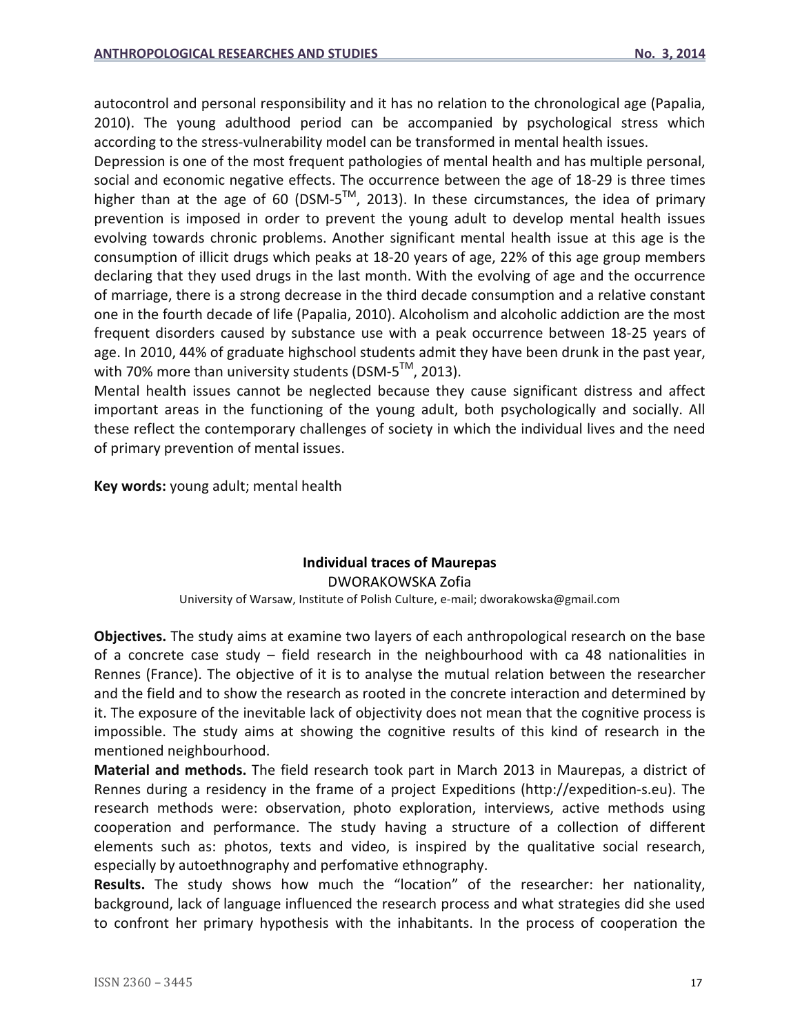autocontrol and personal responsibility and it has no relation to the chronological age (Papalia, 2010). The young adulthood period can be accompanied by psychological stress which according to the stress-vulnerability model can be transformed in mental health issues.

Depression is one of the most frequent pathologies of mental health and has multiple personal, social and economic negative effects. The occurrence between the age of 18-29 is three times higher than at the age of 60 (DSM-5$^{TM}$, 2013). In these circumstances, the idea of primary prevention is imposed in order to prevent the young adult to develop mental health issues evolving towards chronic problems. Another significant mental health issue at this age is the consumption of illicit drugs which peaks at 18-20 years of age, 22% of this age group members declaring that they used drugs in the last month. With the evolving of age and the occurrence of marriage, there is a strong decrease in the third decade consumption and a relative constant one in the fourth decade of life (Papalia, 2010). Alcoholism and alcoholic addiction are the most frequent disorders caused by substance use with a peak occurrence between 18-25 years of age. In 2010, 44% of graduate highschool students admit they have been drunk in the past year, with 70% more than university students (DSM-5$^{TM}$, 2013).

Mental health issues cannot be neglected because they cause significant distress and affect important areas in the functioning of the young adult, both psychologically and socially. All these reflect the contemporary challenges of society in which the individual lives and the need of primary prevention of mental issues.

**Key words:** young adult; mental health

### Individual traces of Maurepas

DWORAKOWSKA Zofia

University of Warsaw, Institute of Polish Culture, e-mail; dworakowska@gmail.com

**Objectives.** The study aims at examine two layers of each anthropological research on the base of a concrete case study – field research in the neighbourhood with ca 48 nationalities in Rennes (France). The objective of it is to analyse the mutual relation between the researcher and the field and to show the research as rooted in the concrete interaction and determined by it. The exposure of the inevitable lack of objectivity does not mean that the cognitive process is impossible. The study aims at showing the cognitive results of this kind of research in the mentioned neighbourhood.

**Material and methods.** The field research took part in March 2013 in Maurepas, a district of Rennes during a residency in the frame of a project Expeditions (http://expedition-s.eu). The research methods were: observation, photo exploration, interviews, active methods using cooperation and performance. The study having a structure of a collection of different elements such as: photos, texts and video, is inspired by the qualitative social research, especially by autoethnography and perfomative ethnography.

**Results.** The study shows how much the "location" of the researcher: her nationality, background, lack of language influenced the research process and what strategies did she used to confront her primary hypothesis with the inhabitants. In the process of cooperation the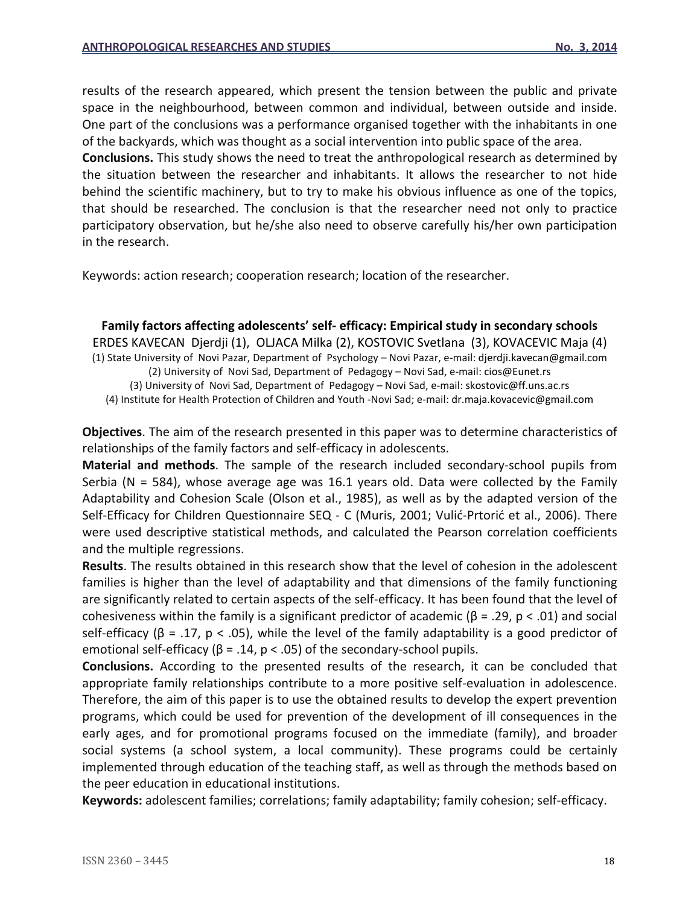results of the research appeared, which present the tension between the public and private space in the neighbourhood, between common and individual, between outside and inside. One part of the conclusions was a performance organised together with the inhabitants in one of the backyards, which was thought as a social intervention into public space of the area.

**Conclusions.** This study shows the need to treat the anthropological research as determined by the situation between the researcher and inhabitants. It allows the researcher to not hide behind the scientific machinery, but to try to make his obvious influence as one of the topics, that should be researched. The conclusion is that the researcher need not only to practice participatory observation, but he/she also need to observe carefully his/her own participation in the research.

Keywords: action research; cooperation research; location of the researcher.

## Family factors affecting adolescents' self- efficacy: Empirical study in secondary schools

ERDES KAVECAN Djerdji (1), OLJACA Milka (2), KOSTOVIC Svetlana (3), KOVACEVIC Maja (4)

(1) State University of Novi Pazar, Department of Psychology – Novi Pazar, e-mail: djerdji.kavecan@gmail.com
(2) University of Novi Sad, Department of Pedagogy – Novi Sad, e-mail: cios@Eunet.rs
(3) University of Novi Sad, Department of Pedagogy – Novi Sad, e-mail: skostovic@ff.uns.ac.rs
(4) Institute for Health Protection of Children and Youth -Novi Sad; e-mail: dr.maja.kovacevic@gmail.com

**Objectives**. The aim of the research presented in this paper was to determine characteristics of relationships of the family factors and self-efficacy in adolescents.

**Material and methods**. The sample of the research included secondary-school pupils from Serbia (N = 584), whose average age was 16.1 years old. Data were collected by the Family Adaptability and Cohesion Scale (Olson et al., 1985), as well as by the adapted version of the Self-Efficacy for Children Questionnaire SEQ - C (Muris, 2001; Vulić-Prtorić et al., 2006). There were used descriptive statistical methods, and calculated the Pearson correlation coefficients and the multiple regressions.

**Results**. The results obtained in this research show that the level of cohesion in the adolescent families is higher than the level of adaptability and that dimensions of the family functioning are significantly related to certain aspects of the self-efficacy. It has been found that the level of cohesiveness within the family is a significant predictor of academic ($\beta = .29$, $p < .01$) and social self-efficacy ($\beta = .17$, $p < .05$), while the level of the family adaptability is a good predictor of emotional self-efficacy ($\beta = .14$, $p < .05$) of the secondary-school pupils.

**Conclusions.** According to the presented results of the research, it can be concluded that appropriate family relationships contribute to a more positive self-evaluation in adolescence. Therefore, the aim of this paper is to use the obtained results to develop the expert prevention programs, which could be used for prevention of the development of ill consequences in the early ages, and for promotional programs focused on the immediate (family), and broader social systems (a school system, a local community). These programs could be certainly implemented through education of the teaching staff, as well as through the methods based on the peer education in educational institutions.

**Keywords:** adolescent families; correlations; family adaptability; family cohesion; self-efficacy.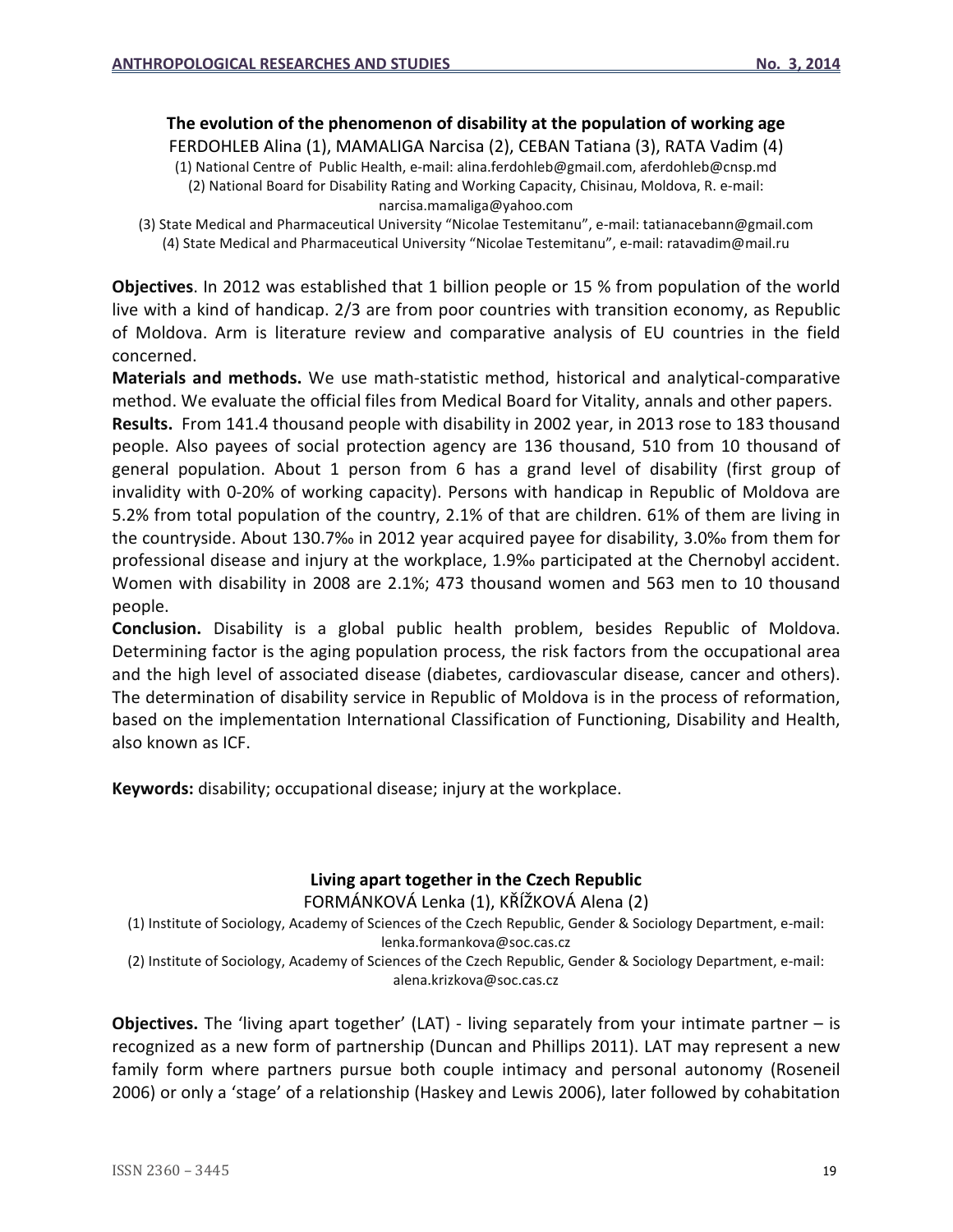### The evolution of the phenomenon of disability at the population of working age

FERDOHLEB Alina (1), MAMALIGA Narcisa (2), CEBAN Tatiana (3), RATA Vadim (4)

(1) National Centre of Public Health, e-mail: alina.ferdohleb@gmail.com, aferdohleb@cnsp.md
(2) National Board for Disability Rating and Working Capacity, Chisinau, Moldova, R. e-mail: narcisa.mamaliga@yahoo.com
(3) State Medical and Pharmaceutical University "Nicolae Testemitanu", e-mail: tatianacebann@gmail.com
(4) State Medical and Pharmaceutical University "Nicolae Testemitanu", e-mail: ratavadim@mail.ru

**Objectives**. In 2012 was established that 1 billion people or 15 % from population of the world live with a kind of handicap. 2/3 are from poor countries with transition economy, as Republic of Moldova. Arm is literature review and comparative analysis of EU countries in the field concerned.

**Materials and methods.** We use math-statistic method, historical and analytical-comparative method. We evaluate the official files from Medical Board for Vitality, annals and other papers.

**Results.** From 141.4 thousand people with disability in 2002 year, in 2013 rose to 183 thousand people. Also payees of social protection agency are 136 thousand, 510 from 10 thousand of general population. About 1 person from 6 has a grand level of disability (first group of invalidity with 0-20% of working capacity). Persons with handicap in Republic of Moldova are 5.2% from total population of the country, 2.1% of that are children. 61% of them are living in the countryside. About 130.7‰ in 2012 year acquired payee for disability, 3.0‰ from them for professional disease and injury at the workplace, 1.9‰ participated at the Chernobyl accident. Women with disability in 2008 are 2.1%; 473 thousand women and 563 men to 10 thousand people.

**Conclusion.** Disability is a global public health problem, besides Republic of Moldova. Determining factor is the aging population process, the risk factors from the occupational area and the high level of associated disease (diabetes, cardiovascular disease, cancer and others). The determination of disability service in Republic of Moldova is in the process of reformation, based on the implementation International Classification of Functioning, Disability and Health, also known as ICF.

**Keywords:** disability; occupational disease; injury at the workplace.

### Living apart together in the Czech Republic

FORMÁNKOVÁ Lenka (1), KŘÍŽKOVÁ Alena (2)

(1) Institute of Sociology, Academy of Sciences of the Czech Republic, Gender & Sociology Department, e-mail: lenka.formankova@soc.cas.cz
(2) Institute of Sociology, Academy of Sciences of the Czech Republic, Gender & Sociology Department, e-mail: alena.krizkova@soc.cas.cz

**Objectives.** The 'living apart together' (LAT) - living separately from your intimate partner – is recognized as a new form of partnership (Duncan and Phillips 2011). LAT may represent a new family form where partners pursue both couple intimacy and personal autonomy (Roseneil 2006) or only a 'stage' of a relationship (Haskey and Lewis 2006), later followed by cohabitation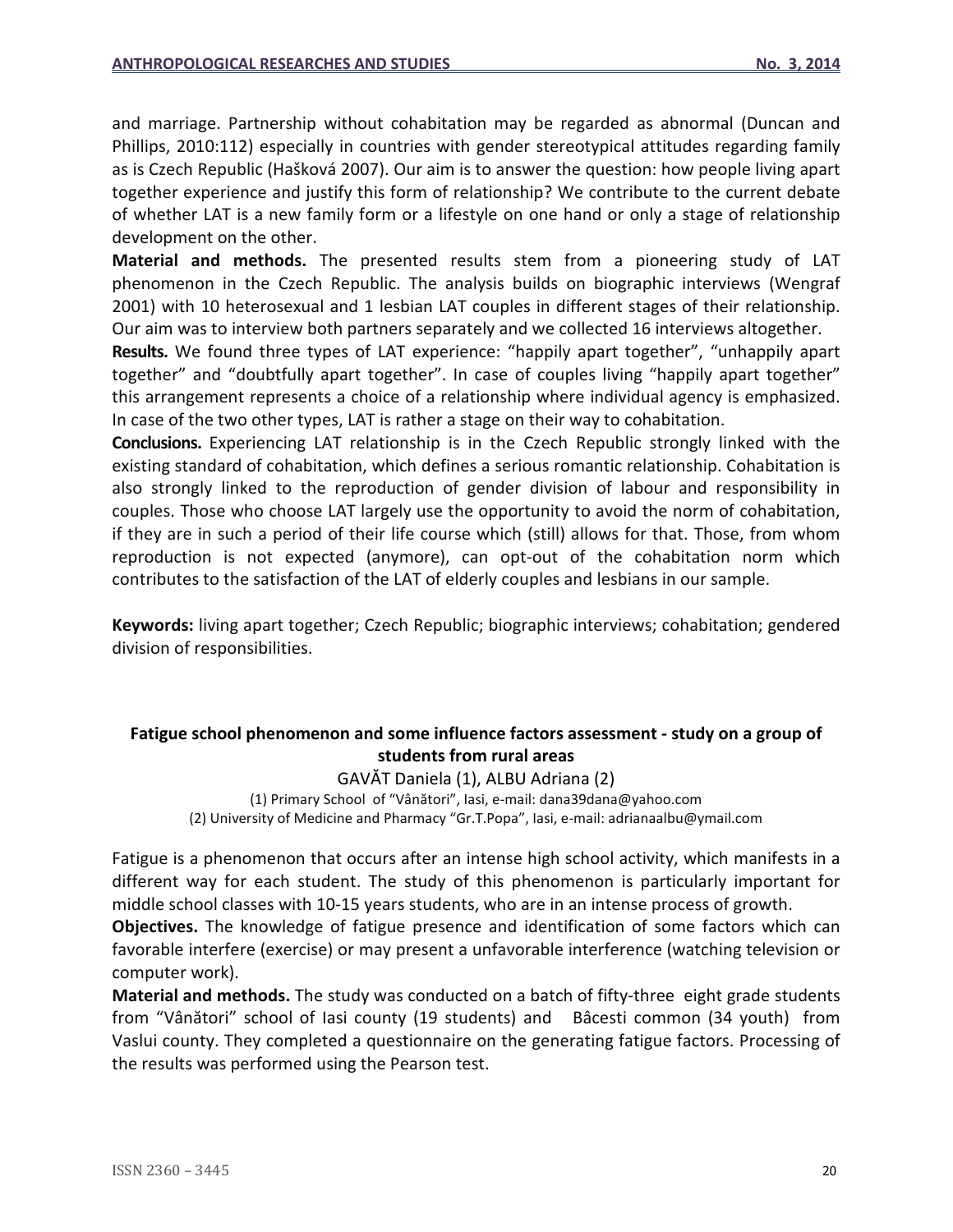and marriage. Partnership without cohabitation may be regarded as abnormal (Duncan and Phillips, 2010:112) especially in countries with gender stereotypical attitudes regarding family as is Czech Republic (Hašková 2007). Our aim is to answer the question: how people living apart together experience and justify this form of relationship? We contribute to the current debate of whether LAT is a new family form or a lifestyle on one hand or only a stage of relationship development on the other.

**Material and methods.** The presented results stem from a pioneering study of LAT phenomenon in the Czech Republic. The analysis builds on biographic interviews (Wengraf 2001) with 10 heterosexual and 1 lesbian LAT couples in different stages of their relationship. Our aim was to interview both partners separately and we collected 16 interviews altogether.

**Results.** We found three types of LAT experience: "happily apart together", "unhappily apart together" and "doubtfully apart together". In case of couples living "happily apart together" this arrangement represents a choice of a relationship where individual agency is emphasized. In case of the two other types, LAT is rather a stage on their way to cohabitation.

**Conclusions.** Experiencing LAT relationship is in the Czech Republic strongly linked with the existing standard of cohabitation, which defines a serious romantic relationship. Cohabitation is also strongly linked to the reproduction of gender division of labour and responsibility in couples. Those who choose LAT largely use the opportunity to avoid the norm of cohabitation, if they are in such a period of their life course which (still) allows for that. Those, from whom reproduction is not expected (anymore), can opt-out of the cohabitation norm which contributes to the satisfaction of the LAT of elderly couples and lesbians in our sample.

**Keywords:** living apart together; Czech Republic; biographic interviews; cohabitation; gendered division of responsibilities.

## Fatigue school phenomenon and some influence factors assessment - study on a group of students from rural areas

GAVĂT Daniela (1), ALBU Adriana (2)

(1) Primary School of "Vânători", Iasi, e-mail: dana39dana@yahoo.com
(2) University of Medicine and Pharmacy "Gr.T.Popa", Iasi, e-mail: adrianaalbu@ymail.com

Fatigue is a phenomenon that occurs after an intense high school activity, which manifests in a different way for each student. The study of this phenomenon is particularly important for middle school classes with 10-15 years students, who are in an intense process of growth.

**Objectives.** The knowledge of fatigue presence and identification of some factors which can favorable interfere (exercise) or may present a unfavorable interference (watching television or computer work).

**Material and methods.** The study was conducted on a batch of fifty-three eight grade students from "Vânători" school of Iasi county (19 students) and Bâcesti common (34 youth) from Vaslui county. They completed a questionnaire on the generating fatigue factors. Processing of the results was performed using the Pearson test.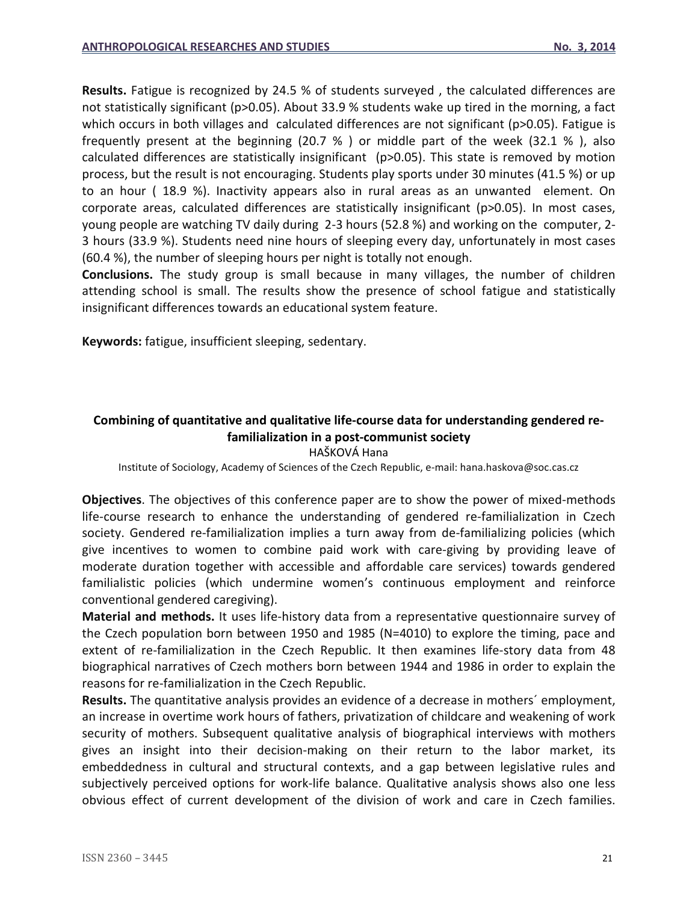**Results.** Fatigue is recognized by 24.5 % of students surveyed , the calculated differences are not statistically significant ($p>0.05$). About 33.9 % students wake up tired in the morning, a fact which occurs in both villages and calculated differences are not significant ($p>0.05$). Fatigue is frequently present at the beginning (20.7 % ) or middle part of the week (32.1 % ), also calculated differences are statistically insignificant ($p>0.05$). This state is removed by motion process, but the result is not encouraging. Students play sports under 30 minutes (41.5 %) or up to an hour ( 18.9 %). Inactivity appears also in rural areas as an unwanted element. On corporate areas, calculated differences are statistically insignificant ($p>0.05$). In most cases, young people are watching TV daily during 2-3 hours (52.8 %) and working on the computer, 2-3 hours (33.9 %). Students need nine hours of sleeping every day, unfortunately in most cases (60.4 %), the number of sleeping hours per night is totally not enough.

**Conclusions.** The study group is small because in many villages, the number of children attending school is small. The results show the presence of school fatigue and statistically insignificant differences towards an educational system feature.

**Keywords:** fatigue, insufficient sleeping, sedentary.

## Combining of quantitative and qualitative life-course data for understanding gendered re-familialization in a post-communist society

HAŠKOVÁ Hana

Institute of Sociology, Academy of Sciences of the Czech Republic, e-mail: hana.haskova@soc.cas.cz

**Objectives**. The objectives of this conference paper are to show the power of mixed-methods life-course research to enhance the understanding of gendered re-familialization in Czech society. Gendered re-familialization implies a turn away from de-familializing policies (which give incentives to women to combine paid work with care-giving by providing leave of moderate duration together with accessible and affordable care services) towards gendered familialistic policies (which undermine women's continuous employment and reinforce conventional gendered caregiving).

**Material and methods.** It uses life-history data from a representative questionnaire survey of the Czech population born between 1950 and 1985 (N=4010) to explore the timing, pace and extent of re-familialization in the Czech Republic. It then examines life-story data from 48 biographical narratives of Czech mothers born between 1944 and 1986 in order to explain the reasons for re-familialization in the Czech Republic.

**Results.** The quantitative analysis provides an evidence of a decrease in mothers´ employment, an increase in overtime work hours of fathers, privatization of childcare and weakening of work security of mothers. Subsequent qualitative analysis of biographical interviews with mothers gives an insight into their decision-making on their return to the labor market, its embeddedness in cultural and structural contexts, and a gap between legislative rules and subjectively perceived options for work-life balance. Qualitative analysis shows also one less obvious effect of current development of the division of work and care in Czech families.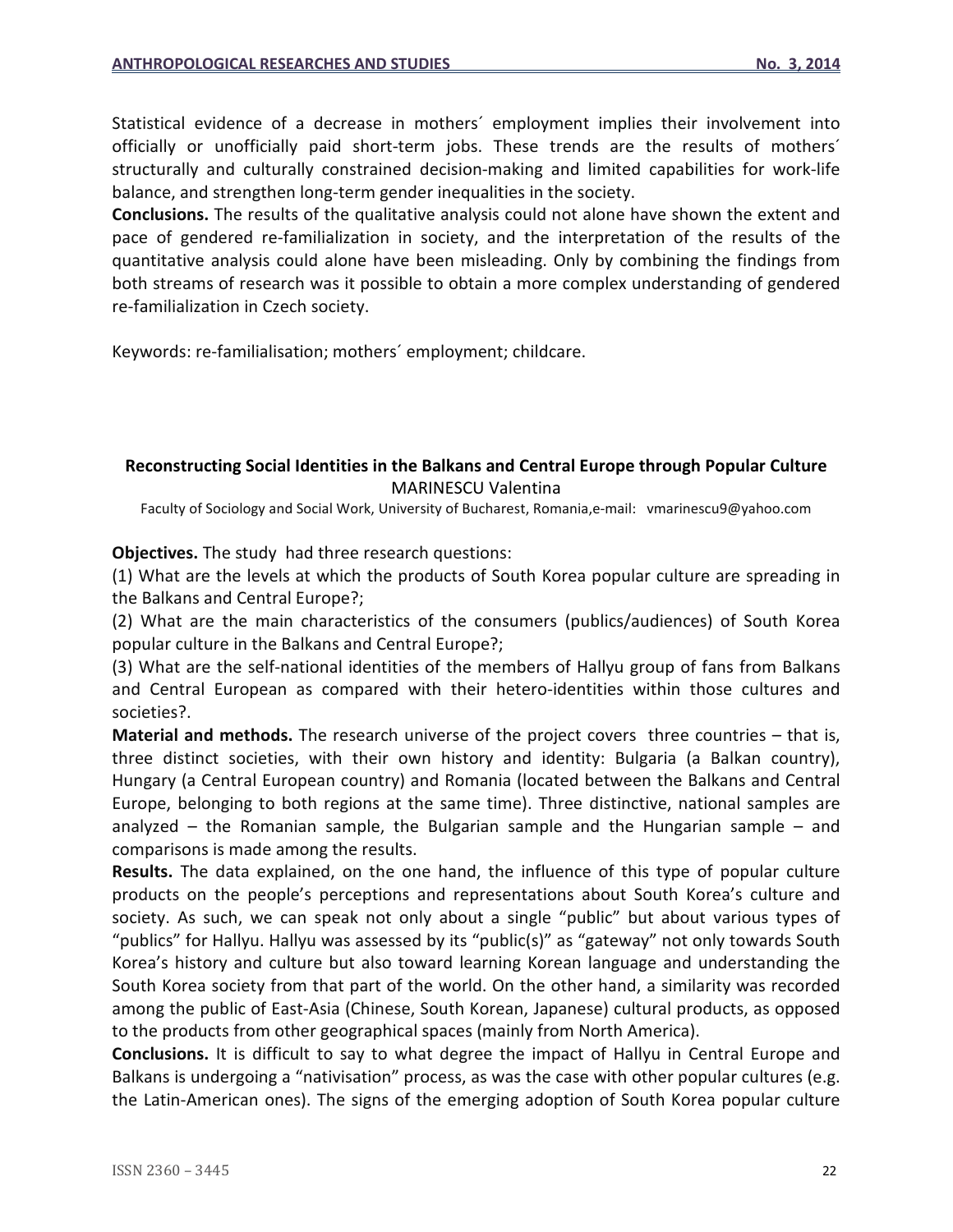Statistical evidence of a decrease in mothers´ employment implies their involvement into officially or unofficially paid short-term jobs. These trends are the results of mothers´ structurally and culturally constrained decision-making and limited capabilities for work-life balance, and strengthen long-term gender inequalities in the society.

**Conclusions.** The results of the qualitative analysis could not alone have shown the extent and pace of gendered re-familialization in society, and the interpretation of the results of the quantitative analysis could alone have been misleading. Only by combining the findings from both streams of research was it possible to obtain a more complex understanding of gendered re-familialization in Czech society.

Keywords: re-familialisation; mothers´ employment; childcare.

### Reconstructing Social Identities in the Balkans and Central Europe through Popular Culture

MARINESCU Valentina

Faculty of Sociology and Social Work, University of Bucharest, Romania,e-mail: vmarinescu9@yahoo.com

**Objectives.** The study had three research questions:

(1) What are the levels at which the products of South Korea popular culture are spreading in the Balkans and Central Europe?;

(2) What are the main characteristics of the consumers (publics/audiences) of South Korea popular culture in the Balkans and Central Europe?;

(3) What are the self-national identities of the members of Hallyu group of fans from Balkans and Central European as compared with their hetero-identities within those cultures and societies?.

**Material and methods.** The research universe of the project covers three countries – that is, three distinct societies, with their own history and identity: Bulgaria (a Balkan country), Hungary (a Central European country) and Romania (located between the Balkans and Central Europe, belonging to both regions at the same time). Three distinctive, national samples are analyzed – the Romanian sample, the Bulgarian sample and the Hungarian sample – and comparisons is made among the results.

**Results.** The data explained, on the one hand, the influence of this type of popular culture products on the people's perceptions and representations about South Korea's culture and society. As such, we can speak not only about a single "public" but about various types of "publics" for Hallyu. Hallyu was assessed by its "public(s)" as "gateway" not only towards South Korea's history and culture but also toward learning Korean language and understanding the South Korea society from that part of the world. On the other hand, a similarity was recorded among the public of East-Asia (Chinese, South Korean, Japanese) cultural products, as opposed to the products from other geographical spaces (mainly from North America).

**Conclusions.** It is difficult to say to what degree the impact of Hallyu in Central Europe and Balkans is undergoing a "nativisation" process, as was the case with other popular cultures (e.g. the Latin-American ones). The signs of the emerging adoption of South Korea popular culture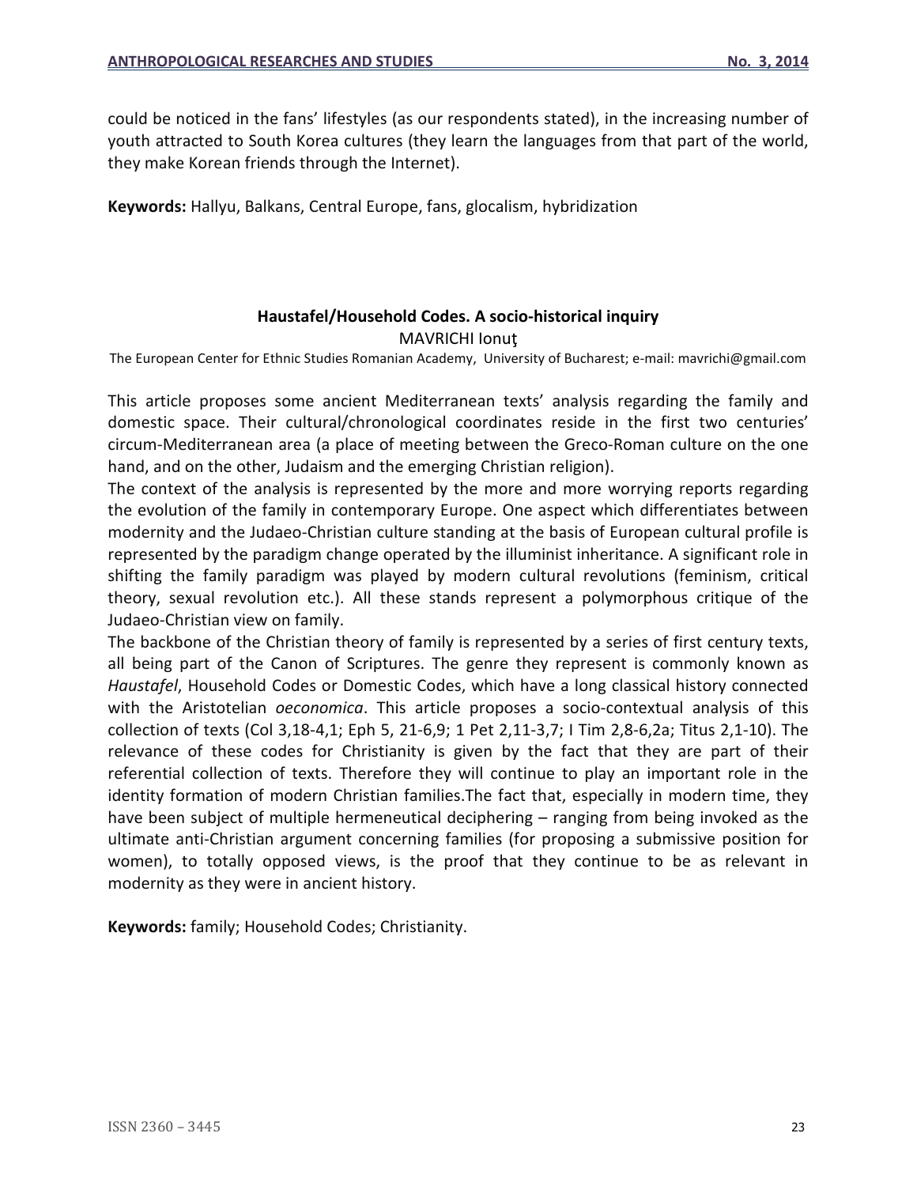could be noticed in the fans' lifestyles (as our respondents stated), in the increasing number of youth attracted to South Korea cultures (they learn the languages from that part of the world, they make Korean friends through the Internet).

**Keywords:** Hallyu, Balkans, Central Europe, fans, glocalism, hybridization

## Haustafel/Household Codes. A socio-historical inquiry

MAVRICHI Ionuţ

The European Center for Ethnic Studies Romanian Academy, University of Bucharest; e-mail: mavrichi@gmail.com

This article proposes some ancient Mediterranean texts' analysis regarding the family and domestic space. Their cultural/chronological coordinates reside in the first two centuries' circum-Mediterranean area (a place of meeting between the Greco-Roman culture on the one hand, and on the other, Judaism and the emerging Christian religion).

The context of the analysis is represented by the more and more worrying reports regarding the evolution of the family in contemporary Europe. One aspect which differentiates between modernity and the Judaeo-Christian culture standing at the basis of European cultural profile is represented by the paradigm change operated by the illuminist inheritance. A significant role in shifting the family paradigm was played by modern cultural revolutions (feminism, critical theory, sexual revolution etc.). All these stands represent a polymorphous critique of the Judaeo-Christian view on family.

The backbone of the Christian theory of family is represented by a series of first century texts, all being part of the Canon of Scriptures. The genre they represent is commonly known as *Haustafel*, Household Codes or Domestic Codes, which have a long classical history connected with the Aristotelian *oeconomica*. This article proposes a socio-contextual analysis of this collection of texts (Col 3,18-4,1; Eph 5, 21-6,9; 1 Pet 2,11-3,7; I Tim 2,8-6,2a; Titus 2,1-10). The relevance of these codes for Christianity is given by the fact that they are part of their referential collection of texts. Therefore they will continue to play an important role in the identity formation of modern Christian families.The fact that, especially in modern time, they have been subject of multiple hermeneutical deciphering – ranging from being invoked as the ultimate anti-Christian argument concerning families (for proposing a submissive position for women), to totally opposed views, is the proof that they continue to be as relevant in modernity as they were in ancient history.

**Keywords:** family; Household Codes; Christianity.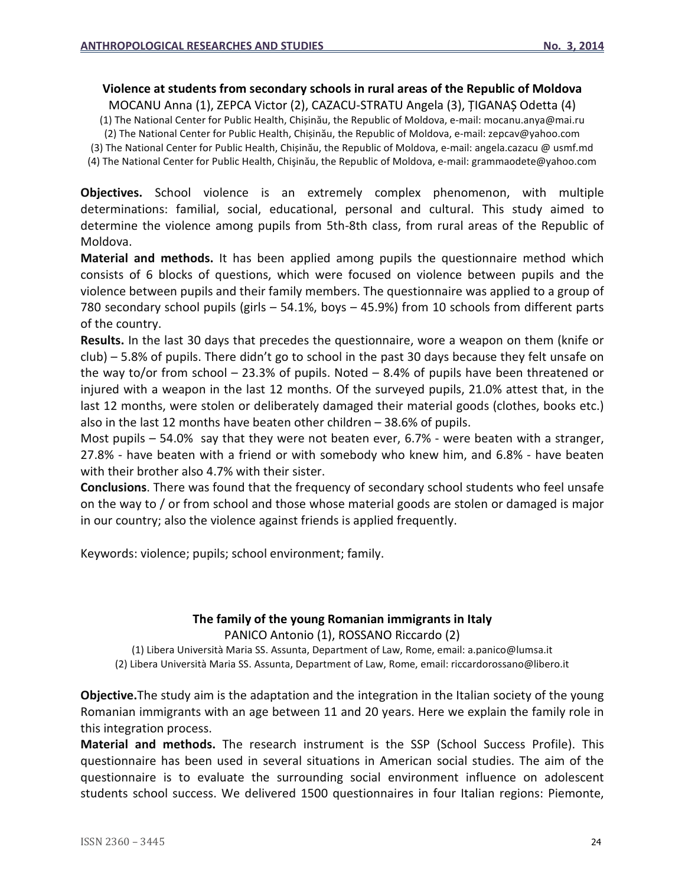## Violence at students from secondary schools in rural areas of the Republic of Moldova

MOCANU Anna (1), ZEPCA Victor (2), CAZACU-STRATU Angela (3), ȚIGANAȘ Odetta (4)

(1) The National Center for Public Health, Chișinău, the Republic of Moldova, e-mail: mocanu.anya@mai.ru
(2) The National Center for Public Health, Chișinău, the Republic of Moldova, e-mail: zepcav@yahoo.com
(3) The National Center for Public Health, Chișinău, the Republic of Moldova, e-mail: angela.cazacu @ usmf.md
(4) The National Center for Public Health, Chişinău, the Republic of Moldova, e-mail: grammaodete@yahoo.com

**Objectives.** School violence is an extremely complex phenomenon, with multiple determinations: familial, social, educational, personal and cultural. This study aimed to determine the violence among pupils from 5th-8th class, from rural areas of the Republic of Moldova.

**Material and methods.** It has been applied among pupils the questionnaire method which consists of 6 blocks of questions, which were focused on violence between pupils and the violence between pupils and their family members. The questionnaire was applied to a group of 780 secondary school pupils (girls – 54.1%, boys – 45.9%) from 10 schools from different parts of the country.

**Results.** In the last 30 days that precedes the questionnaire, wore a weapon on them (knife or club) – 5.8% of pupils. There didn't go to school in the past 30 days because they felt unsafe on the way to/or from school – 23.3% of pupils. Noted – 8.4% of pupils have been threatened or injured with a weapon in the last 12 months. Of the surveyed pupils, 21.0% attest that, in the last 12 months, were stolen or deliberately damaged their material goods (clothes, books etc.) also in the last 12 months have beaten other children – 38.6% of pupils.

Most pupils – 54.0% say that they were not beaten ever, 6.7% - were beaten with a stranger, 27.8% - have beaten with a friend or with somebody who knew him, and 6.8% - have beaten with their brother also 4.7% with their sister.

**Conclusions**. There was found that the frequency of secondary school students who feel unsafe on the way to / or from school and those whose material goods are stolen or damaged is major in our country; also the violence against friends is applied frequently.

Keywords: violence; pupils; school environment; family.

## The family of the young Romanian immigrants in Italy

PANICO Antonio (1), ROSSANO Riccardo (2)

(1) Libera Università Maria SS. Assunta, Department of Law, Rome, email: a.panico@lumsa.it
(2) Libera Università Maria SS. Assunta, Department of Law, Rome, email: riccardorossano@libero.it

**Objective.** The study aim is the adaptation and the integration in the Italian society of the young Romanian immigrants with an age between 11 and 20 years. Here we explain the family role in this integration process.

**Material and methods.** The research instrument is the SSP (School Success Profile). This questionnaire has been used in several situations in American social studies. The aim of the questionnaire is to evaluate the surrounding social environment influence on adolescent students school success. We delivered 1500 questionnaires in four Italian regions: Piemonte,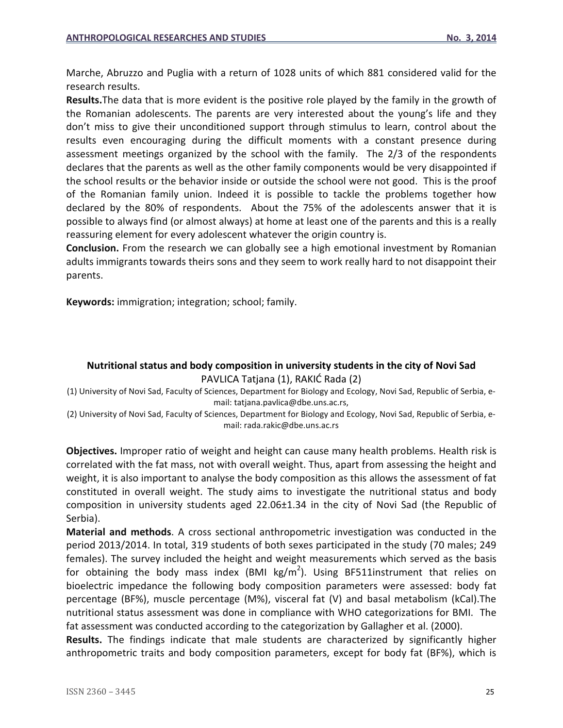Marche, Abruzzo and Puglia with a return of 1028 units of which 881 considered valid for the research results.

**Results.**The data that is more evident is the positive role played by the family in the growth of the Romanian adolescents. The parents are very interested about the young's life and they don't miss to give their unconditioned support through stimulus to learn, control about the results even encouraging during the difficult moments with a constant presence during assessment meetings organized by the school with the family. The 2/3 of the respondents declares that the parents as well as the other family components would be very disappointed if the school results or the behavior inside or outside the school were not good. This is the proof of the Romanian family union. Indeed it is possible to tackle the problems together how declared by the 80% of respondents. About the 75% of the adolescents answer that it is possible to always find (or almost always) at home at least one of the parents and this is a really reassuring element for every adolescent whatever the origin country is.

**Conclusion.** From the research we can globally see a high emotional investment by Romanian adults immigrants towards theirs sons and they seem to work really hard to not disappoint their parents.

**Keywords:** immigration; integration; school; family.

### Nutritional status and body composition in university students in the city of Novi Sad

PAVLICA Tatjana (1), RAKIĆ Rada (2)

(1) University of Novi Sad, Faculty of Sciences, Department for Biology and Ecology, Novi Sad, Republic of Serbia, e-mail: tatjana.pavlica@dbe.uns.ac.rs,

(2) University of Novi Sad, Faculty of Sciences, Department for Biology and Ecology, Novi Sad, Republic of Serbia, e-mail: rada.rakic@dbe.uns.ac.rs

**Objectives.** Improper ratio of weight and height can cause many health problems. Health risk is correlated with the fat mass, not with overall weight. Thus, apart from assessing the height and weight, it is also important to analyse the body composition as this allows the assessment of fat constituted in overall weight. The study aims to investigate the nutritional status and body composition in university students aged 22.06±1.34 in the city of Novi Sad (the Republic of Serbia).

**Material and methods**. A cross sectional anthropometric investigation was conducted in the period 2013/2014. In total, 319 students of both sexes participated in the study (70 males; 249 females). The survey included the height and weight measurements which served as the basis for obtaining the body mass index (BMI $kg/m^2$). Using BF511instrument that relies on bioelectric impedance the following body composition parameters were assessed: body fat percentage (BF%), muscle percentage (M%), visceral fat (V) and basal metabolism (kCal).The nutritional status assessment was done in compliance with WHO categorizations for BMI. The fat assessment was conducted according to the categorization by Gallagher et al. (2000).

**Results.** The findings indicate that male students are characterized by significantly higher anthropometric traits and body composition parameters, except for body fat (BF%), which is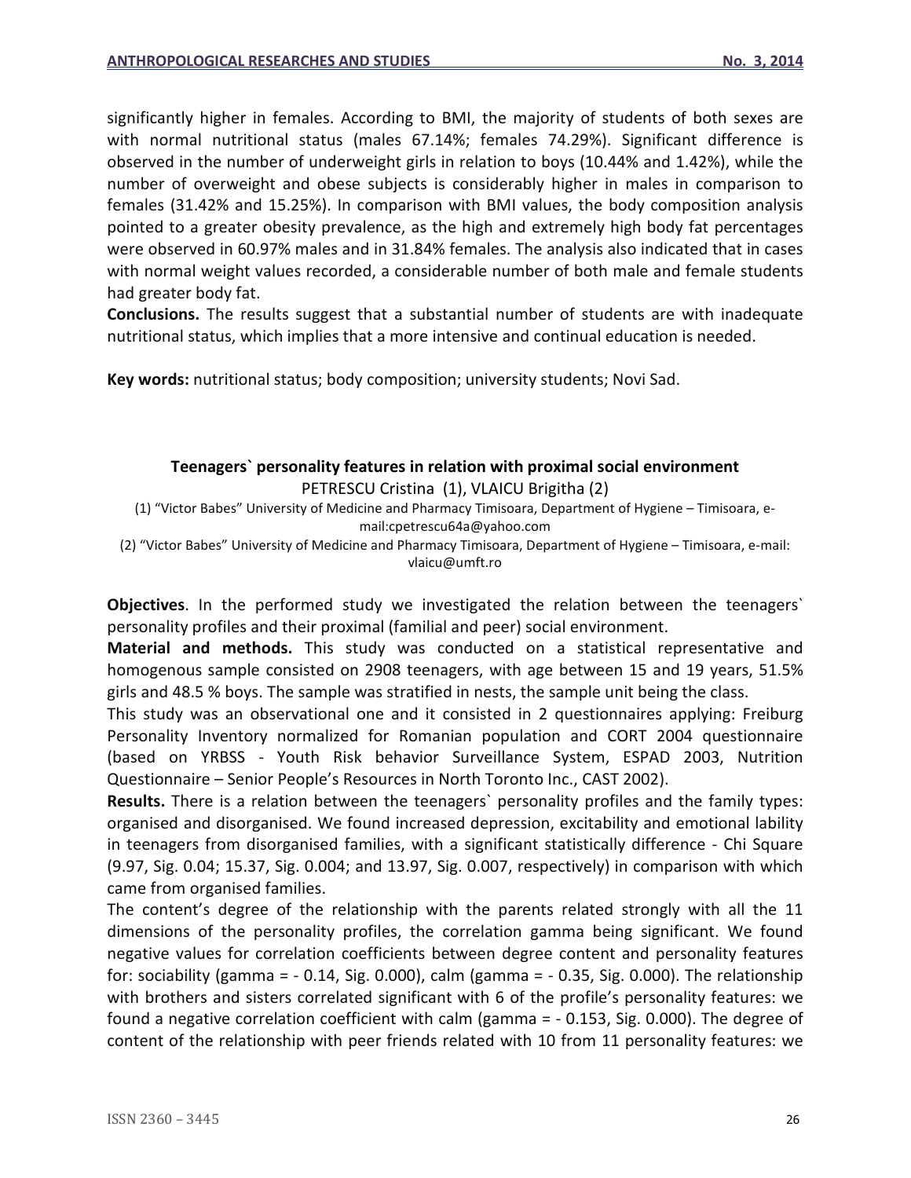significantly higher in females. According to BMI, the majority of students of both sexes are with normal nutritional status (males 67.14%; females 74.29%). Significant difference is observed in the number of underweight girls in relation to boys (10.44% and 1.42%), while the number of overweight and obese subjects is considerably higher in males in comparison to females (31.42% and 15.25%). In comparison with BMI values, the body composition analysis pointed to a greater obesity prevalence, as the high and extremely high body fat percentages were observed in 60.97% males and in 31.84% females. The analysis also indicated that in cases with normal weight values recorded, a considerable number of both male and female students had greater body fat.

**Conclusions.** The results suggest that a substantial number of students are with inadequate nutritional status, which implies that a more intensive and continual education is needed.

**Key words:** nutritional status; body composition; university students; Novi Sad.

### Teenagers` personality features in relation with proximal social environment

PETRESCU Cristina (1), VLAICU Brigitha (2)

(1) "Victor Babes" University of Medicine and Pharmacy Timisoara, Department of Hygiene – Timisoara, e-mail:cpetrescu64a@yahoo.com

(2) "Victor Babes" University of Medicine and Pharmacy Timisoara, Department of Hygiene – Timisoara, e-mail: vlaicu@umft.ro

**Objectives**. In the performed study we investigated the relation between the teenagers` personality profiles and their proximal (familial and peer) social environment.

**Material and methods.** This study was conducted on a statistical representative and homogenous sample consisted on 2908 teenagers, with age between 15 and 19 years, 51.5% girls and 48.5 % boys. The sample was stratified in nests, the sample unit being the class.

This study was an observational one and it consisted in 2 questionnaires applying: Freiburg Personality Inventory normalized for Romanian population and CORT 2004 questionnaire (based on YRBSS - Youth Risk behavior Surveillance System, ESPAD 2003, Nutrition Questionnaire – Senior People's Resources in North Toronto Inc., CAST 2002).

**Results.** There is a relation between the teenagers` personality profiles and the family types: organised and disorganised. We found increased depression, excitability and emotional lability in teenagers from disorganised families, with a significant statistically difference - Chi Square (9.97, Sig. 0.04; 15.37, Sig. 0.004; and 13.97, Sig. 0.007, respectively) in comparison with which came from organised families.

The content's degree of the relationship with the parents related strongly with all the 11 dimensions of the personality profiles, the correlation gamma being significant. We found negative values for correlation coefficients between degree content and personality features for: sociability (gamma = - 0.14, Sig. 0.000), calm (gamma = - 0.35, Sig. 0.000). The relationship with brothers and sisters correlated significant with 6 of the profile's personality features: we found a negative correlation coefficient with calm (gamma = - 0.153, Sig. 0.000). The degree of content of the relationship with peer friends related with 10 from 11 personality features: we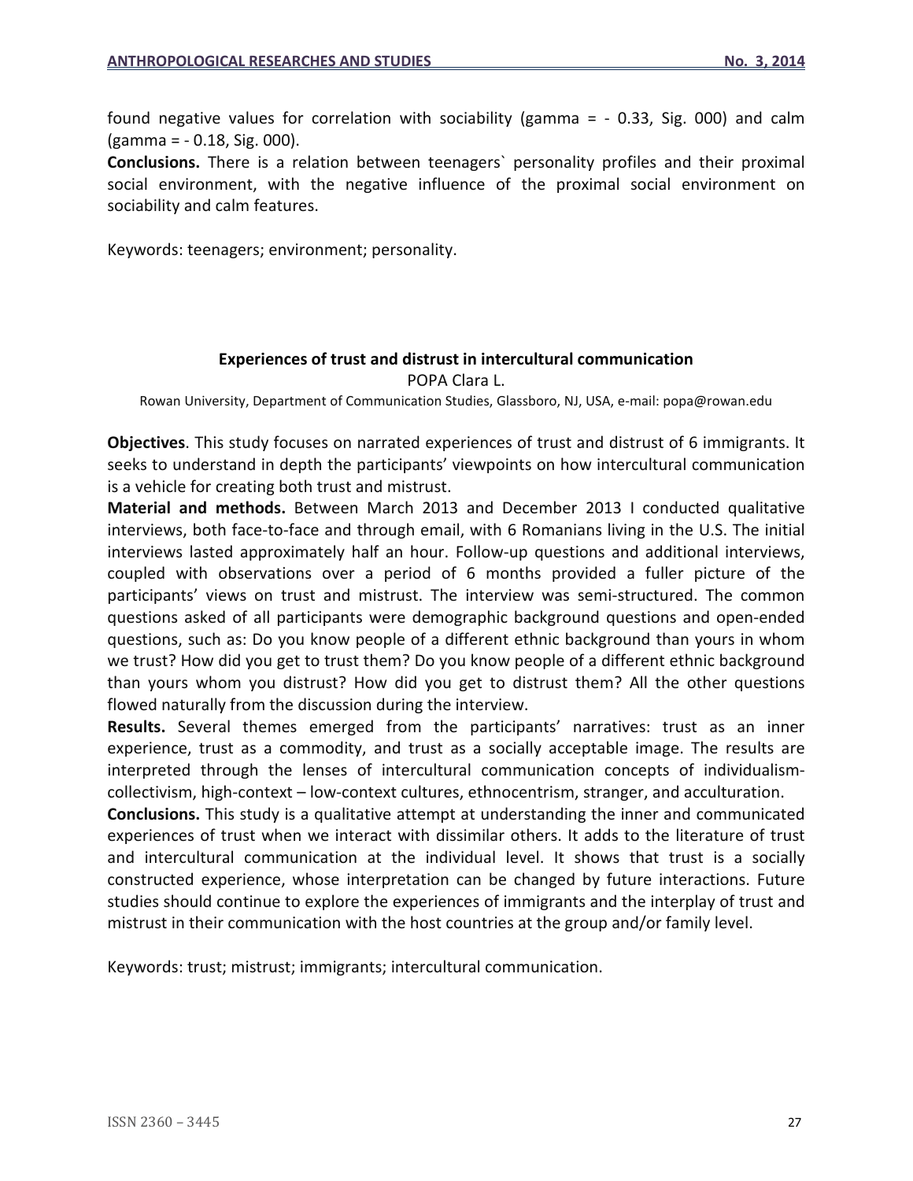found negative values for correlation with sociability (gamma = - 0.33, Sig. 000) and calm (gamma = - 0.18, Sig. 000).

**Conclusions.** There is a relation between teenagers` personality profiles and their proximal social environment, with the negative influence of the proximal social environment on sociability and calm features.

Keywords: teenagers; environment; personality.

### Experiences of trust and distrust in intercultural communication

POPA Clara L.

Rowan University, Department of Communication Studies, Glassboro, NJ, USA, e-mail: popa@rowan.edu

**Objectives**. This study focuses on narrated experiences of trust and distrust of 6 immigrants. It seeks to understand in depth the participants' viewpoints on how intercultural communication is a vehicle for creating both trust and mistrust.

**Material and methods.** Between March 2013 and December 2013 I conducted qualitative interviews, both face-to-face and through email, with 6 Romanians living in the U.S. The initial interviews lasted approximately half an hour. Follow-up questions and additional interviews, coupled with observations over a period of 6 months provided a fuller picture of the participants' views on trust and mistrust. The interview was semi-structured. The common questions asked of all participants were demographic background questions and open-ended questions, such as: Do you know people of a different ethnic background than yours in whom we trust? How did you get to trust them? Do you know people of a different ethnic background than yours whom you distrust? How did you get to distrust them? All the other questions flowed naturally from the discussion during the interview.

**Results.** Several themes emerged from the participants' narratives: trust as an inner experience, trust as a commodity, and trust as a socially acceptable image. The results are interpreted through the lenses of intercultural communication concepts of individualism-collectivism, high-context – low-context cultures, ethnocentrism, stranger, and acculturation.

**Conclusions.** This study is a qualitative attempt at understanding the inner and communicated experiences of trust when we interact with dissimilar others. It adds to the literature of trust and intercultural communication at the individual level. It shows that trust is a socially constructed experience, whose interpretation can be changed by future interactions. Future studies should continue to explore the experiences of immigrants and the interplay of trust and mistrust in their communication with the host countries at the group and/or family level.

Keywords: trust; mistrust; immigrants; intercultural communication.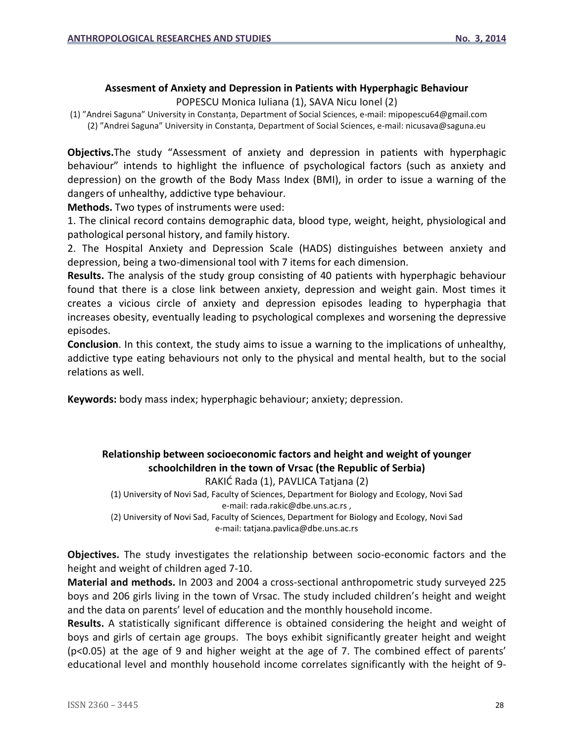## Assesment of Anxiety and Depression in Patients with Hyperphagic Behaviour

POPESCU Monica Iuliana (1), SAVA Nicu Ionel (2)

(1) "Andrei Saguna" University in Constanța, Department of Social Sciences, e-mail: mipopescu64@gmail.com
(2) "Andrei Saguna" University in Constanța, Department of Social Sciences, e-mail: nicusava@saguna.eu

**Objectivs.** The study "Assessment of anxiety and depression in patients with hyperphagic behaviour" intends to highlight the influence of psychological factors (such as anxiety and depression) on the growth of the Body Mass Index (BMI), in order to issue a warning of the dangers of unhealthy, addictive type behaviour.

**Methods.** Two types of instruments were used:

1. The clinical record contains demographic data, blood type, weight, height, physiological and pathological personal history, and family history.
2. The Hospital Anxiety and Depression Scale (HADS) distinguishes between anxiety and depression, being a two-dimensional tool with 7 items for each dimension.

**Results.** The analysis of the study group consisting of 40 patients with hyperphagic behaviour found that there is a close link between anxiety, depression and weight gain. Most times it creates a vicious circle of anxiety and depression episodes leading to hyperphagia that increases obesity, eventually leading to psychological complexes and worsening the depressive episodes.

**Conclusion**. In this context, the study aims to issue a warning to the implications of unhealthy, addictive type eating behaviours not only to the physical and mental health, but to the social relations as well.

**Keywords:** body mass index; hyperphagic behaviour; anxiety; depression.

## Relationship between socioeconomic factors and height and weight of younger schoolchildren in the town of Vrsac (the Republic of Serbia)

RAKIĆ Rada (1), PAVLICA Tatjana (2)

(1) University of Novi Sad, Faculty of Sciences, Department for Biology and Ecology, Novi Sad
e-mail: rada.rakic@dbe.uns.ac.rs ,
(2) University of Novi Sad, Faculty of Sciences, Department for Biology and Ecology, Novi Sad
e-mail: tatjana.pavlica@dbe.uns.ac.rs

**Objectives.** The study investigates the relationship between socio-economic factors and the height and weight of children aged 7-10.

**Material and methods.** In 2003 and 2004 a cross-sectional anthropometric study surveyed 225 boys and 206 girls living in the town of Vrsac. The study included children's height and weight and the data on parents' level of education and the monthly household income.

**Results.** A statistically significant difference is obtained considering the height and weight of boys and girls of certain age groups. The boys exhibit significantly greater height and weight ($p<0.05$) at the age of 9 and higher weight at the age of 7. The combined effect of parents' educational level and monthly household income correlates significantly with the height of 9-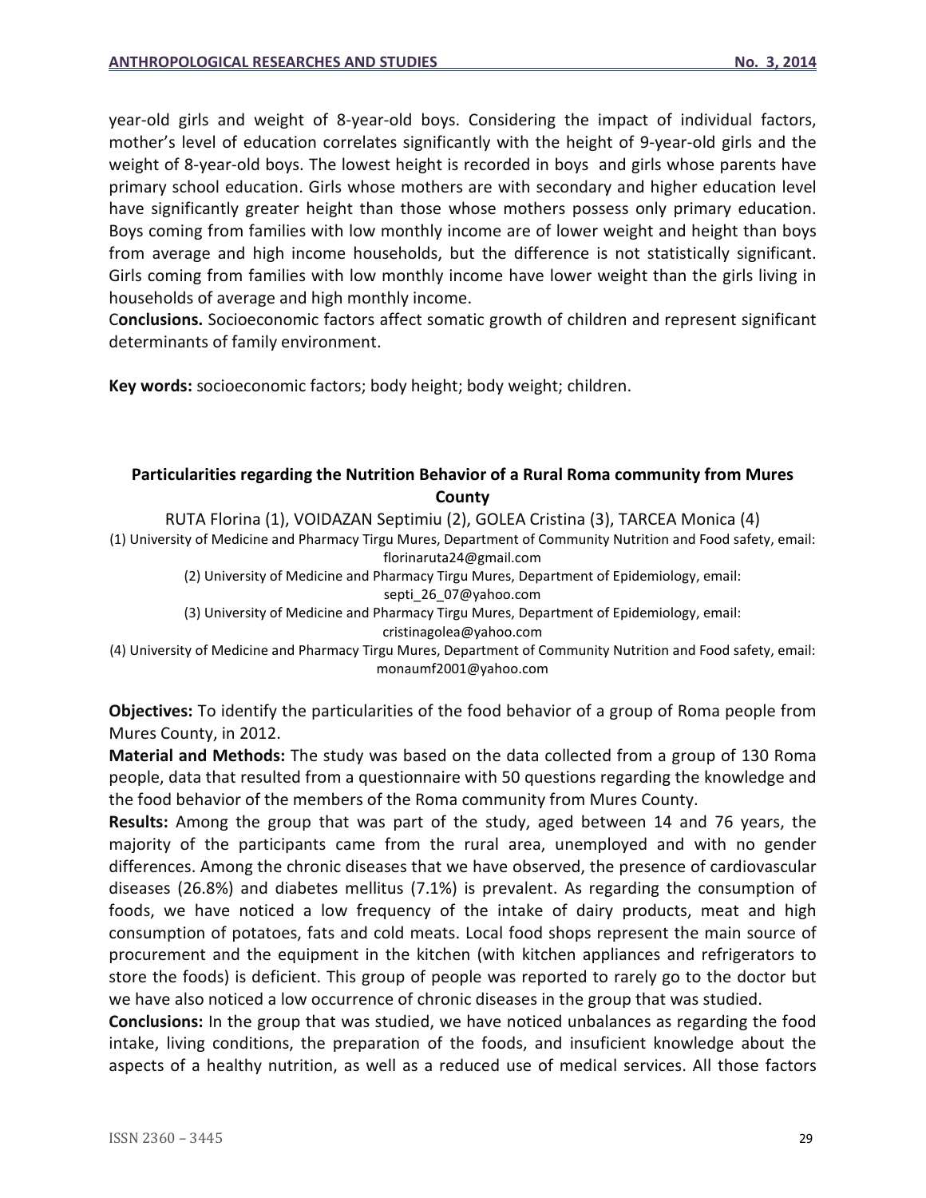year-old girls and weight of 8-year-old boys. Considering the impact of individual factors, mother's level of education correlates significantly with the height of 9-year-old girls and the weight of 8-year-old boys. The lowest height is recorded in boys and girls whose parents have primary school education. Girls whose mothers are with secondary and higher education level have significantly greater height than those whose mothers possess only primary education. Boys coming from families with low monthly income are of lower weight and height than boys from average and high income households, but the difference is not statistically significant. Girls coming from families with low monthly income have lower weight than the girls living in households of average and high monthly income.

C**onclusions.** Socioeconomic factors affect somatic growth of children and represent significant determinants of family environment.

**Key words:** socioeconomic factors; body height; body weight; children.

### Particularities regarding the Nutrition Behavior of a Rural Roma community from Mures County

RUTA Florina (1), VOIDAZAN Septimiu (2), GOLEA Cristina (3), TARCEA Monica (4)

(1) University of Medicine and Pharmacy Tirgu Mures, Department of Community Nutrition and Food safety, email: florinaruta24@gmail.com

(2) University of Medicine and Pharmacy Tirgu Mures, Department of Epidemiology, email: septi_26_07@yahoo.com

(3) University of Medicine and Pharmacy Tirgu Mures, Department of Epidemiology, email: cristinagolea@yahoo.com

(4) University of Medicine and Pharmacy Tirgu Mures, Department of Community Nutrition and Food safety, email: monaumf2001@yahoo.com

**Objectives:** To identify the particularities of the food behavior of a group of Roma people from Mures County, in 2012.

**Material and Methods:** The study was based on the data collected from a group of 130 Roma people, data that resulted from a questionnaire with 50 questions regarding the knowledge and the food behavior of the members of the Roma community from Mures County.

**Results:** Among the group that was part of the study, aged between 14 and 76 years, the majority of the participants came from the rural area, unemployed and with no gender differences. Among the chronic diseases that we have observed, the presence of cardiovascular diseases (26.8%) and diabetes mellitus (7.1%) is prevalent. As regarding the consumption of foods, we have noticed a low frequency of the intake of dairy products, meat and high consumption of potatoes, fats and cold meats. Local food shops represent the main source of procurement and the equipment in the kitchen (with kitchen appliances and refrigerators to store the foods) is deficient. This group of people was reported to rarely go to the doctor but we have also noticed a low occurrence of chronic diseases in the group that was studied.

**Conclusions:** In the group that was studied, we have noticed unbalances as regarding the food intake, living conditions, the preparation of the foods, and insuficient knowledge about the aspects of a healthy nutrition, as well as a reduced use of medical services. All those factors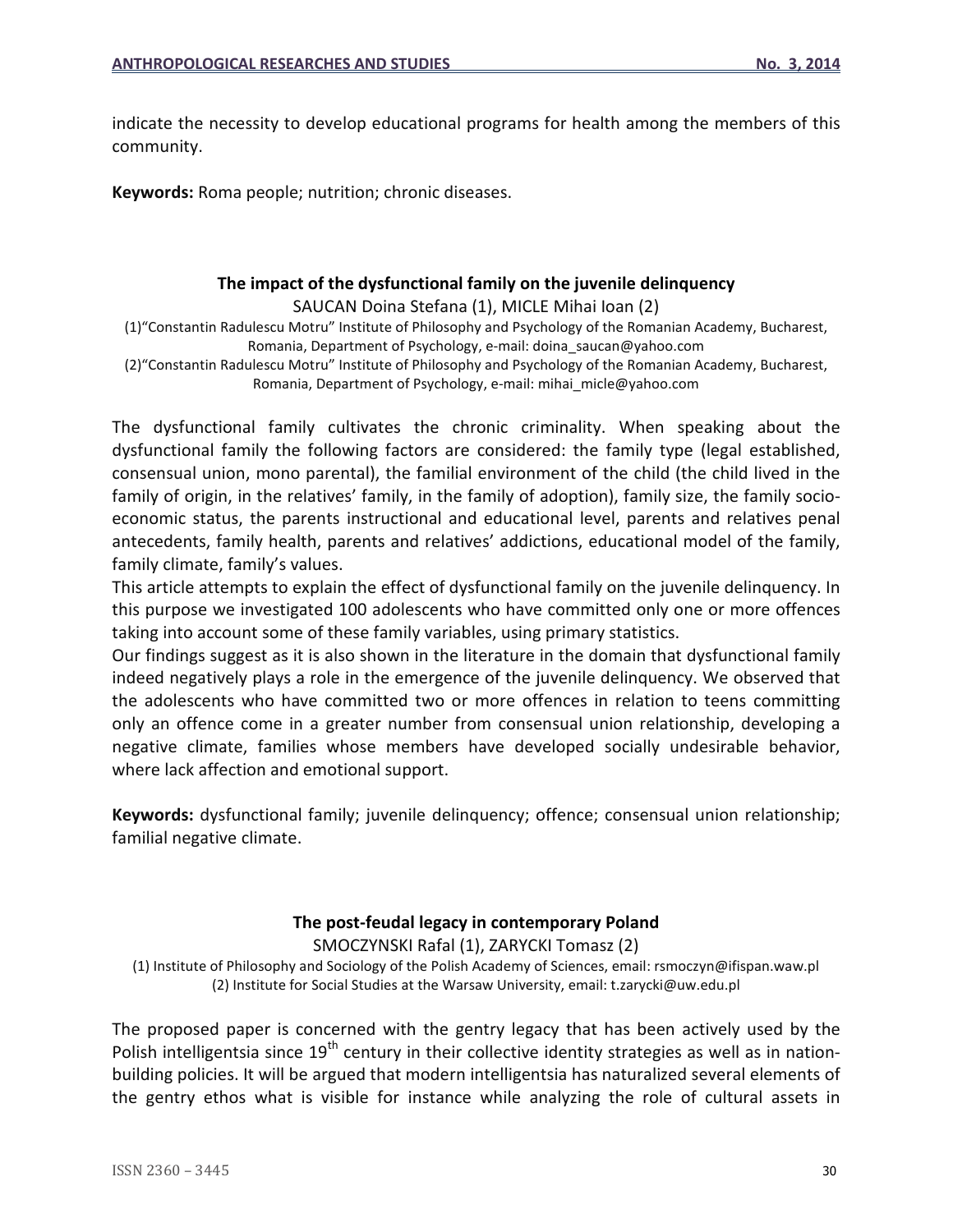indicate the necessity to develop educational programs for health among the members of this community.

**Keywords:** Roma people; nutrition; chronic diseases.

### The impact of the dysfunctional family on the juvenile delinquency

SAUCAN Doina Stefana (1), MICLE Mihai Ioan (2)

(1)"Constantin Radulescu Motru" Institute of Philosophy and Psychology of the Romanian Academy, Bucharest, Romania, Department of Psychology, e-mail: doina_saucan@yahoo.com

(2)"Constantin Radulescu Motru" Institute of Philosophy and Psychology of the Romanian Academy, Bucharest, Romania, Department of Psychology, e-mail: mihai_micle@yahoo.com

The dysfunctional family cultivates the chronic criminality. When speaking about the dysfunctional family the following factors are considered: the family type (legal established, consensual union, mono parental), the familial environment of the child (the child lived in the family of origin, in the relatives' family, in the family of adoption), family size, the family socio-economic status, the parents instructional and educational level, parents and relatives penal antecedents, family health, parents and relatives' addictions, educational model of the family, family climate, family's values.

This article attempts to explain the effect of dysfunctional family on the juvenile delinquency. In this purpose we investigated 100 adolescents who have committed only one or more offences taking into account some of these family variables, using primary statistics.

Our findings suggest as it is also shown in the literature in the domain that dysfunctional family indeed negatively plays a role in the emergence of the juvenile delinquency. We observed that the adolescents who have committed two or more offences in relation to teens committing only an offence come in a greater number from consensual union relationship, developing a negative climate, families whose members have developed socially undesirable behavior, where lack affection and emotional support.

**Keywords:** dysfunctional family; juvenile delinquency; offence; consensual union relationship; familial negative climate.

### The post-feudal legacy in contemporary Poland

SMOCZYNSKI Rafal (1), ZARYCKI Tomasz (2)

(1) Institute of Philosophy and Sociology of the Polish Academy of Sciences, email: rsmoczyn@ifispan.waw.pl

(2) Institute for Social Studies at the Warsaw University, email: t.zarycki@uw.edu.pl

The proposed paper is concerned with the gentry legacy that has been actively used by the Polish intelligentsia since 19$^{th}$ century in their collective identity strategies as well as in nation-building policies. It will be argued that modern intelligentsia has naturalized several elements of the gentry ethos what is visible for instance while analyzing the role of cultural assets in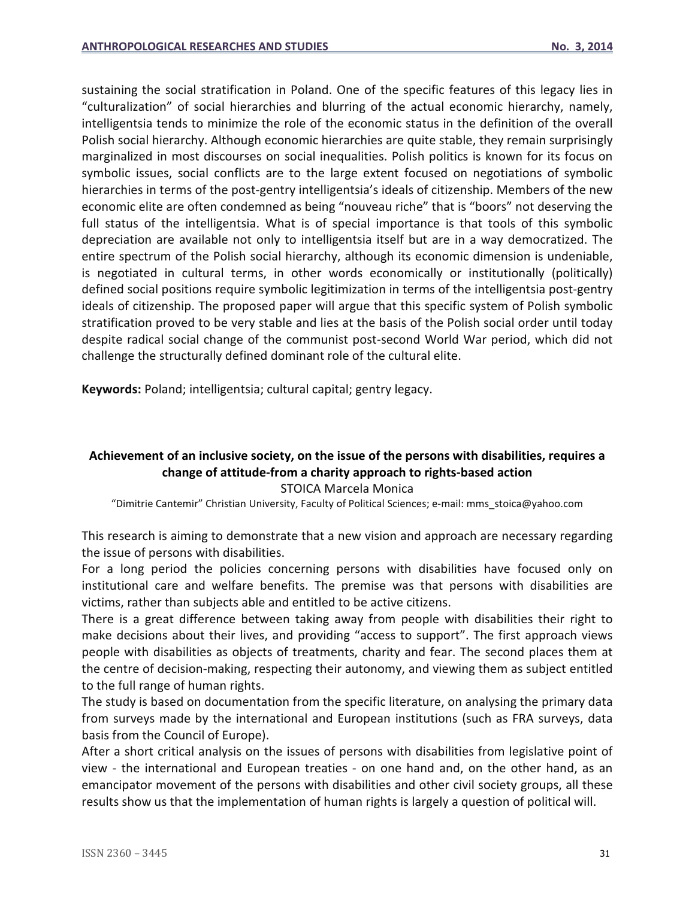sustaining the social stratification in Poland. One of the specific features of this legacy lies in "culturalization" of social hierarchies and blurring of the actual economic hierarchy, namely, intelligentsia tends to minimize the role of the economic status in the definition of the overall Polish social hierarchy. Although economic hierarchies are quite stable, they remain surprisingly marginalized in most discourses on social inequalities. Polish politics is known for its focus on symbolic issues, social conflicts are to the large extent focused on negotiations of symbolic hierarchies in terms of the post-gentry intelligentsia's ideals of citizenship. Members of the new economic elite are often condemned as being "nouveau riche" that is "boors" not deserving the full status of the intelligentsia. What is of special importance is that tools of this symbolic depreciation are available not only to intelligentsia itself but are in a way democratized. The entire spectrum of the Polish social hierarchy, although its economic dimension is undeniable, is negotiated in cultural terms, in other words economically or institutionally (politically) defined social positions require symbolic legitimization in terms of the intelligentsia post-gentry ideals of citizenship. The proposed paper will argue that this specific system of Polish symbolic stratification proved to be very stable and lies at the basis of the Polish social order until today despite radical social change of the communist post-second World War period, which did not challenge the structurally defined dominant role of the cultural elite.

**Keywords:** Poland; intelligentsia; cultural capital; gentry legacy.

## Achievement of an inclusive society, on the issue of the persons with disabilities, requires a change of attitude-from a charity approach to rights-based action

STOICA Marcela Monica

"Dimitrie Cantemir" Christian University, Faculty of Political Sciences; e-mail: mms_stoica@yahoo.com

This research is aiming to demonstrate that a new vision and approach are necessary regarding the issue of persons with disabilities.

For a long period the policies concerning persons with disabilities have focused only on institutional care and welfare benefits. The premise was that persons with disabilities are victims, rather than subjects able and entitled to be active citizens.

There is a great difference between taking away from people with disabilities their right to make decisions about their lives, and providing "access to support". The first approach views people with disabilities as objects of treatments, charity and fear. The second places them at the centre of decision-making, respecting their autonomy, and viewing them as subject entitled to the full range of human rights.

The study is based on documentation from the specific literature, on analysing the primary data from surveys made by the international and European institutions (such as FRA surveys, data basis from the Council of Europe).

After a short critical analysis on the issues of persons with disabilities from legislative point of view - the international and European treaties - on one hand and, on the other hand, as an emancipator movement of the persons with disabilities and other civil society groups, all these results show us that the implementation of human rights is largely a question of political will.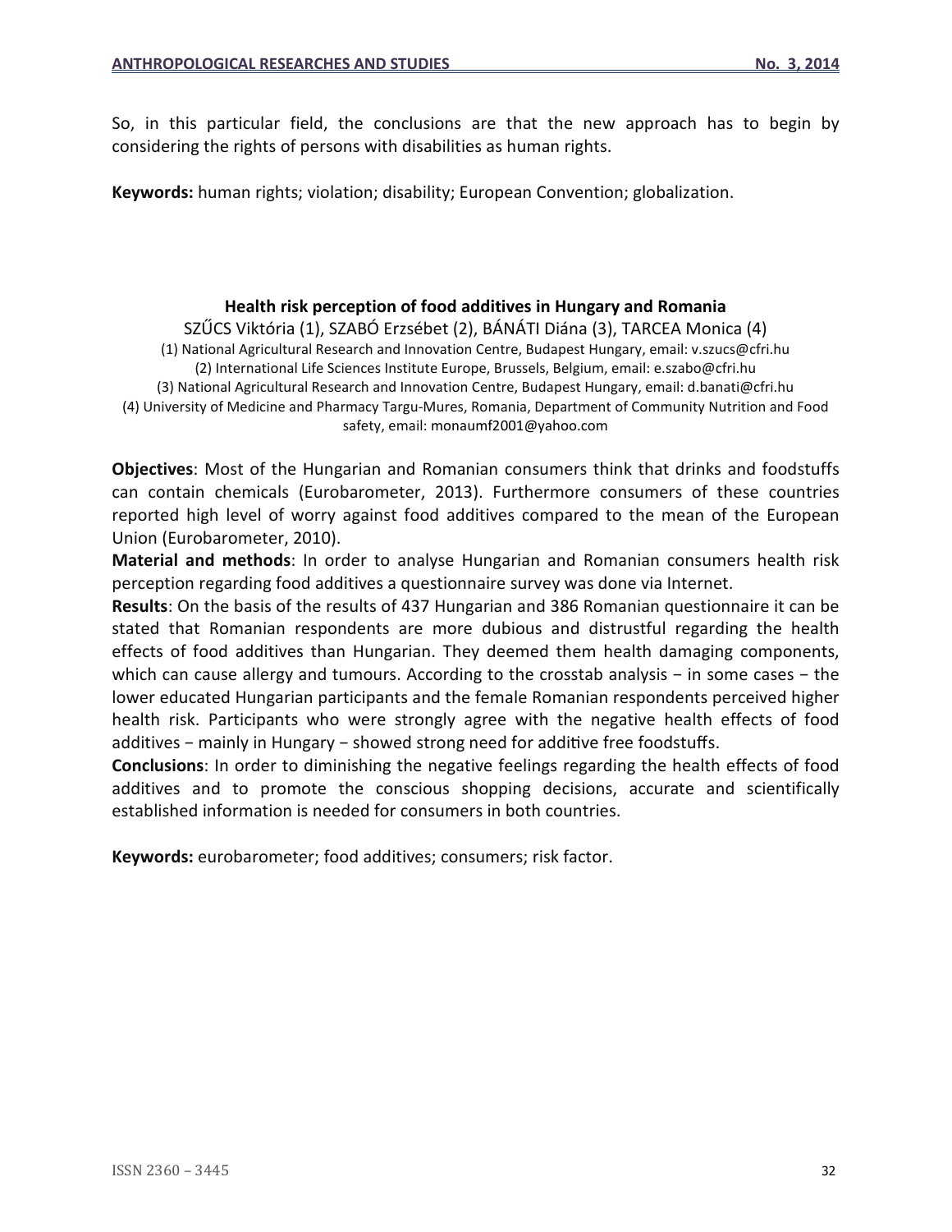So, in this particular field, the conclusions are that the new approach has to begin by considering the rights of persons with disabilities as human rights.

**Keywords:** human rights; violation; disability; European Convention; globalization.

## Health risk perception of food additives in Hungary and Romania

SZŰCS Viktória (1), SZABÓ Erzsébet (2), BÁNÁTI Diána (3), TARCEA Monica (4)

(1) National Agricultural Research and Innovation Centre, Budapest Hungary, email: v.szucs@cfri.hu
(2) International Life Sciences Institute Europe, Brussels, Belgium, email: e.szabo@cfri.hu
(3) National Agricultural Research and Innovation Centre, Budapest Hungary, email: d.banati@cfri.hu
(4) University of Medicine and Pharmacy Targu-Mures, Romania, Department of Community Nutrition and Food safety, email: monaumf2001@yahoo.com

**Objectives**: Most of the Hungarian and Romanian consumers think that drinks and foodstuffs can contain chemicals (Eurobarometer, 2013). Furthermore consumers of these countries reported high level of worry against food additives compared to the mean of the European Union (Eurobarometer, 2010).

**Material and methods**: In order to analyse Hungarian and Romanian consumers health risk perception regarding food additives a questionnaire survey was done via Internet.

**Results**: On the basis of the results of 437 Hungarian and 386 Romanian questionnaire it can be stated that Romanian respondents are more dubious and distrustful regarding the health effects of food additives than Hungarian. They deemed them health damaging components, which can cause allergy and tumours. According to the crosstab analysis − in some cases − the lower educated Hungarian participants and the female Romanian respondents perceived higher health risk. Participants who were strongly agree with the negative health effects of food additives − mainly in Hungary − showed strong need for additive free foodstuffs.

**Conclusions**: In order to diminishing the negative feelings regarding the health effects of food additives and to promote the conscious shopping decisions, accurate and scientifically established information is needed for consumers in both countries.

**Keywords:** eurobarometer; food additives; consumers; risk factor.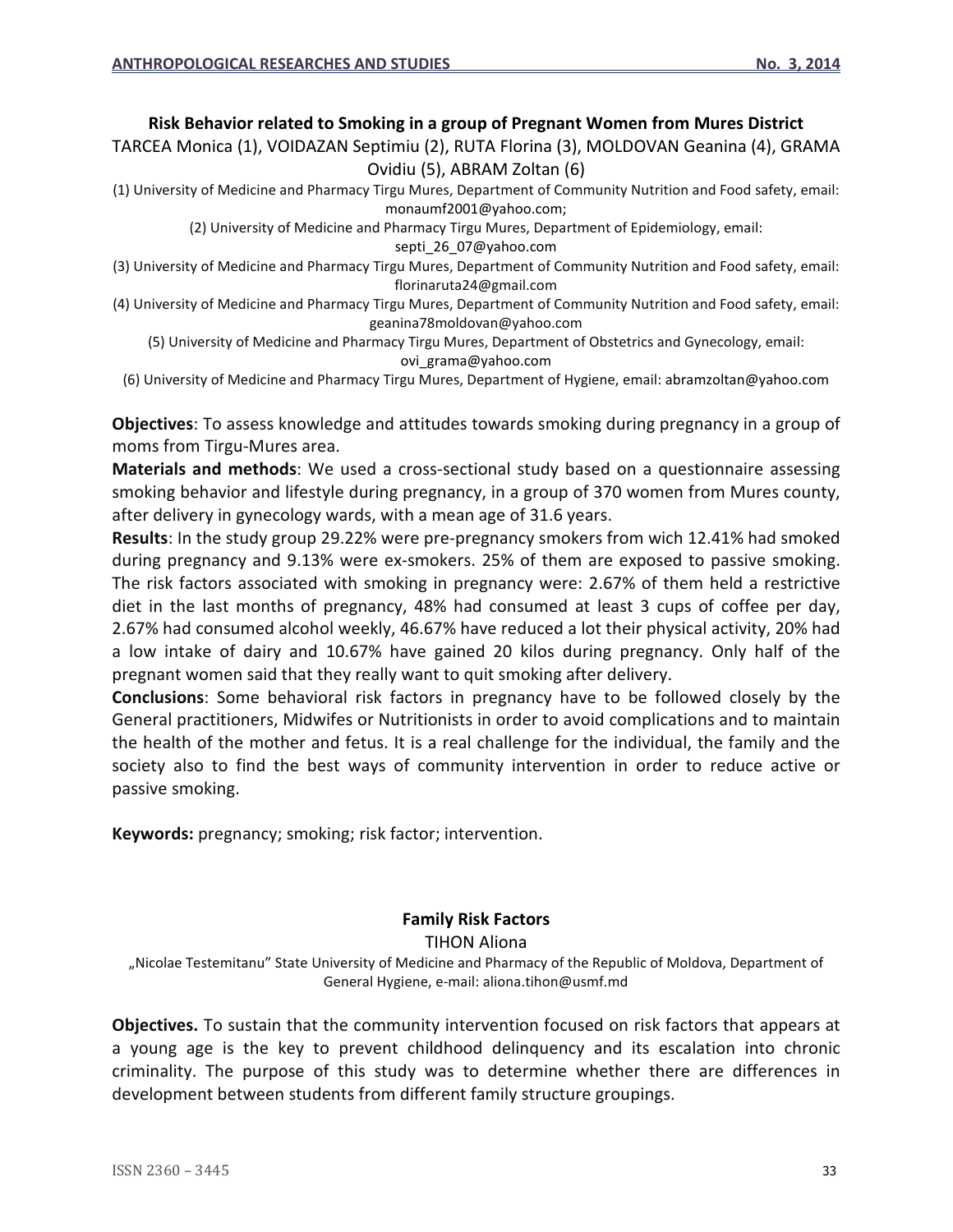## Risk Behavior related to Smoking in a group of Pregnant Women from Mures District

TARCEA Monica (1), VOIDAZAN Septimiu (2), RUTA Florina (3), MOLDOVAN Geanina (4), GRAMA Ovidiu (5), ABRAM Zoltan (6)

(1) University of Medicine and Pharmacy Tirgu Mures, Department of Community Nutrition and Food safety, email: monaumf2001@yahoo.com;

(2) University of Medicine and Pharmacy Tirgu Mures, Department of Epidemiology, email: septi_26_07@yahoo.com

(3) University of Medicine and Pharmacy Tirgu Mures, Department of Community Nutrition and Food safety, email: florinaruta24@gmail.com

(4) University of Medicine and Pharmacy Tirgu Mures, Department of Community Nutrition and Food safety, email: geanina78moldovan@yahoo.com

(5) University of Medicine and Pharmacy Tirgu Mures, Department of Obstetrics and Gynecology, email: ovi_grama@yahoo.com

(6) University of Medicine and Pharmacy Tirgu Mures, Department of Hygiene, email: abramzoltan@yahoo.com

**Objectives**: To assess knowledge and attitudes towards smoking during pregnancy in a group of moms from Tirgu-Mures area.

**Materials and methods**: We used a cross-sectional study based on a questionnaire assessing smoking behavior and lifestyle during pregnancy, in a group of 370 women from Mures county, after delivery in gynecology wards, with a mean age of 31.6 years.

**Results**: In the study group 29.22% were pre-pregnancy smokers from wich 12.41% had smoked during pregnancy and 9.13% were ex-smokers. 25% of them are exposed to passive smoking. The risk factors associated with smoking in pregnancy were: 2.67% of them held a restrictive diet in the last months of pregnancy, 48% had consumed at least 3 cups of coffee per day, 2.67% had consumed alcohol weekly, 46.67% have reduced a lot their physical activity, 20% had a low intake of dairy and 10.67% have gained 20 kilos during pregnancy. Only half of the pregnant women said that they really want to quit smoking after delivery.

**Conclusions**: Some behavioral risk factors in pregnancy have to be followed closely by the General practitioners, Midwifes or Nutritionists in order to avoid complications and to maintain the health of the mother and fetus. It is a real challenge for the individual, the family and the society also to find the best ways of community intervention in order to reduce active or passive smoking.

**Keywords:** pregnancy; smoking; risk factor; intervention.

## Family Risk Factors

TIHON Aliona

„Nicolae Testemitanu" State University of Medicine and Pharmacy of the Republic of Moldova, Department of General Hygiene, e-mail: aliona.tihon@usmf.md

**Objectives.** To sustain that the community intervention focused on risk factors that appears at a young age is the key to prevent childhood delinquency and its escalation into chronic criminality. The purpose of this study was to determine whether there are differences in development between students from different family structure groupings.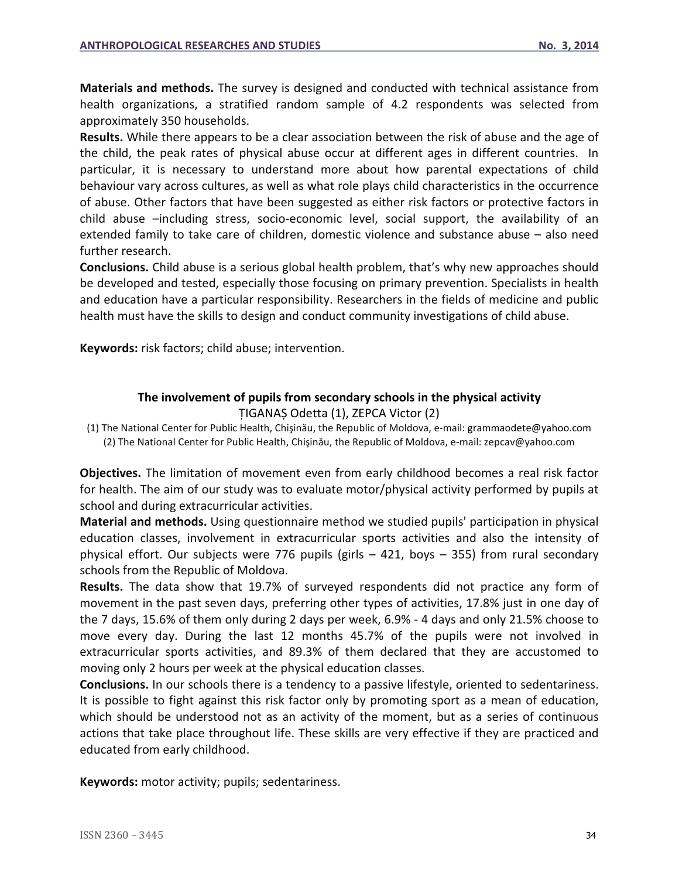**Materials and methods.** The survey is designed and conducted with technical assistance from health organizations, a stratified random sample of 4.2 respondents was selected from approximately 350 households.

**Results.** While there appears to be a clear association between the risk of abuse and the age of the child, the peak rates of physical abuse occur at different ages in different countries. In particular, it is necessary to understand more about how parental expectations of child behaviour vary across cultures, as well as what role plays child characteristics in the occurrence of abuse. Other factors that have been suggested as either risk factors or protective factors in child abuse –including stress, socio-economic level, social support, the availability of an extended family to take care of children, domestic violence and substance abuse – also need further research.

**Conclusions.** Child abuse is a serious global health problem, that's why new approaches should be developed and tested, especially those focusing on primary prevention. Specialists in health and education have a particular responsibility. Researchers in the fields of medicine and public health must have the skills to design and conduct community investigations of child abuse.

**Keywords:** risk factors; child abuse; intervention.

## The involvement of pupils from secondary schools in the physical activity

ȚIGANAȘ Odetta (1), ZEPCA Victor (2)

(1) The National Center for Public Health, Chişinău, the Republic of Moldova, e-mail: grammaodete@yahoo.com
(2) The National Center for Public Health, Chişinău, the Republic of Moldova, e-mail: zepcav@yahoo.com

**Objectives.** The limitation of movement even from early childhood becomes a real risk factor for health. The aim of our study was to evaluate motor/physical activity performed by pupils at school and during extracurricular activities.

**Material and methods.** Using questionnaire method we studied pupils' participation in physical education classes, involvement in extracurricular sports activities and also the intensity of physical effort. Our subjects were 776 pupils (girls – 421, boys – 355) from rural secondary schools from the Republic of Moldova.

**Results.** The data show that 19.7% of surveyed respondents did not practice any form of movement in the past seven days, preferring other types of activities, 17.8% just in one day of the 7 days, 15.6% of them only during 2 days per week, 6.9% - 4 days and only 21.5% choose to move every day. During the last 12 months 45.7% of the pupils were not involved in extracurricular sports activities, and 89.3% of them declared that they are accustomed to moving only 2 hours per week at the physical education classes.

**Conclusions.** In our schools there is a tendency to a passive lifestyle, oriented to sedentariness. It is possible to fight against this risk factor only by promoting sport as a mean of education, which should be understood not as an activity of the moment, but as a series of continuous actions that take place throughout life. These skills are very effective if they are practiced and educated from early childhood.

**Keywords:** motor activity; pupils; sedentariness.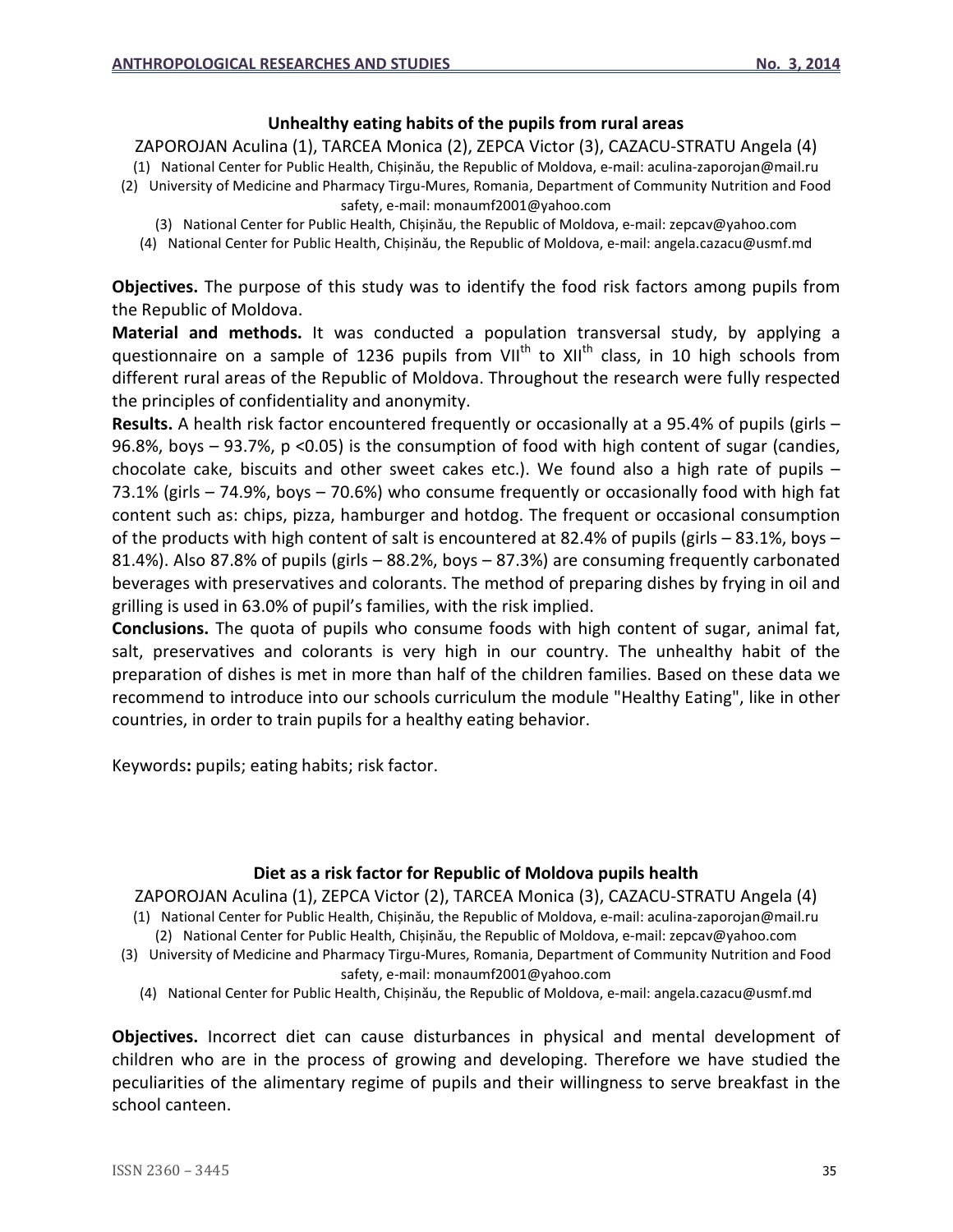## Unhealthy eating habits of the pupils from rural areas

ZAPOROJAN Aculina (1), TARCEA Monica (2), ZEPCA Victor (3), CAZACU-STRATU Angela (4)

(1) National Center for Public Health, Chișinău, the Republic of Moldova, e-mail: aculina-zaporojan@mail.ru
(2) University of Medicine and Pharmacy Tirgu-Mures, Romania, Department of Community Nutrition and Food safety, e-mail: monaumf2001@yahoo.com
(3) National Center for Public Health, Chișinău, the Republic of Moldova, e-mail: zepcav@yahoo.com
(4) National Center for Public Health, Chișinău, the Republic of Moldova, e-mail: angela.cazacu@usmf.md

**Objectives.** The purpose of this study was to identify the food risk factors among pupils from the Republic of Moldova.

**Material and methods.** It was conducted a population transversal study, by applying a questionnaire on a sample of 1236 pupils from VII$^{th}$ to XII$^{th}$ class, in 10 high schools from different rural areas of the Republic of Moldova. Throughout the research were fully respected the principles of confidentiality and anonymity.

**Results.** A health risk factor encountered frequently or occasionally at a 95.4% of pupils (girls – 96.8%, boys – 93.7%, $p < 0.05$) is the consumption of food with high content of sugar (candies, chocolate cake, biscuits and other sweet cakes etc.). We found also a high rate of pupils – 73.1% (girls – 74.9%, boys – 70.6%) who consume frequently or occasionally food with high fat content such as: chips, pizza, hamburger and hotdog. The frequent or occasional consumption of the products with high content of salt is encountered at 82.4% of pupils (girls – 83.1%, boys – 81.4%). Also 87.8% of pupils (girls – 88.2%, boys – 87.3%) are consuming frequently carbonated beverages with preservatives and colorants. The method of preparing dishes by frying in oil and grilling is used in 63.0% of pupil's families, with the risk implied.

**Conclusions.** The quota of pupils who consume foods with high content of sugar, animal fat, salt, preservatives and colorants is very high in our country. The unhealthy habit of the preparation of dishes is met in more than half of the children families. Based on these data we recommend to introduce into our schools curriculum the module "Healthy Eating", like in other countries, in order to train pupils for a healthy eating behavior.

Keywords**:** pupils; eating habits; risk factor.

## Diet as a risk factor for Republic of Moldova pupils health

ZAPOROJAN Aculina (1), ZEPCA Victor (2), TARCEA Monica (3), CAZACU-STRATU Angela (4)

(1) National Center for Public Health, Chișinău, the Republic of Moldova, e-mail: aculina-zaporojan@mail.ru
(2) National Center for Public Health, Chișinău, the Republic of Moldova, e-mail: zepcav@yahoo.com
(3) University of Medicine and Pharmacy Tirgu-Mures, Romania, Department of Community Nutrition and Food safety, e-mail: monaumf2001@yahoo.com
(4) National Center for Public Health, Chișinău, the Republic of Moldova, e-mail: angela.cazacu@usmf.md

**Objectives.** Incorrect diet can cause disturbances in physical and mental development of children who are in the process of growing and developing. Therefore we have studied the peculiarities of the alimentary regime of pupils and their willingness to serve breakfast in the school canteen.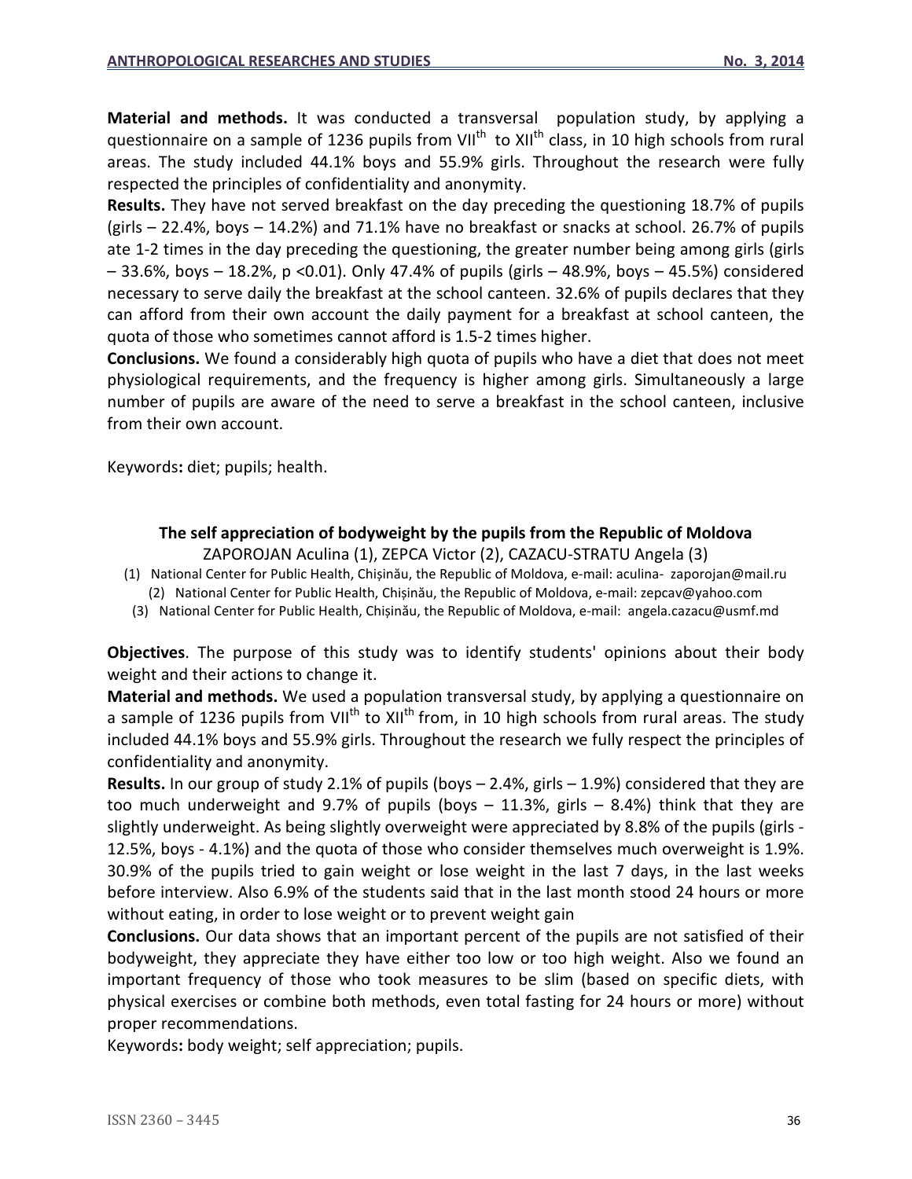**Material and methods.** It was conducted a transversal population study, by applying a questionnaire on a sample of 1236 pupils from VII$^{th}$ to XII$^{th}$ class, in 10 high schools from rural areas. The study included 44.1% boys and 55.9% girls. Throughout the research were fully respected the principles of confidentiality and anonymity.

**Results.** They have not served breakfast on the day preceding the questioning 18.7% of pupils (girls – 22.4%, boys – 14.2%) and 71.1% have no breakfast or snacks at school. 26.7% of pupils ate 1-2 times in the day preceding the questioning, the greater number being among girls (girls – 33.6%, boys – 18.2%, $p < 0.01$). Only 47.4% of pupils (girls – 48.9%, boys – 45.5%) considered necessary to serve daily the breakfast at the school canteen. 32.6% of pupils declares that they can afford from their own account the daily payment for a breakfast at school canteen, the quota of those who sometimes cannot afford is 1.5-2 times higher.

**Conclusions.** We found a considerably high quota of pupils who have a diet that does not meet physiological requirements, and the frequency is higher among girls. Simultaneously a large number of pupils are aware of the need to serve a breakfast in the school canteen, inclusive from their own account.

Keywords**:** diet; pupils; health.

### The self appreciation of bodyweight by the pupils from the Republic of Moldova

ZAPOROJAN Aculina (1), ZEPCA Victor (2), CAZACU-STRATU Angela (3)

(1) National Center for Public Health, Chișinău, the Republic of Moldova, e-mail: aculina- zaporojan@mail.ru
(2) National Center for Public Health, Chișinău, the Republic of Moldova, e-mail: zepcav@yahoo.com
(3) National Center for Public Health, Chișinău, the Republic of Moldova, e-mail: angela.cazacu@usmf.md

**Objectives**. The purpose of this study was to identify students' opinions about their body weight and their actions to change it.

**Material and methods.** We used a population transversal study, by applying a questionnaire on a sample of 1236 pupils from VII$^{th}$ to XII$^{th}$ from, in 10 high schools from rural areas. The study included 44.1% boys and 55.9% girls. Throughout the research we fully respect the principles of confidentiality and anonymity.

**Results.** In our group of study 2.1% of pupils (boys – 2.4%, girls – 1.9%) considered that they are too much underweight and 9.7% of pupils (boys – 11.3%, girls – 8.4%) think that they are slightly underweight. As being slightly overweight were appreciated by 8.8% of the pupils (girls - 12.5%, boys - 4.1%) and the quota of those who consider themselves much overweight is 1.9%. 30.9% of the pupils tried to gain weight or lose weight in the last 7 days, in the last weeks before interview. Also 6.9% of the students said that in the last month stood 24 hours or more without eating, in order to lose weight or to prevent weight gain

**Conclusions.** Our data shows that an important percent of the pupils are not satisfied of their bodyweight, they appreciate they have either too low or too high weight. Also we found an important frequency of those who took measures to be slim (based on specific diets, with physical exercises or combine both methods, even total fasting for 24 hours or more) without proper recommendations.

Keywords**:** body weight; self appreciation; pupils.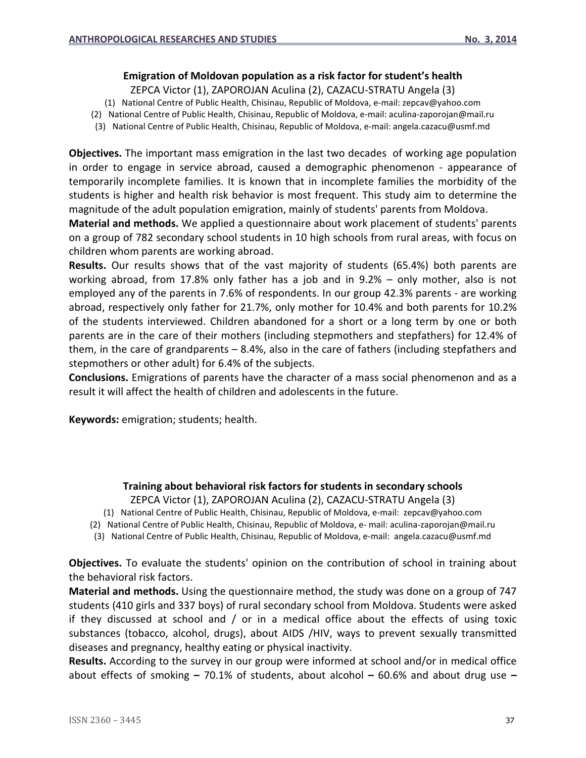### Emigration of Moldovan population as a risk factor for student's health

ZEPCA Victor (1), ZAPOROJAN Aculina (2), CAZACU-STRATU Angela (3)

(1) National Centre of Public Health, Chisinau, Republic of Moldova, e-mail: zepcav@yahoo.com
(2) National Centre of Public Health, Chisinau, Republic of Moldova, e-mail: aculina-zaporojan@mail.ru
(3) National Centre of Public Health, Chisinau, Republic of Moldova, e-mail: angela.cazacu@usmf.md

**Objectives.** The important mass emigration in the last two decades of working age population in order to engage in service abroad, caused a demographic phenomenon - appearance of temporarily incomplete families. It is known that in incomplete families the morbidity of the students is higher and health risk behavior is most frequent. This study aim to determine the magnitude of the adult population emigration, mainly of students' parents from Moldova.

**Material and methods.** We applied a questionnaire about work placement of students' parents on a group of 782 secondary school students in 10 high schools from rural areas, with focus on children whom parents are working abroad.

**Results.** Our results shows that of the vast majority of students (65.4%) both parents are working abroad, from 17.8% only father has a job and in 9.2% – only mother, also is not employed any of the parents in 7.6% of respondents. In our group 42.3% parents - are working abroad, respectively only father for 21.7%, only mother for 10.4% and both parents for 10.2% of the students interviewed. Children abandoned for a short or a long term by one or both parents are in the care of their mothers (including stepmothers and stepfathers) for 12.4% of them, in the care of grandparents – 8.4%, also in the care of fathers (including stepfathers and stepmothers or other adult) for 6.4% of the subjects.

**Conclusions.** Emigrations of parents have the character of a mass social phenomenon and as a result it will affect the health of children and adolescents in the future.

**Keywords:** emigration; students; health.

### Training about behavioral risk factors for students in secondary schools

ZEPCA Victor (1), ZAPOROJAN Aculina (2), CAZACU-STRATU Angela (3)

(1) National Centre of Public Health, Chisinau, Republic of Moldova, e-mail: zepcav@yahoo.com
(2) National Centre of Public Health, Chisinau, Republic of Moldova, e- mail: aculina-zaporojan@mail.ru
(3) National Centre of Public Health, Chisinau, Republic of Moldova, e-mail: angela.cazacu@usmf.md

**Objectives.** To evaluate the students' opinion on the contribution of school in training about the behavioral risk factors.

**Material and methods.** Using the questionnaire method, the study was done on a group of 747 students (410 girls and 337 boys) of rural secondary school from Moldova. Students were asked if they discussed at school and / or in a medical office about the effects of using toxic substances (tobacco, alcohol, drugs), about AIDS /HIV, ways to prevent sexually transmitted diseases and pregnancy, healthy eating or physical inactivity.

**Results.** According to the survey in our group were informed at school and/or in medical office about effects of smoking **–** 70.1% of students, about alcohol **–** 60.6% and about drug use **–**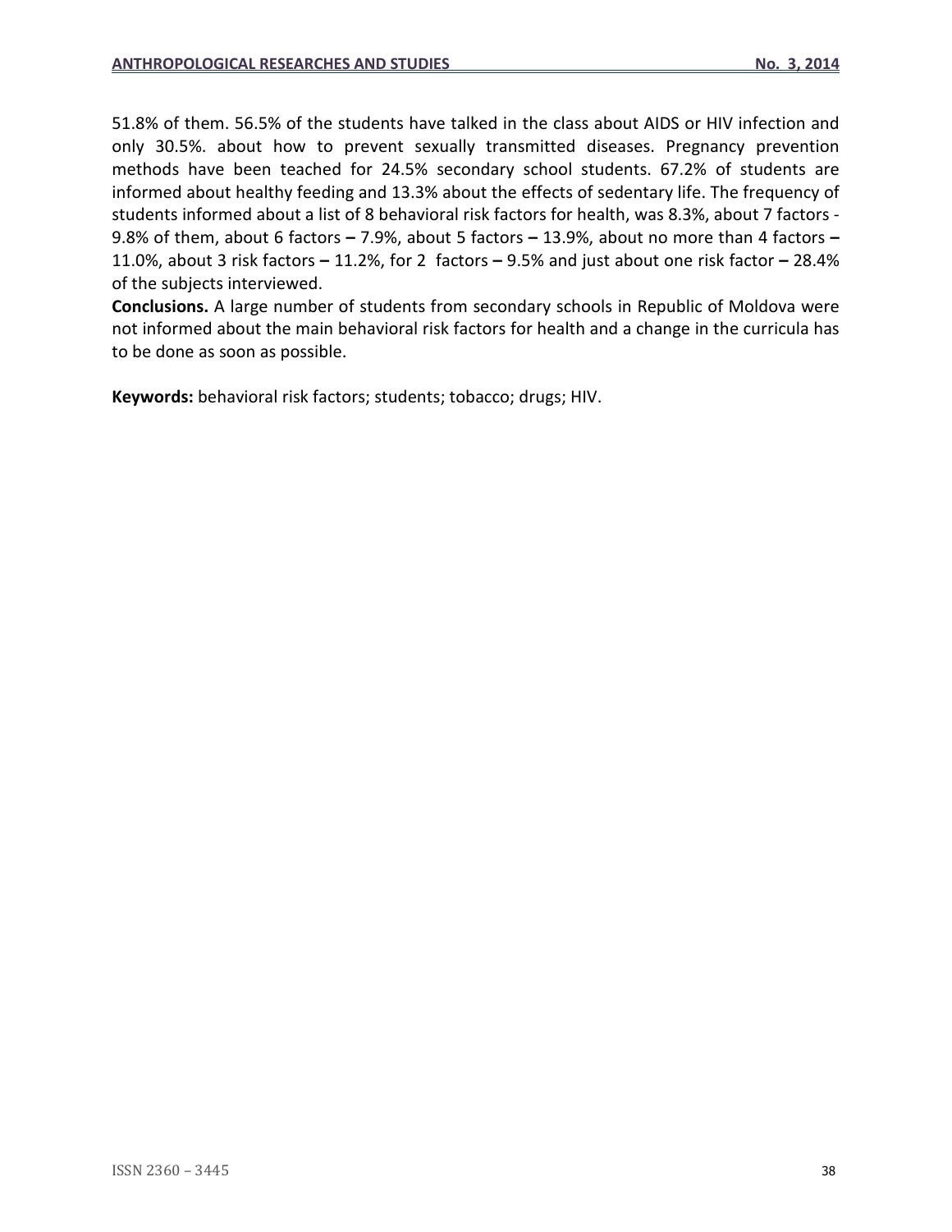51.8% of them. 56.5% of the students have talked in the class about AIDS or HIV infection and only 30.5%. about how to prevent sexually transmitted diseases. Pregnancy prevention methods have been teached for 24.5% secondary school students. 67.2% of students are informed about healthy feeding and 13.3% about the effects of sedentary life. The frequency of students informed about a list of 8 behavioral risk factors for health, was 8.3%, about 7 factors - 9.8% of them, about 6 factors **–** 7.9%, about 5 factors **–** 13.9%, about no more than 4 factors **–** 11.0%, about 3 risk factors **–** 11.2%, for 2 factors **–** 9.5% and just about one risk factor **–** 28.4% of the subjects interviewed.

**Conclusions.** A large number of students from secondary schools in Republic of Moldova were not informed about the main behavioral risk factors for health and a change in the curricula has to be done as soon as possible.

**Keywords:** behavioral risk factors; students; tobacco; drugs; HIV.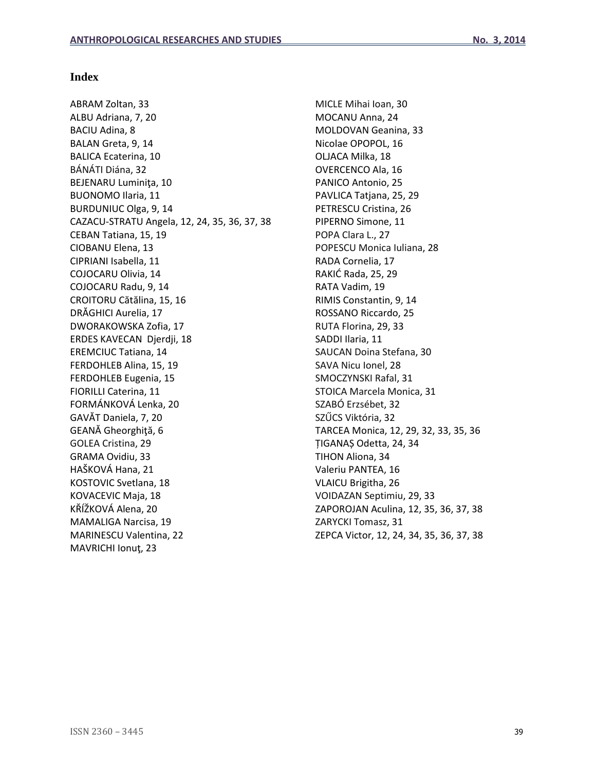# Index

ABRAM Zoltan, 33
ALBU Adriana, 7, 20
BACIU Adina, 8
BALAN Greta, 9, 14
BALICA Ecaterina, 10
BÁNÁTI Diána, 32
BEJENARU Luminiţa, 10
BUONOMO Ilaria, 11
BURDUNIUC Olga, 9, 14
CAZACU-STRATU Angela, 12, 24, 35, 36, 37, 38
CEBAN Tatiana, 15, 19
CIOBANU Elena, 13
CIPRIANI Isabella, 11
COJOCARU Olivia, 14
COJOCARU Radu, 9, 14
CROITORU Cătălina, 15, 16
DRĂGHICI Aurelia, 17
DWORAKOWSKA Zofia, 17
ERDES KAVECAN Djerdji, 18
EREMCIUC Tatiana, 14
FERDOHLEB Alina, 15, 19
FERDOHLEB Eugenia, 15
FIORILLI Caterina, 11
FORMÁNKOVÁ Lenka, 20
GAVĂT Daniela, 7, 20
GEANĂ Gheorghiţă, 6
GOLEA Cristina, 29
GRAMA Ovidiu, 33
HAŠKOVÁ Hana, 21
KOSTOVIC Svetlana, 18
KOVACEVIC Maja, 18
KŘÍŽKOVÁ Alena, 20
MAMALIGA Narcisa, 19
MARINESCU Valentina, 22
MAVRICHI Ionuţ, 23
MICLE Mihai Ioan, 30
MOCANU Anna, 24
MOLDOVAN Geanina, 33
Nicolae OPOPOL, 16
OLJACA Milka, 18
OVERCENCO Ala, 16
PANICO Antonio, 25
PAVLICA Tatjana, 25, 29
PETRESCU Cristina, 26
PIPERNO Simone, 11
POPA Clara L., 27
POPESCU Monica Iuliana, 28
RADA Cornelia, 17
RAKIĆ Rada, 25, 29
RATA Vadim, 19
RIMIS Constantin, 9, 14
ROSSANO Riccardo, 25
RUTA Florina, 29, 33
SADDI Ilaria, 11
SAUCAN Doina Stefana, 30
SAVA Nicu Ionel, 28
SMOCZYNSKI Rafal, 31
STOICA Marcela Monica, 31
SZABÓ Erzsébet, 32
SZŰCS Viktória, 32
TARCEA Monica, 12, 29, 32, 33, 35, 36
ȚIGANAȘ Odetta, 24, 34
TIHON Aliona, 34
Valeriu PANTEA, 16
VLAICU Brigitha, 26
VOIDAZAN Septimiu, 29, 33
ZAPOROJAN Aculina, 12, 35, 36, 37, 38
ZARYCKI Tomasz, 31
ZEPCA Victor, 12, 24, 34, 35, 36, 37, 38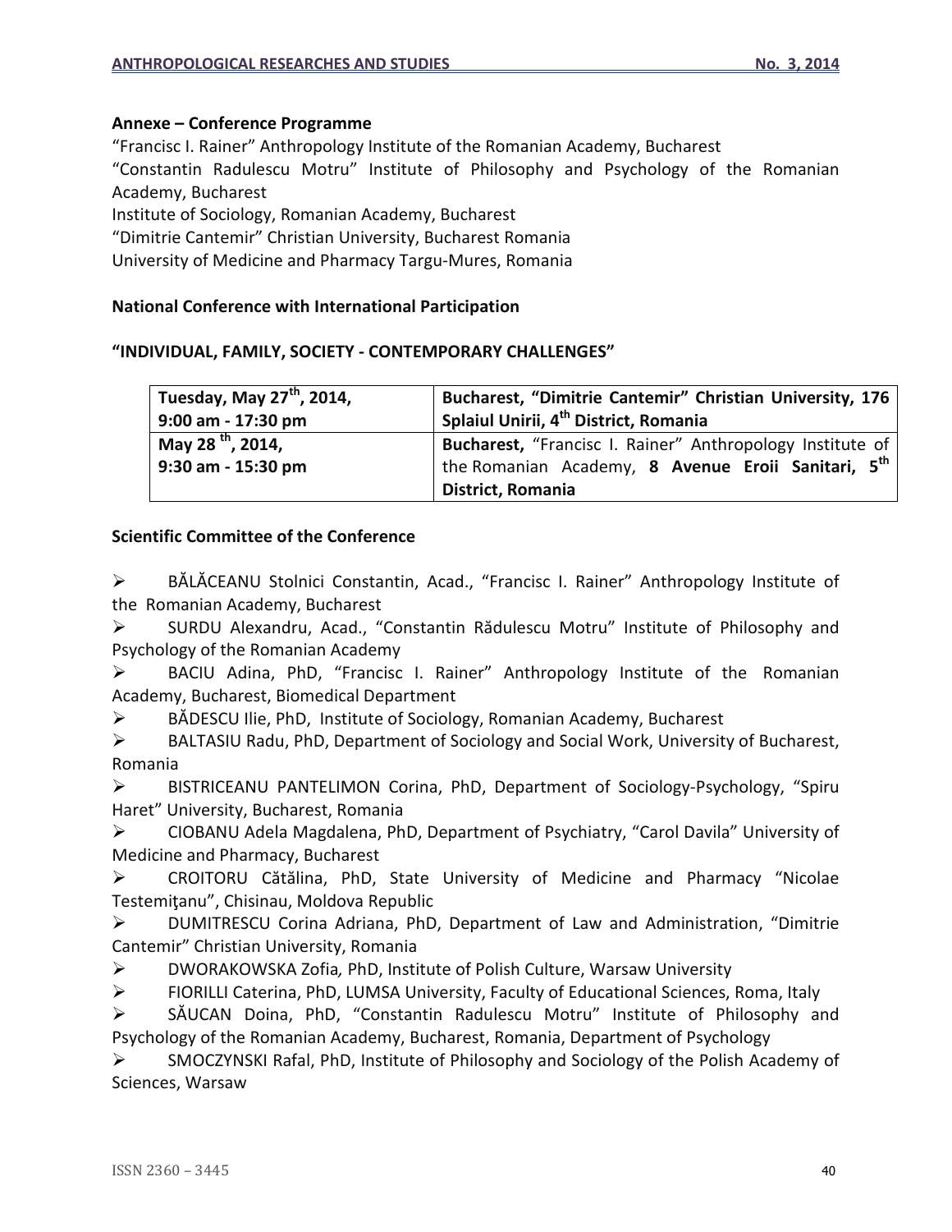**Annexe – Conference Programme**

"Francisc I. Rainer" Anthropology Institute of the Romanian Academy, Bucharest
"Constantin Radulescu Motru" Institute of Philosophy and Psychology of the Romanian Academy, Bucharest
Institute of Sociology, Romanian Academy, Bucharest
"Dimitrie Cantemir" Christian University, Bucharest Romania
University of Medicine and Pharmacy Targu-Mures, Romania

**National Conference with International Participation**

**"INDIVIDUAL, FAMILY, SOCIETY - CONTEMPORARY CHALLENGES"**

| **Tuesday, May 27th, 2014, 9:00 am - 17:30 pm** | **Bucharest, "Dimitrie Cantemir" Christian University, 176 Splaiul Unirii, 4th District, Romania** |
|---|---|
| **May 28 th, 2014, 9:30 am - 15:30 pm** | **Bucharest,** "Francisc I. Rainer" Anthropology Institute of the Romanian Academy, **8 Avenue Eroii Sanitari, 5th District, Romania** |

**Scientific Committee of the Conference**

- BĂLĂCEANU Stolnici Constantin, Acad., "Francisc I. Rainer" Anthropology Institute of the Romanian Academy, Bucharest
- SURDU Alexandru, Acad., "Constantin Rădulescu Motru" Institute of Philosophy and Psychology of the Romanian Academy
- BACIU Adina, PhD, "Francisc I. Rainer" Anthropology Institute of the Romanian Academy, Bucharest, Biomedical Department
- BĂDESCU Ilie, PhD, Institute of Sociology, Romanian Academy, Bucharest
- BALTASIU Radu, PhD, Department of Sociology and Social Work, University of Bucharest, Romania
- BISTRICEANU PANTELIMON Corina, PhD, Department of Sociology-Psychology, "Spiru Haret" University, Bucharest, Romania
- CIOBANU Adela Magdalena, PhD, Department of Psychiatry, "Carol Davila" University of Medicine and Pharmacy, Bucharest
- CROITORU Cătălina, PhD, State University of Medicine and Pharmacy "Nicolae Testemiţanu", Chisinau, Moldova Republic
- DUMITRESCU Corina Adriana, PhD, Department of Law and Administration, "Dimitrie Cantemir" Christian University, Romania
- DWORAKOWSKA Zofia*,* PhD, Institute of Polish Culture, Warsaw University
- FIORILLI Caterina, PhD, LUMSA University, Faculty of Educational Sciences, Roma, Italy
- SĂUCAN Doina, PhD, "Constantin Radulescu Motru" Institute of Philosophy and Psychology of the Romanian Academy, Bucharest, Romania, Department of Psychology
- SMOCZYNSKI Rafal, PhD, Institute of Philosophy and Sociology of the Polish Academy of Sciences, Warsaw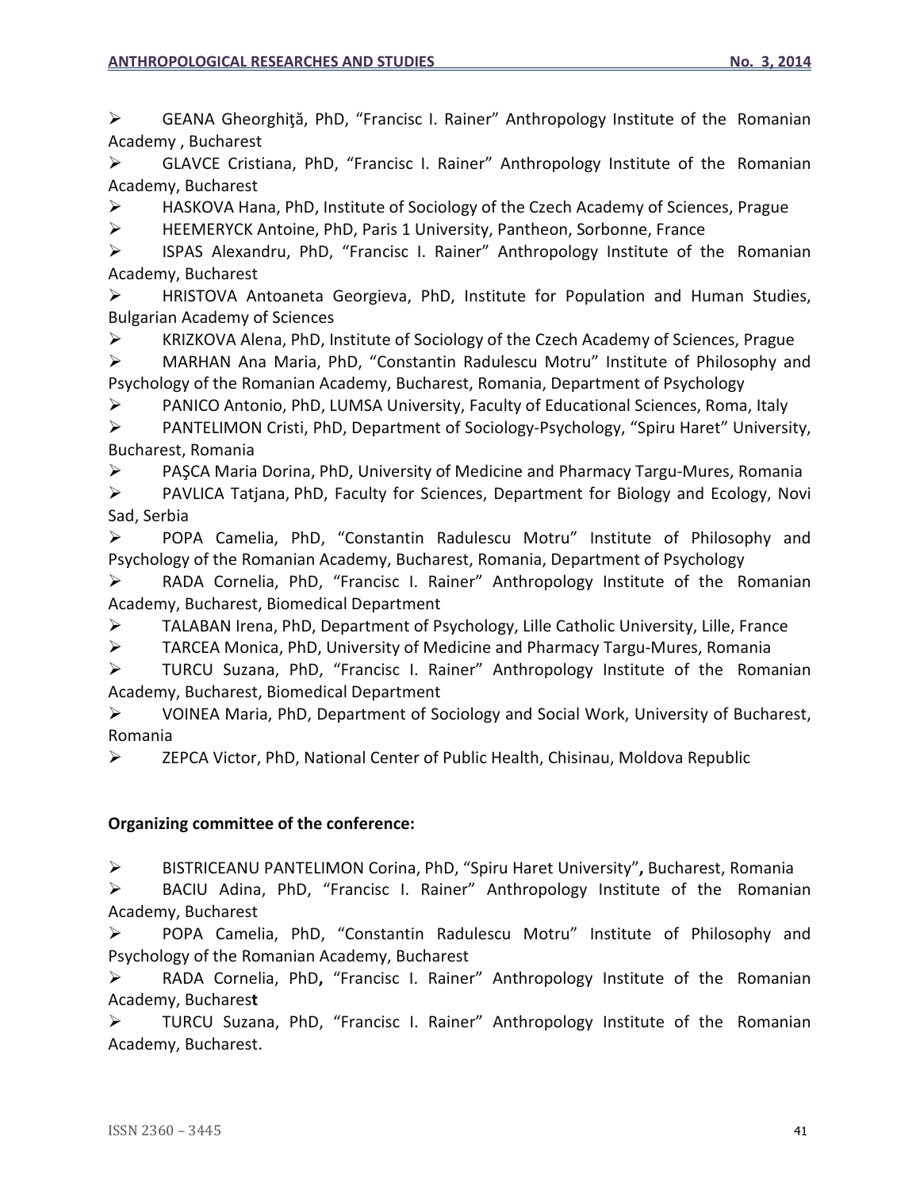- GEANA Gheorghiţă, PhD, "Francisc I. Rainer" Anthropology Institute of the Romanian Academy , Bucharest
- GLAVCE Cristiana, PhD, "Francisc I. Rainer" Anthropology Institute of the Romanian Academy, Bucharest
- HASKOVA Hana, PhD, Institute of Sociology of the Czech Academy of Sciences, Prague
- HEEMERYCK Antoine, PhD, Paris 1 University, Pantheon, Sorbonne, France
- ISPAS Alexandru, PhD, "Francisc I. Rainer" Anthropology Institute of the Romanian Academy, Bucharest
- HRISTOVA Antoaneta Georgieva, PhD, Institute for Population and Human Studies, Bulgarian Academy of Sciences
- KRIZKOVA Alena, PhD, Institute of Sociology of the Czech Academy of Sciences, Prague
- MARHAN Ana Maria, PhD, "Constantin Radulescu Motru" Institute of Philosophy and Psychology of the Romanian Academy, Bucharest, Romania, Department of Psychology
- PANICO Antonio, PhD, LUMSA University, Faculty of Educational Sciences, Roma, Italy
- PANTELIMON Cristi, PhD, Department of Sociology-Psychology, "Spiru Haret" University, Bucharest, Romania
- PAŞCA Maria Dorina, PhD, University of Medicine and Pharmacy Targu-Mures, Romania
- PAVLICA Tatjana, PhD, Faculty for Sciences, Department for Biology and Ecology, Novi Sad, Serbia
- POPA Camelia, PhD, "Constantin Radulescu Motru" Institute of Philosophy and Psychology of the Romanian Academy, Bucharest, Romania, Department of Psychology
- RADA Cornelia, PhD, "Francisc I. Rainer" Anthropology Institute of the Romanian Academy, Bucharest, Biomedical Department
- TALABAN Irena, PhD, Department of Psychology, Lille Catholic University, Lille, France
- TARCEA Monica, PhD, University of Medicine and Pharmacy Targu-Mures, Romania
- TURCU Suzana, PhD, "Francisc I. Rainer" Anthropology Institute of the Romanian Academy, Bucharest, Biomedical Department
- VOINEA Maria, PhD, Department of Sociology and Social Work, University of Bucharest, Romania
- ZEPCA Victor, PhD, National Center of Public Health, Chisinau, Moldova Republic

**Organizing committee of the conference:**

- BISTRICEANU PANTELIMON Corina, PhD, "Spiru Haret University"**,** Bucharest, Romania
- BACIU Adina, PhD, "Francisc I. Rainer" Anthropology Institute of the Romanian Academy, Bucharest
- POPA Camelia, PhD, "Constantin Radulescu Motru" Institute of Philosophy and Psychology of the Romanian Academy, Bucharest
- RADA Cornelia, PhD**,** "Francisc I. Rainer" Anthropology Institute of the Romanian Academy, Buchares**t**
- TURCU Suzana, PhD, "Francisc I. Rainer" Anthropology Institute of the Romanian Academy, Bucharest.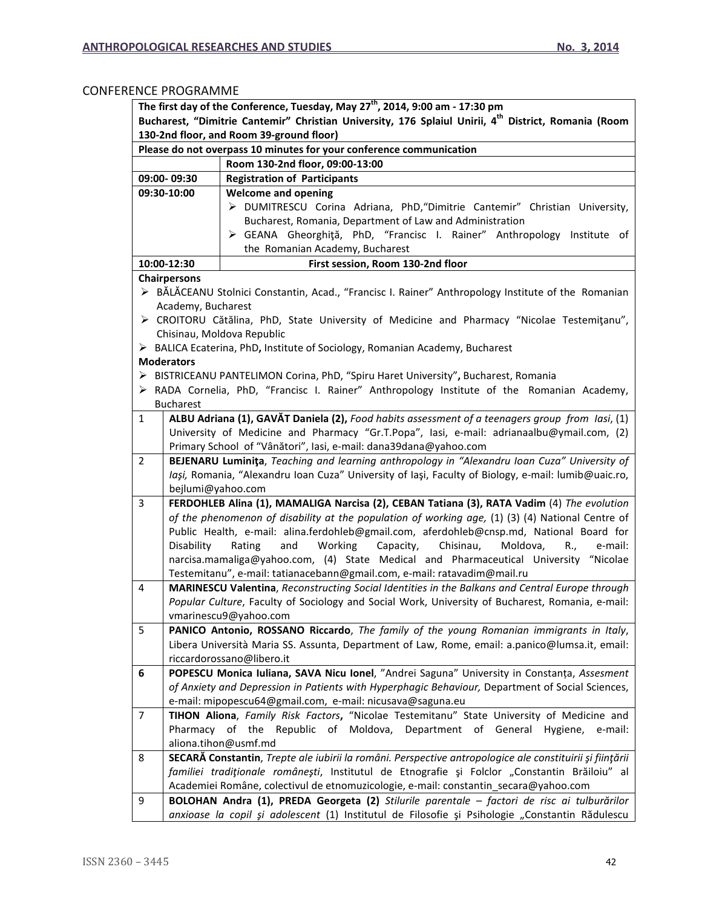CONFERENCE PROGRAMME

| The first day of the Conference, Tuesday, May 27th, 2014, 9:00 am - 17:30 pm<br>Bucharest, "Dimitrie Cantemir" Christian University, 176 Splaiul Unirii, 4th District, Romania (Room 130-2nd floor, and Room 39-ground floor) | |
|---|---|
| **Please do not overpass 10 minutes for your conference communication** | |
| | **Room 130-2nd floor, 09:00-13:00** |
| **09:00- 09:30** | **Registration of Participants** |
| **09:30-10:00** | **Welcome and opening**<br>➢ DUMITRESCU Corina Adriana, PhD,"Dimitrie Cantemir" Christian University, Bucharest, Romania, Department of Law and Administration<br>➢ GEANA Gheorghiţă, PhD, "Francisc I. Rainer" Anthropology Institute of the Romanian Academy, Bucharest |
| **10:00-12:30** | **First session, Room 130-2nd floor** |
| **Chairpersons**<br>➢ BĂLĂCEANU Stolnici Constantin, Acad., "Francisc I. Rainer" Anthropology Institute of the Romanian Academy, Bucharest<br>➢ CROITORU Cătălina, PhD, State University of Medicine and Pharmacy "Nicolae Testemiţanu", Chisinau, Moldova Republic<br>➢ BALICA Ecaterina, PhD**,** Institute of Sociology, Romanian Academy, Bucharest<br>**Moderators**<br>➢ BISTRICEANU PANTELIMON Corina, PhD, "Spiru Haret University"**,** Bucharest, Romania<br>➢ RADA Cornelia, PhD, "Francisc I. Rainer" Anthropology Institute of the Romanian Academy, Bucharest | |
| 1 | **ALBU Adriana (1), GAVĂT Daniela (2),** *Food habits assessment of a teenagers group from Iasi*, (1) University of Medicine and Pharmacy "Gr.T.Popa", Iasi, e-mail: adrianaalbu@ymail.com, (2) Primary School of "Vânători", Iasi, e-mail: dana39dana@yahoo.com |
| 2 | **BEJENARU Luminiţa**, *Teaching and learning anthropology in "Alexandru Ioan Cuza" University of Iaşi,* Romania, "Alexandru Ioan Cuza" University of Iaşi, Faculty of Biology, e-mail: lumib@uaic.ro, bejlumi@yahoo.com |
| 3 | **FERDOHLEB Alina (1), MAMALIGA Narcisa (2), CEBAN Tatiana (3), RATA Vadim** (4) *The evolution of the phenomenon of disability at the population of working age,* (1) (3) (4) National Centre of Public Health, e-mail: alina.ferdohleb@gmail.com, aferdohleb@cnsp.md, National Board for Disability Rating and Working Capacity, Chisinau, Moldova, R., e-mail: narcisa.mamaliga@yahoo.com, (4) State Medical and Pharmaceutical University "Nicolae Testemitanu", e-mail: tatianacebann@gmail.com, e-mail: ratavadim@mail.ru |
| 4 | **MARINESCU Valentina**, *Reconstructing Social Identities in the Balkans and Central Europe through Popular Culture*, Faculty of Sociology and Social Work, University of Bucharest, Romania, e-mail: vmarinescu9@yahoo.com |
| 5 | **PANICO Antonio, ROSSANO Riccardo**, *The family of the young Romanian immigrants in Italy*, Libera Università Maria SS. Assunta, Department of Law, Rome, email: a.panico@lumsa.it, email: riccardorossano@libero.it |
| **6** | **POPESCU Monica Iuliana, SAVA Nicu Ionel**, "Andrei Saguna" University in Constanța, *Assesment of Anxiety and Depression in Patients with Hyperphagic Behaviour,* Department of Social Sciences, e-mail: mipopescu64@gmail.com, e-mail: nicusava@saguna.eu |
| 7 | **TIHON Aliona**, *Family Risk Factors***,** "Nicolae Testemitanu" State University of Medicine and Pharmacy of the Republic of Moldova, Department of General Hygiene, e-mail: aliona.tihon@usmf.md |
| 8 | **SECARĂ Constantin**, *Trepte ale iubirii la români. Perspective antropologice ale constituirii şi fiinţării familiei tradiţionale româneşti*, Institutul de Etnografie şi Folclor „Constantin Brăiloiu" al Academiei Române, colectivul de etnomuzicologie, e-mail: constantin_secara@yahoo.com |
| 9 | **BOLOHAN Andra (1), PREDA Georgeta (2)** *Stilurile parentale – factori de risc ai tulburărilor anxioase la copil şi adolescent* (1) Institutul de Filosofie şi Psihologie „Constantin Rădulescu |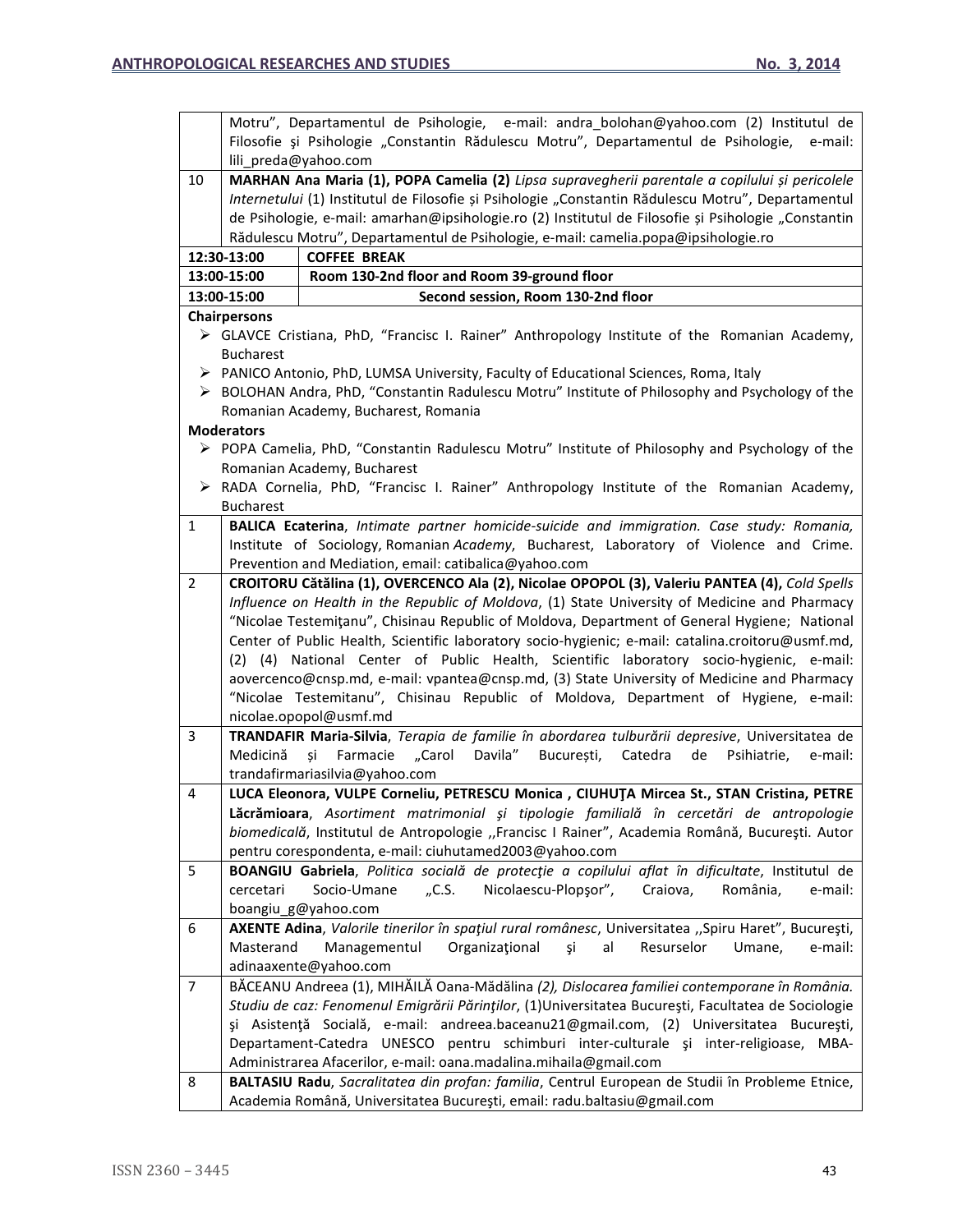| | |
|---|---|
| | Motru", Departamentul de Psihologie, e-mail: andra_bolohan@yahoo.com (2) Institutul de Filosofie şi Psihologie „Constantin Rădulescu Motru", Departamentul de Psihologie, e-mail: lili_preda@yahoo.com |
| 10 | **MARHAN Ana Maria (1), POPA Camelia (2)** *Lipsa supravegherii parentale a copilului și pericolele Internetului* (1) Institutul de Filosofie și Psihologie „Constantin Rădulescu Motru", Departamentul de Psihologie, e-mail: amarhan@ipsihologie.ro (2) Institutul de Filosofie și Psihologie „Constantin Rădulescu Motru", Departamentul de Psihologie, e-mail: camelia.popa@ipsihologie.ro |
| **12:30-13:00** | **COFFEE BREAK** |
| **13:00-15:00** | **Room 130-2nd floor and Room 39-ground floor** |
| **13:00-15:00** | **Second session, Room 130-2nd floor** |

**Chairpersons**

- GLAVCE Cristiana, PhD, "Francisc I. Rainer" Anthropology Institute of the Romanian Academy, Bucharest
- PANICO Antonio, PhD, LUMSA University, Faculty of Educational Sciences, Roma, Italy
- BOLOHAN Andra, PhD, "Constantin Radulescu Motru" Institute of Philosophy and Psychology of the Romanian Academy, Bucharest, Romania

**Moderators**

- POPA Camelia, PhD, "Constantin Radulescu Motru" Institute of Philosophy and Psychology of the Romanian Academy, Bucharest
- RADA Cornelia, PhD, "Francisc I. Rainer" Anthropology Institute of the Romanian Academy, Bucharest

| | |
|---|---|
| 1 | **BALICA Ecaterina**, *Intimate partner homicide-suicide and immigration. Case study: Romania,* Institute of Sociology, Romanian *Academy*, Bucharest, Laboratory of Violence and Crime. Prevention and Mediation, email: catibalica@yahoo.com |
| 2 | **CROITORU Cătălina (1), OVERCENCO Ala (2), Nicolae OPOPOL (3), Valeriu PANTEA (4),** *Cold Spells Influence on Health in the Republic of Moldova*, (1) State University of Medicine and Pharmacy "Nicolae Testemiţanu", Chisinau Republic of Moldova, Department of General Hygiene; National Center of Public Health, Scientific laboratory socio-hygienic; e-mail: catalina.croitoru@usmf.md, (2) (4) National Center of Public Health, Scientific laboratory socio-hygienic, e-mail: aovercenco@cnsp.md, e-mail: vpantea@cnsp.md, (3) State University of Medicine and Pharmacy "Nicolae Testemitanu", Chisinau Republic of Moldova, Department of Hygiene, e-mail: nicolae.opopol@usmf.md |
| 3 | **TRANDAFIR Maria-Silvia**, *Terapia de familie în abordarea tulburării depresive*, Universitatea de Medicină și Farmacie „Carol Davila" București, Catedra de Psihiatrie, e-mail: trandafirmariasilvia@yahoo.com |
| 4 | **LUCA Eleonora, VULPE Corneliu, PETRESCU Monica , CIUHUŢA Mircea St., STAN Cristina, PETRE Lăcrămioara**, *Asortiment matrimonial şi tipologie familială în cercetări de antropologie biomedicală*, Institutul de Antropologie ,,Francisc I Rainer", Academia Română, Bucureşti. Autor pentru corespondenta, e-mail: ciuhutamed2003@yahoo.com |
| 5 | **BOANGIU Gabriela**, *Politica socială de protecţie a copilului aflat în dificultate*, Institutul de cercetari Socio-Umane „C.S. Nicolaescu-Plopşor", Craiova, România, e-mail: boangiu_g@yahoo.com |
| 6 | **AXENTE Adina**, *Valorile tinerilor în spaţiul rural românesc*, Universitatea ,,Spiru Haret", Bucureşti, Masterand Managementul Organizaţional şi al Resurselor Umane, e-mail: adinaaxente@yahoo.com |
| 7 | BĂCEANU Andreea (1), MIHĂILĂ Oana-Mădălina *(2), Dislocarea familiei contemporane în România. Studiu de caz: Fenomenul Emigrării Părinţilor*, (1)Universitatea Bucureşti, Facultatea de Sociologie şi Asistenţă Socială, e-mail: andreea.baceanu21@gmail.com, (2) Universitatea Bucureşti, Departament-Catedra UNESCO pentru schimburi inter-culturale şi inter-religioase, MBA-Administrarea Afacerilor, e-mail: oana.madalina.mihaila@gmail.com |
| 8 | **BALTASIU Radu**, *Sacralitatea din profan: familia*, Centrul European de Studii în Probleme Etnice, Academia Română, Universitatea Bucureşti, email: radu.baltasiu@gmail.com |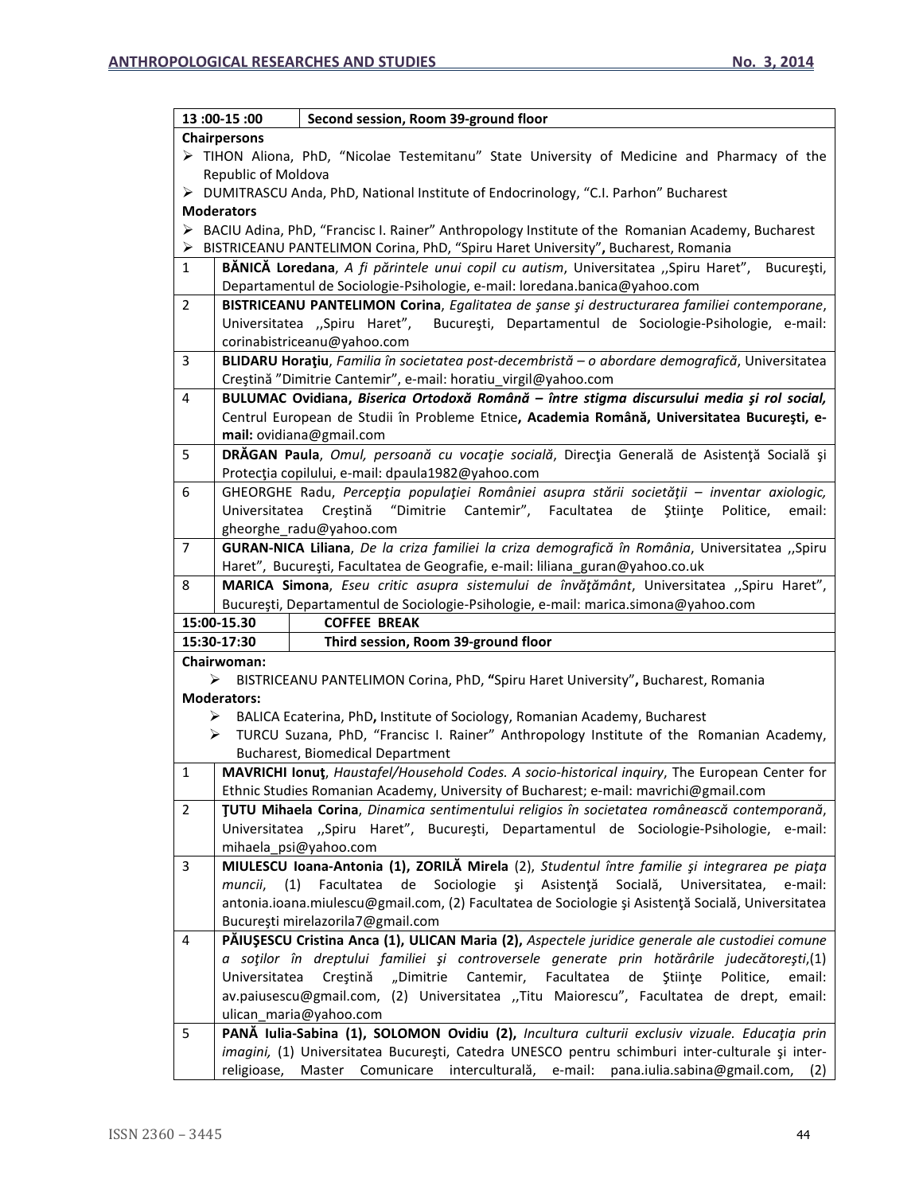| 13 :00-15 :00 | **Second session, Room 39-ground floor** |
|---|---|
| **Chairpersons**<br>➢ TIHON Aliona, PhD, "Nicolae Testemitanu" State University of Medicine and Pharmacy of the Republic of Moldova<br>➢ DUMITRASCU Anda, PhD, National Institute of Endocrinology, "C.I. Parhon" Bucharest<br>**Moderators**<br>➢ BACIU Adina, PhD, "Francisc I. Rainer" Anthropology Institute of the Romanian Academy, Bucharest<br>➢ BISTRICEANU PANTELIMON Corina, PhD, "Spiru Haret University", Bucharest, Romania | |
| 1 | **BĂNICĂ Loredana**, *A fi părintele unui copil cu autism*, Universitatea ,,Spiru Haret", Bucureşti, Departamentul de Sociologie-Psihologie, e-mail: loredana.banica@yahoo.com |
| 2 | **BISTRICEANU PANTELIMON Corina**, *Egalitatea de şanse şi destructurarea familiei contemporane*, Universitatea ,,Spiru Haret", Bucureşti, Departamentul de Sociologie-Psihologie, e-mail: corinabistriceanu@yahoo.com |
| 3 | **BLIDARU Horaţiu**, *Familia în societatea post-decembristă – o abordare demografică*, Universitatea Creştină "Dimitrie Cantemir", e-mail: horatiu_virgil@yahoo.com |
| 4 | **BULUMAC Ovidiana, *Biserica Ortodoxă Română – între stigma discursului media şi rol social,*** Centrul European de Studii în Probleme Etnice**, Academia Română, Universitatea Bucureşti, e-mail:** ovidiana@gmail.com |
| 5 | **DRĂGAN Paula**, *Omul, persoană cu vocaţie socială*, Direcţia Generală de Asistenţă Socială şi Protecţia copilului, e-mail: dpaula1982@yahoo.com |
| 6 | GHEORGHE Radu, *Percepţia populaţiei României asupra stării societăţii – inventar axiologic,* Universitatea Creştină "Dimitrie Cantemir", Facultatea de Ştiinţe Politice, email: gheorghe_radu@yahoo.com |
| 7 | **GURAN-NICA Liliana**, *De la criza familiei la criza demografică în România*, Universitatea ,,Spiru Haret", Bucureşti, Facultatea de Geografie, e-mail: liliana_guran@yahoo.co.uk |
| 8 | **MARICA Simona**, *Eseu critic asupra sistemului de învăţământ*, Universitatea ,,Spiru Haret", Bucureşti, Departamentul de Sociologie-Psihologie, e-mail: marica.simona@yahoo.com |
| **15:00-15.30** | **COFFEE BREAK** |
| **15:30-17:30** | **Third session, Room 39-ground floor** |
| **Chairwoman:**<br>➢ BISTRICEANU PANTELIMON Corina, PhD, **"**Spiru Haret University"**,** Bucharest, Romania<br>**Moderators:**<br>➢ BALICA Ecaterina, PhD**,** Institute of Sociology, Romanian Academy, Bucharest<br>➢ TURCU Suzana, PhD, "Francisc I. Rainer" Anthropology Institute of the Romanian Academy, Bucharest, Biomedical Department | |
| 1 | **MAVRICHI Ionuţ**, *Haustafel/Household Codes. A socio-historical inquiry*, The European Center for Ethnic Studies Romanian Academy, University of Bucharest; e-mail: mavrichi@gmail.com |
| 2 | **ŢUTU Mihaela Corina**, *Dinamica sentimentului religios în societatea românească contemporană*, Universitatea ,,Spiru Haret", Bucureşti, Departamentul de Sociologie-Psihologie, e-mail: mihaela_psi@yahoo.com |
| 3 | **MIULESCU Ioana-Antonia (1), ZORILĂ Mirela** (2), *Studentul între familie şi integrarea pe piaţa muncii*, (1) Facultatea de Sociologie şi Asistenţă Socială, Universitatea, e-mail: antonia.ioana.miulescu@gmail.com, (2) Facultatea de Sociologie şi Asistenţă Socială, Universitatea Bucureşti mirelazorila7@gmail.com |
| 4 | **PĂIUŞESCU Cristina Anca (1), ULICAN Maria (2),** *Aspectele juridice generale ale custodiei comune a soţilor în dreptului familiei şi controversele generate prin hotărârile judecătoreşti*,(1) Universitatea Creştină „Dimitrie Cantemir, Facultatea de Ştiinţe Politice, email: av.paiusescu@gmail.com, (2) Universitatea ,,Titu Maiorescu", Facultatea de drept, email: ulican_maria@yahoo.com |
| 5 | **PANĂ Iulia-Sabina (1), SOLOMON Ovidiu (2),** *Incultura culturii exclusiv vizuale. Educaţia prin imagini,* (1) Universitatea Bucureşti, Catedra UNESCO pentru schimburi inter-culturale şi inter-religioase, Master Comunicare interculturală, e-mail: pana.iulia.sabina@gmail.com, (2) |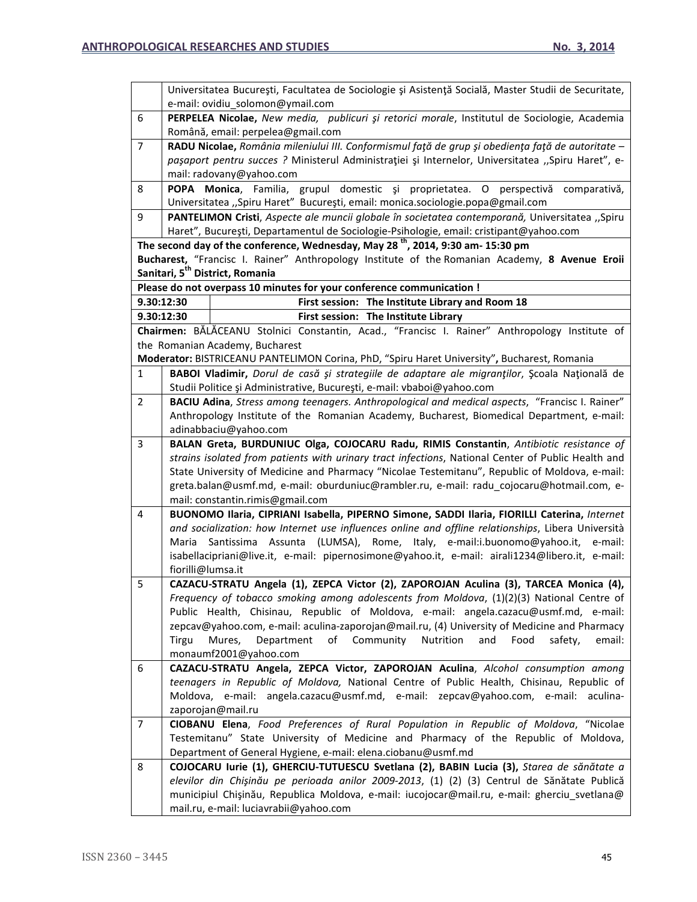| | |
|---|---|
| | Universitatea Bucureşti, Facultatea de Sociologie şi Asistenţă Socială, Master Studii de Securitate, e-mail: ovidiu_solomon@ymail.com |
| 6 | **PERPELEA Nicolae,** *New media, publicuri şi retorici morale*, Institutul de Sociologie, Academia Română, email: perpelea@gmail.com |
| 7 | **RADU Nicolae,** *România mileniului III. Conformismul faţă de grup şi obedienţa faţă de autoritate – paşaport pentru succes ?* Ministerul Administraţiei şi Internelor, Universitatea ,,Spiru Haret", e-mail: radovany@yahoo.com |
| 8 | **POPA Monica**, Familia, grupul domestic şi proprietatea. O perspectivă comparativă, Universitatea ,,Spiru Haret" Bucureşti, email: monica.sociologie.popa@gmail.com |
| 9 | **PANTELIMON Cristi**, *Aspecte ale muncii globale în societatea contemporană,* Universitatea ,,Spiru Haret", Bucureşti, Departamentul de Sociologie-Psihologie, email: cristipant@yahoo.com |

**The second day of the conference, Wednesday, May 28 th, 2014, 9:30 am- 15:30 pm**

**Bucharest,** "Francisc I. Rainer" Anthropology Institute of the Romanian Academy, **8 Avenue Eroii Sanitari, 5th District, Romania**

**Please do not overpass 10 minutes for your conference communication !**

| | |
|---|---|
| **9.30:12:30** | **First session: The Institute Library and Room 18** |
| **9.30:12:30** | **First session: The Institute Library** |

**Chairmen:** BĂLĂCEANU Stolnici Constantin, Acad., "Francisc I. Rainer" Anthropology Institute of the Romanian Academy, Bucharest

**Moderator:** BISTRICEANU PANTELIMON Corina, PhD, "Spiru Haret University"**,** Bucharest, Romania

| | |
|---|---|
| 1 | **BABOI Vladimir,** *Dorul de casă şi strategiile de adaptare ale migranţilor*, Şcoala Naţională de Studii Politice şi Administrative, Bucureşti, e-mail: vbaboi@yahoo.com |
| 2 | **BACIU Adina**, *Stress among teenagers. Anthropological and medical aspects*, "Francisc I. Rainer" Anthropology Institute of the Romanian Academy, Bucharest, Biomedical Department, e-mail: adinabbaciu@yahoo.com |
| 3 | **BALAN Greta, BURDUNIUC Olga, COJOCARU Radu, RIMIS Constantin**, *Antibiotic resistance of strains isolated from patients with urinary tract infections*, National Center of Public Health and State University of Medicine and Pharmacy "Nicolae Testemitanu", Republic of Moldova, e-mail: greta.balan@usmf.md, e-mail: oburduniuc@rambler.ru, e-mail: radu_cojocaru@hotmail.com, e-mail: constantin.rimis@gmail.com |
| 4 | **BUONOMO Ilaria, CIPRIANI Isabella, PIPERNO Simone, SADDI Ilaria, FIORILLI Caterina,** *Internet and socialization: how Internet use influences online and offline relationships*, Libera Università Maria Santissima Assunta (LUMSA), Rome, Italy, e-mail:i.buonomo@yahoo.it, e-mail: isabellacipriani@live.it, e-mail: pipernosimone@yahoo.it, e-mail: airali1234@libero.it, e-mail: fiorilli@lumsa.it |
| 5 | **CAZACU-STRATU Angela (1), ZEPCA Victor (2), ZAPOROJAN Aculina (3), TARCEA Monica (4),** *Frequency of tobacco smoking among adolescents from Moldova*, (1)(2)(3) National Centre of Public Health, Chisinau, Republic of Moldova, e-mail: angela.cazacu@usmf.md, e-mail: zepcav@yahoo.com, e-mail: aculina-zaporojan@mail.ru, (4) University of Medicine and Pharmacy Tirgu Mures, Department of Community Nutrition and Food safety, email: monaumf2001@yahoo.com |
| 6 | **CAZACU-STRATU Angela, ZEPCA Victor, ZAPOROJAN Aculina**, *Alcohol consumption among teenagers in Republic of Moldova,* National Centre of Public Health, Chisinau, Republic of Moldova, e-mail: angela.cazacu@usmf.md, e-mail: zepcav@yahoo.com, e-mail: aculina-zaporojan@mail.ru |
| 7 | **CIOBANU Elena**, *Food Preferences of Rural Population in Republic of Moldova*, "Nicolae Testemitanu" State University of Medicine and Pharmacy of the Republic of Moldova, Department of General Hygiene, e-mail: elena.ciobanu@usmf.md |
| 8 | **COJOCARU Iurie (1), GHERCIU-TUTUESCU Svetlana (2), BABIN Lucia (3),** *Starea de sănătate a elevilor din Chişinău pe perioada anilor 2009-2013*, (1) (2) (3) Centrul de Sănătate Publică municipiul Chişinău, Republica Moldova, e-mail: iucojocar@mail.ru, e-mail: gherciu_svetlana@ mail.ru, e-mail: luciavrabii@yahoo.com |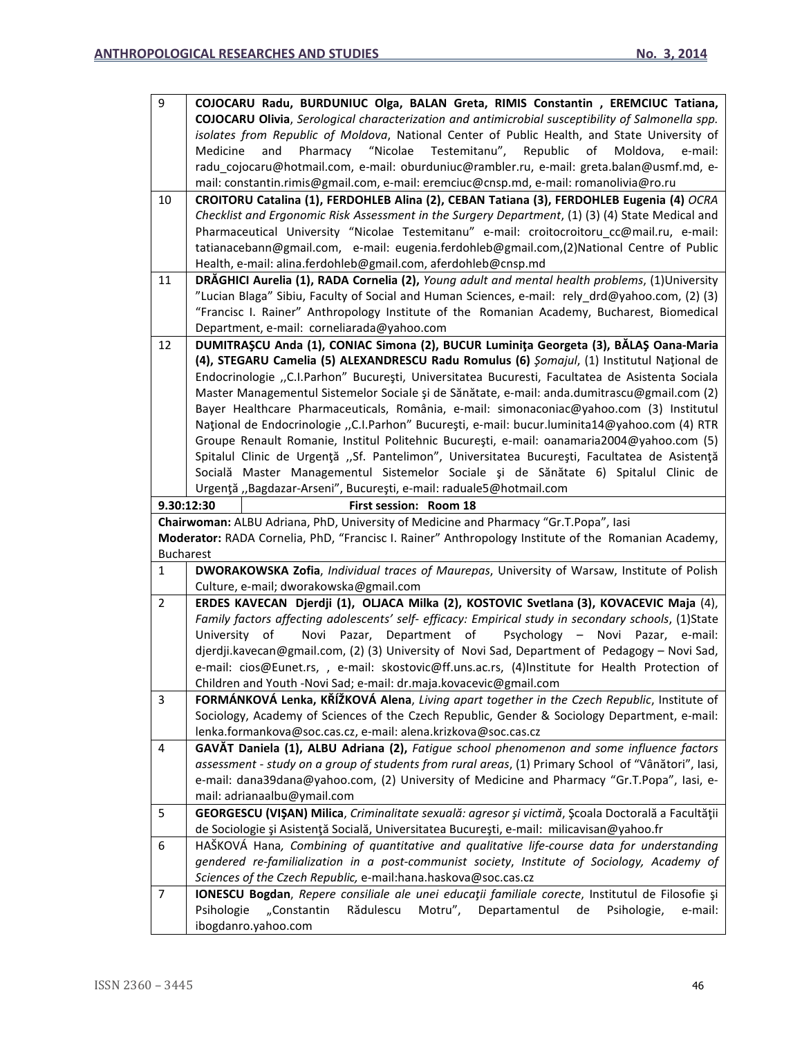| | |
|---|---|
| 9 | **COJOCARU Radu, BURDUNIUC Olga, BALAN Greta, RIMIS Constantin , EREMCIUC Tatiana, COJOCARU Olivia**, *Serological characterization and antimicrobial susceptibility of Salmonella spp. isolates from Republic of Moldova*, National Center of Public Health, and State University of Medicine and Pharmacy "Nicolae Testemitanu", Republic of Moldova, e-mail: radu_cojocaru@hotmail.com, e-mail: oburduniuc@rambler.ru, e-mail: greta.balan@usmf.md, e-mail: constantin.rimis@gmail.com, e-mail: eremciuc@cnsp.md, e-mail: romanolivia@ro.ru |
| 10 | **CROITORU Catalina (1), FERDOHLEB Alina (2), CEBAN Tatiana (3), FERDOHLEB Eugenia (4)** *OCRA Checklist and Ergonomic Risk Assessment in the Surgery Department*, (1) (3) (4) State Medical and Pharmaceutical University "Nicolae Testemitanu" e-mail: croitocroitoru_cc@mail.ru, e-mail: tatianacebann@gmail.com, e-mail: eugenia.ferdohleb@gmail.com,(2)National Centre of Public Health, e-mail: alina.ferdohleb@gmail.com, aferdohleb@cnsp.md |
| 11 | **DRĂGHICI Aurelia (1), RADA Cornelia (2),** *Young adult and mental health problems*, (1)University "Lucian Blaga" Sibiu, Faculty of Social and Human Sciences, e-mail: rely_drd@yahoo.com, (2) (3) "Francisc I. Rainer" Anthropology Institute of the Romanian Academy, Bucharest, Biomedical Department, e-mail: corneliarada@yahoo.com |
| 12 | **DUMITRAŞCU Anda (1), CONIAC Simona (2), BUCUR Luminiţa Georgeta (3), BĂLAŞ Oana-Maria (4), STEGARU Camelia (5) ALEXANDRESCU Radu Romulus (6)** *Şomajul*, (1) Institutul Naţional de Endocrinologie ,,C.I.Parhon" Bucureşti, Universitatea Bucuresti, Facultatea de Asistenta Sociala Master Managementul Sistemelor Sociale şi de Sănătate, e-mail: anda.dumitrascu@gmail.com (2) Bayer Healthcare Pharmaceuticals, România, e-mail: simonaconiac@yahoo.com (3) Institutul Naţional de Endocrinologie ,,C.I.Parhon" Bucureşti, e-mail: bucur.luminita14@yahoo.com (4) RTR Groupe Renault Romanie, Institul Politehnic Bucureşti, e-mail: oanamaria2004@yahoo.com (5) Spitalul Clinic de Urgenţă ,,Sf. Pantelimon", Universitatea Bucureşti, Facultatea de Asistenţă Socială Master Managementul Sistemelor Sociale şi de Sănătate 6) Spitalul Clinic de Urgenţă ,,Bagdazar-Arseni", Bucureşti, e-mail: raduale5@hotmail.com |
| **9.30:12:30** | **First session: Room 18** |
| **Chairwoman:** ALBU Adriana, PhD, University of Medicine and Pharmacy "Gr.T.Popa", Iasi<br>**Moderator:** RADA Cornelia, PhD, "Francisc I. Rainer" Anthropology Institute of the Romanian Academy, Bucharest | |
| 1 | **DWORAKOWSKA Zofia**, *Individual traces of Maurepas*, University of Warsaw, Institute of Polish Culture, e-mail; dworakowska@gmail.com |
| 2 | **ERDES KAVECAN Djerdji (1), OLJACA Milka (2), KOSTOVIC Svetlana (3), KOVACEVIC Maja** (4), *Family factors affecting adolescents' self- efficacy: Empirical study in secondary schools*, (1)State University of Novi Pazar, Department of Psychology – Novi Pazar, e-mail: djerdji.kavecan@gmail.com, (2) (3) University of Novi Sad, Department of Pedagogy – Novi Sad, e-mail: cios@Eunet.rs, , e-mail: skostovic@ff.uns.ac.rs, (4)Institute for Health Protection of Children and Youth -Novi Sad; e-mail: dr.maja.kovacevic@gmail.com |
| 3 | **FORMÁNKOVÁ Lenka, KŘÍŽKOVÁ Alena**, *Living apart together in the Czech Republic*, Institute of Sociology, Academy of Sciences of the Czech Republic, Gender & Sociology Department, e-mail: lenka.formankova@soc.cas.cz, e-mail: alena.krizkova@soc.cas.cz |
| 4 | **GAVĂT Daniela (1), ALBU Adriana (2),** *Fatigue school phenomenon and some influence factors assessment - study on a group of students from rural areas*, (1) Primary School of "Vânători", Iasi, e-mail: dana39dana@yahoo.com, (2) University of Medicine and Pharmacy "Gr.T.Popa", Iasi, e-mail: adrianaalbu@ymail.com |
| 5 | **GEORGESCU (VIŞAN) Milica**, *Criminalitate sexuală: agresor şi victimă*, Şcoala Doctorală a Facultăţii de Sociologie şi Asistenţă Socială, Universitatea Bucureşti, e-mail: milicavisan@yahoo.fr |
| 6 | HAŠKOVÁ Hana, *Combining of quantitative and qualitative life-course data for understanding gendered re-familialization in a post-communist society, Institute of Sociology, Academy of Sciences of the Czech Republic,* e-mail:hana.haskova@soc.cas.cz |
| 7 | **IONESCU Bogdan**, *Repere consiliale ale unei educaţii familiale corecte*, Institutul de Filosofie şi Psihologie „Constantin Rădulescu Motru", Departamentul de Psihologie, e-mail: ibogdanro.yahoo.com |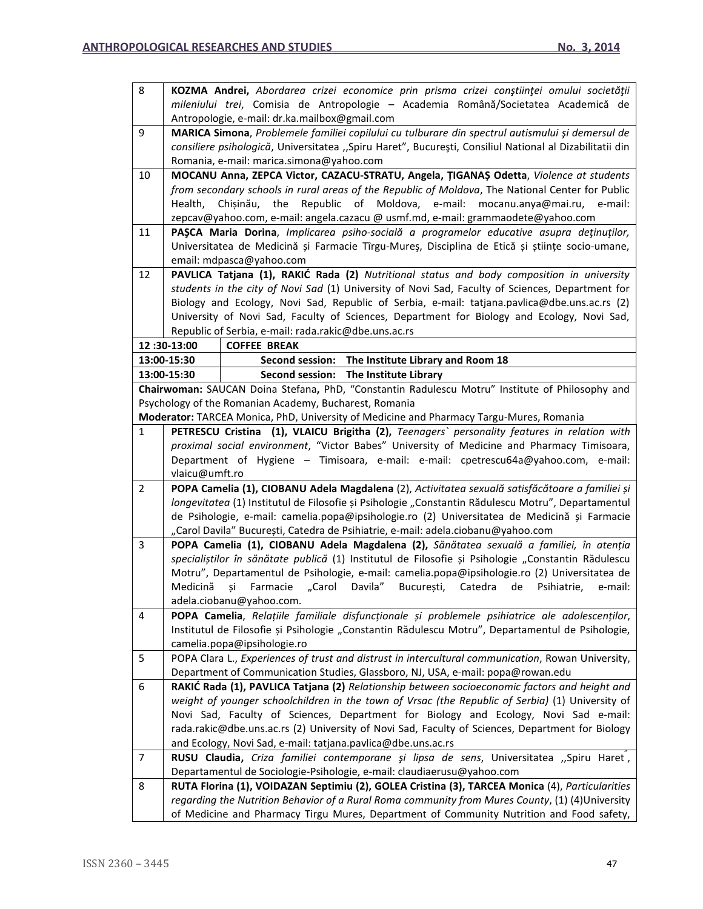| | |
|---|---|
| 8 | **KOZMA Andrei,** *Abordarea crizei economice prin prisma crizei conştiinţei omului societăţii mileniului trei*, Comisia de Antropologie – Academia Română/Societatea Academică de Antropologie, e-mail: dr.ka.mailbox@gmail.com |
| 9 | **MARICA Simona**, *Problemele familiei copilului cu tulburare din spectrul autismului şi demersul de consiliere psihologică*, Universitatea ,,Spiru Haret", Bucureşti, Consiliul National al Dizabilitatii din Romania, e-mail: marica.simona@yahoo.com |
| 10 | **MOCANU Anna, ZEPCA Victor, CAZACU-STRATU, Angela, ȚIGANAȘ Odetta**, *Violence at students from secondary schools in rural areas of the Republic of Moldova*, The National Center for Public Health, Chișinău, the Republic of Moldova, e-mail: mocanu.anya@mai.ru, e-mail: zepcav@yahoo.com, e-mail: angela.cazacu @ usmf.md, e-mail: grammaodete@yahoo.com |
| 11 | **PAŞCA Maria Dorina**, *Implicarea psiho-socială a programelor educative asupra deţinuţilor,* Universitatea de Medicină și Farmacie Tîrgu-Mureş, Disciplina de Etică și științe socio-umane, email: mdpasca@yahoo.com |
| 12 | **PAVLICA Tatjana (1), RAKIĆ Rada (2)** *Nutritional status and body composition in university students in the city of Novi Sad* (1) University of Novi Sad, Faculty of Sciences, Department for Biology and Ecology, Novi Sad, Republic of Serbia, e-mail: tatjana.pavlica@dbe.uns.ac.rs (2) University of Novi Sad, Faculty of Sciences, Department for Biology and Ecology, Novi Sad, Republic of Serbia, e-mail: rada.rakic@dbe.uns.ac.rs |
| **12 :30-13:00** | **COFFEE BREAK** |
| **13:00-15:30** | **Second session: The Institute Library and Room 18** |
| **13:00-15:30** | **Second session: The Institute Library** |
| **Chairwoman:** SAUCAN Doina Stefana, PhD, "Constantin Radulescu Motru" Institute of Philosophy and Psychology of the Romanian Academy, Bucharest, Romania<br>**Moderator:** TARCEA Monica, PhD, University of Medicine and Pharmacy Targu-Mures, Romania | |
| 1 | **PETRESCU Cristina (1), VLAICU Brigitha (2),** *Teenagers` personality features in relation with proximal social environment*, "Victor Babes" University of Medicine and Pharmacy Timisoara, Department of Hygiene – Timisoara, e-mail: e-mail: cpetrescu64a@yahoo.com, e-mail: vlaicu@umft.ro |
| 2 | **POPA Camelia (1), CIOBANU Adela Magdalena** (2), *Activitatea sexuală satisfăcătoare a familiei și longevitatea* (1) Institutul de Filosofie și Psihologie „Constantin Rădulescu Motru", Departamentul de Psihologie, e-mail: camelia.popa@ipsihologie.ro (2) Universitatea de Medicină și Farmacie „Carol Davila" București, Catedra de Psihiatrie, e-mail: adela.ciobanu@yahoo.com |
| 3 | **POPA Camelia (1), CIOBANU Adela Magdalena (2),** *Sănătatea sexuală a familiei, în atenția specialiștilor în sănătate publică* (1) Institutul de Filosofie și Psihologie „Constantin Rădulescu Motru", Departamentul de Psihologie, e-mail: camelia.popa@ipsihologie.ro (2) Universitatea de Medicină și Farmacie „Carol Davila" București, Catedra de Psihiatrie, e-mail: adela.ciobanu@yahoo.com. |
| 4 | **POPA Camelia**, *Relațiile familiale disfuncționale și problemele psihiatrice ale adolescenților*, Institutul de Filosofie și Psihologie „Constantin Rădulescu Motru", Departamentul de Psihologie, camelia.popa@ipsihologie.ro |
| 5 | POPA Clara L., *Experiences of trust and distrust in intercultural communication*, Rowan University, Department of Communication Studies, Glassboro, NJ, USA, e-mail: popa@rowan.edu |
| 6 | **RAKIĆ Rada (1), PAVLICA Tatjana (2)** *Relationship between socioeconomic factors and height and weight of younger schoolchildren in the town of Vrsac (the Republic of Serbia)* (1) University of Novi Sad, Faculty of Sciences, Department for Biology and Ecology, Novi Sad e-mail: rada.rakic@dbe.uns.ac.rs (2) University of Novi Sad, Faculty of Sciences, Department for Biology and Ecology, Novi Sad, e-mail: tatjana.pavlica@dbe.uns.ac.rs |
| 7 | **RUSU Claudia,** *Criza familiei contemporane și lipsa de sens*, Universitatea ,,Spiru Haret", Departamentul de Sociologie-Psihologie, e-mail: claudiaerusu@yahoo.com |
| 8 | **RUTA Florina (1), VOIDAZAN Septimiu (2), GOLEA Cristina (3), TARCEA Monica** (4), *Particularities regarding the Nutrition Behavior of a Rural Roma community from Mures County*, (1) (4)University of Medicine and Pharmacy Tirgu Mures, Department of Community Nutrition and Food safety, |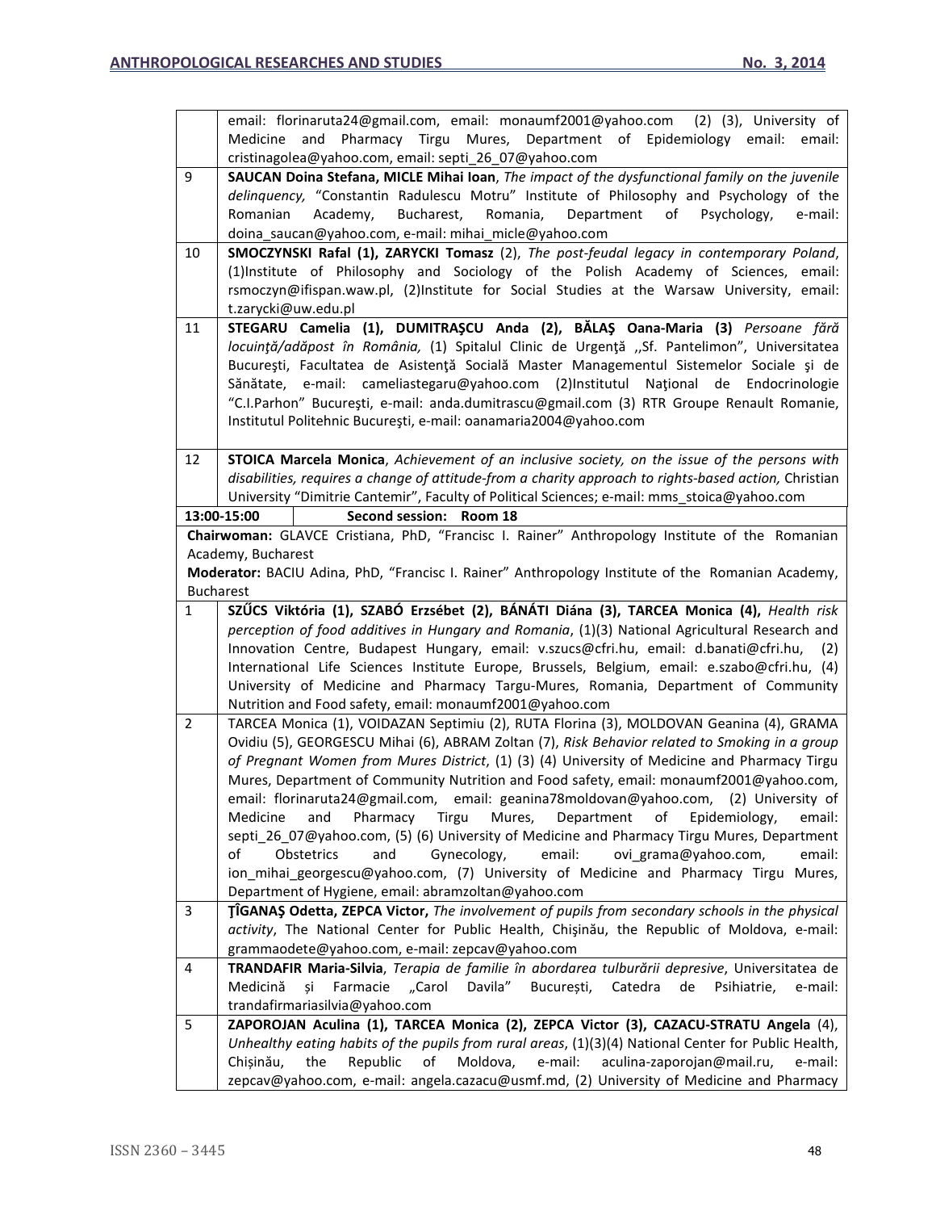| | |
|---|---|
| | email: florinaruta24@gmail.com, email: monaumf2001@yahoo.com (2) (3), University of Medicine and Pharmacy Tirgu Mures, Department of Epidemiology email: email: cristinagolea@yahoo.com, email: septi_26_07@yahoo.com |
| 9 | **SAUCAN Doina Stefana, MICLE Mihai Ioan**, *The impact of the dysfunctional family on the juvenile delinquency,* "Constantin Radulescu Motru" Institute of Philosophy and Psychology of the Romanian Academy, Bucharest, Romania, Department of Psychology, e-mail: doina_saucan@yahoo.com, e-mail: mihai_micle@yahoo.com |
| 10 | **SMOCZYNSKI Rafal (1), ZARYCKI Tomasz** (2), *The post-feudal legacy in contemporary Poland*, (1)Institute of Philosophy and Sociology of the Polish Academy of Sciences, email: rsmoczyn@ifispan.waw.pl, (2)Institute for Social Studies at the Warsaw University, email: t.zarycki@uw.edu.pl |
| 11 | **STEGARU Camelia (1), DUMITRAŞCU Anda (2), BĂLAŞ Oana-Maria (3)** *Persoane fără locuinţă/adăpost în România,* (1) Spitalul Clinic de Urgenţă ,,Sf. Pantelimon", Universitatea Bucureşti, Facultatea de Asistenţă Socială Master Managementul Sistemelor Sociale şi de Sănătate, e-mail: cameliastegaru@yahoo.com (2)Institutul Naţional de Endocrinologie "C.I.Parhon" Bucureşti, e-mail: anda.dumitrascu@gmail.com (3) RTR Groupe Renault Romanie, Institutul Politehnic Bucureşti, e-mail: oanamaria2004@yahoo.com |
| 12 | **STOICA Marcela Monica**, *Achievement of an inclusive society, on the issue of the persons with disabilities, requires a change of attitude-from a charity approach to rights-based action,* Christian University "Dimitrie Cantemir", Faculty of Political Sciences; e-mail: mms_stoica@yahoo.com |
| **13:00-15:00** | **Second session: Room 18** |
| | **Chairwoman:** GLAVCE Cristiana, PhD, "Francisc I. Rainer" Anthropology Institute of the Romanian Academy, Bucharest<br>**Moderator:** BACIU Adina, PhD, "Francisc I. Rainer" Anthropology Institute of the Romanian Academy, Bucharest |
| 1 | **SZŰCS Viktória (1), SZABÓ Erzsébet (2), BÁNÁTI Diána (3), TARCEA Monica (4),** *Health risk perception of food additives in Hungary and Romania*, (1)(3) National Agricultural Research and Innovation Centre, Budapest Hungary, email: v.szucs@cfri.hu, email: d.banati@cfri.hu, (2) International Life Sciences Institute Europe, Brussels, Belgium, email: e.szabo@cfri.hu, (4) University of Medicine and Pharmacy Targu-Mures, Romania, Department of Community Nutrition and Food safety, email: monaumf2001@yahoo.com |
| 2 | TARCEA Monica (1), VOIDAZAN Septimiu (2), RUTA Florina (3), MOLDOVAN Geanina (4), GRAMA Ovidiu (5), GEORGESCU Mihai (6), ABRAM Zoltan (7), *Risk Behavior related to Smoking in a group of Pregnant Women from Mures District*, (1) (3) (4) University of Medicine and Pharmacy Tirgu Mures, Department of Community Nutrition and Food safety, email: monaumf2001@yahoo.com, email: florinaruta24@gmail.com, email: geanina78moldovan@yahoo.com, (2) University of Medicine and Pharmacy Tirgu Mures, Department of Epidemiology, email: septi_26_07@yahoo.com, (5) (6) University of Medicine and Pharmacy Tirgu Mures, Department of Obstetrics and Gynecology, email: ovi_grama@yahoo.com, email: ion_mihai_georgescu@yahoo.com, (7) University of Medicine and Pharmacy Tirgu Mures, Department of Hygiene, email: abramzoltan@yahoo.com |
| 3 | **ŢÎGANAŞ Odetta, ZEPCA Victor,** *The involvement of pupils from secondary schools in the physical activity*, The National Center for Public Health, Chişinău, the Republic of Moldova, e-mail: grammaodete@yahoo.com, e-mail: zepcav@yahoo.com |
| 4 | **TRANDAFIR Maria-Silvia**, *Terapia de familie în abordarea tulburării depresive*, Universitatea de Medicină și Farmacie „Carol Davila" București, Catedra de Psihiatrie, e-mail: trandafirmariasilvia@yahoo.com |
| 5 | **ZAPOROJAN Aculina (1), TARCEA Monica (2), ZEPCA Victor (3), CAZACU-STRATU Angela** (4), *Unhealthy eating habits of the pupils from rural areas*, (1)(3)(4) National Center for Public Health, Chișinău, the Republic of Moldova, e-mail: aculina-zaporojan@mail.ru, e-mail: zepcav@yahoo.com, e-mail: angela.cazacu@usmf.md, (2) University of Medicine and Pharmacy |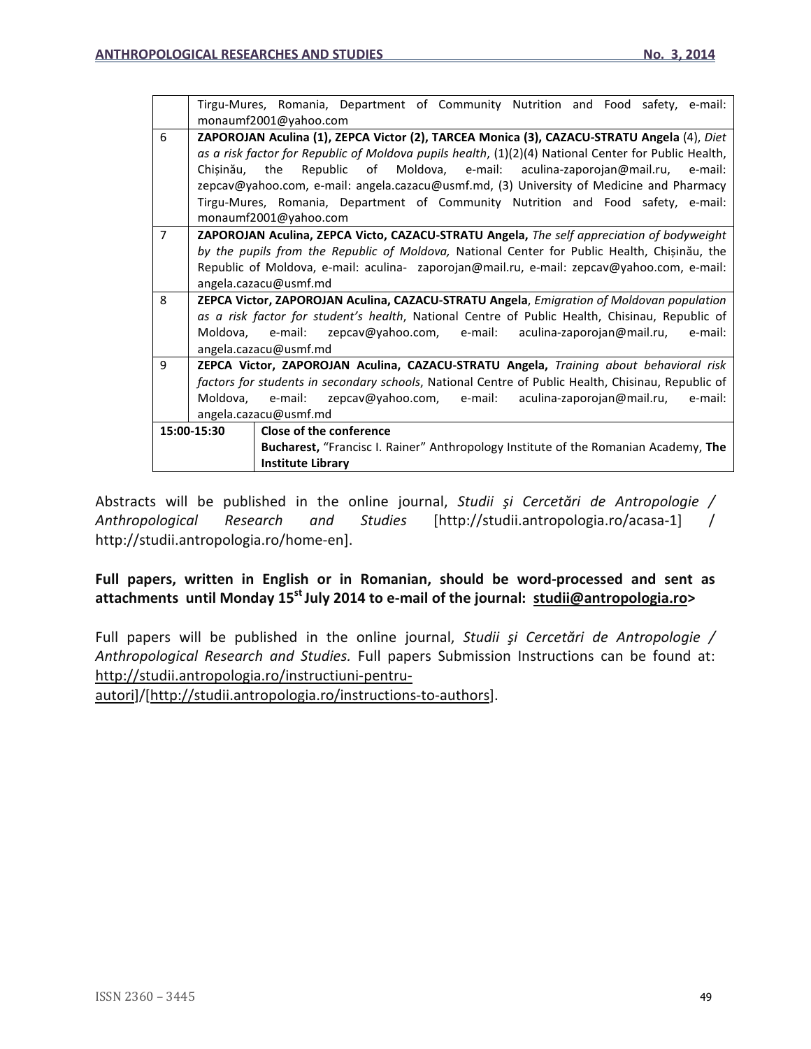| | | |
|---|---|---|
| | Tirgu-Mures, Romania, Department of Community Nutrition and Food safety, e-mail: monaumf2001@yahoo.com | |
| 6 | **ZAPOROJAN Aculina (1), ZEPCA Victor (2), TARCEA Monica (3), CAZACU-STRATU Angela** (4), *Diet as a risk factor for Republic of Moldova pupils health*, (1)(2)(4) National Center for Public Health, Chișinău, the Republic of Moldova, e-mail: aculina-zaporojan@mail.ru, e-mail: zepcav@yahoo.com, e-mail: angela.cazacu@usmf.md, (3) University of Medicine and Pharmacy Tirgu-Mures, Romania, Department of Community Nutrition and Food safety, e-mail: monaumf2001@yahoo.com | |
| 7 | **ZAPOROJAN Aculina, ZEPCA Victo, CAZACU-STRATU Angela,** *The self appreciation of bodyweight by the pupils from the Republic of Moldova,* National Center for Public Health, Chișinău, the Republic of Moldova, e-mail: aculina- zaporojan@mail.ru, e-mail: zepcav@yahoo.com, e-mail: angela.cazacu@usmf.md | |
| 8 | **ZEPCA Victor, ZAPOROJAN Aculina, CAZACU-STRATU Angela**, *Emigration of Moldovan population as a risk factor for student's health*, National Centre of Public Health, Chisinau, Republic of Moldova, e-mail: zepcav@yahoo.com, e-mail: aculina-zaporojan@mail.ru, e-mail: angela.cazacu@usmf.md | |
| 9 | **ZEPCA Victor, ZAPOROJAN Aculina, CAZACU-STRATU Angela,** *Training about behavioral risk factors for students in secondary schools*, National Centre of Public Health, Chisinau, Republic of Moldova, e-mail: zepcav@yahoo.com, e-mail: aculina-zaporojan@mail.ru, e-mail: angela.cazacu@usmf.md | |
| **15:00-15:30** | | **Close of the conference** **Bucharest,** "Francisc I. Rainer" Anthropology Institute of the Romanian Academy, **The Institute Library** |

Abstracts will be published in the online journal, *Studii şi Cercetări de Antropologie / Anthropological Research and Studies* [http://studii.antropologia.ro/acasa-1] / http://studii.antropologia.ro/home-en].

**Full papers, written in English or in Romanian, should be word-processed and sent as attachments until Monday 15st July 2014 to e-mail of the journal: studii@antropologia.ro>**

Full papers will be published in the online journal, *Studii şi Cercetări de Antropologie / Anthropological Research and Studies.* Full papers Submission Instructions can be found at: http://studii.antropologia.ro/instructiuni-pentru-autori]/[http://studii.antropologia.ro/instructions-to-authors].